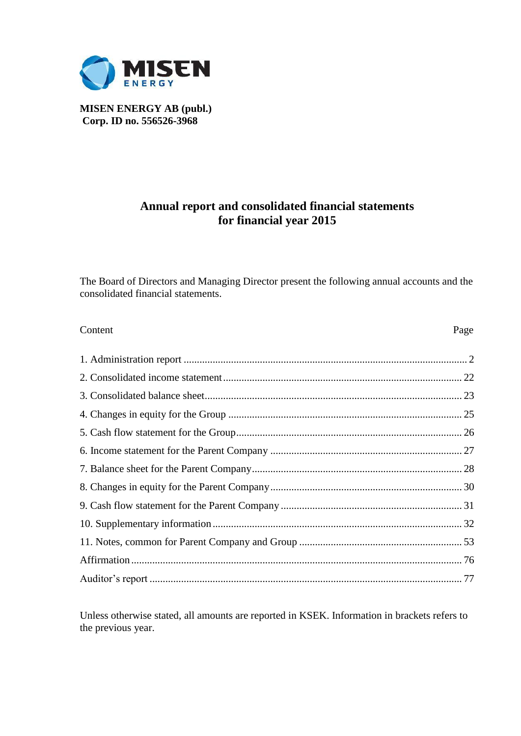**MISEN ENERGY AB (publ.)**
**Corp. ID no. 556526-3968**

# Annual report and consolidated financial statements for financial year 2015

The Board of Directors and Managing Director present the following annual accounts and the consolidated financial statements.

| Content | Page |
|---|---|
| 1. Administration report | 2 |
| 2. Consolidated income statement | 22 |
| 3. Consolidated balance sheet | 23 |
| 4. Changes in equity for the Group | 25 |
| 5. Cash flow statement for the Group | 26 |
| 6. Income statement for the Parent Company | 27 |
| 7. Balance sheet for the Parent Company | 28 |
| 8. Changes in equity for the Parent Company | 30 |
| 9. Cash flow statement for the Parent Company | 31 |
| 10. Supplementary information | 32 |
| 11. Notes, common for Parent Company and Group | 53 |
| Affirmation | 76 |
| Auditor's report | 77 |

Unless otherwise stated, all amounts are reported in KSEK. Information in brackets refers to the previous year.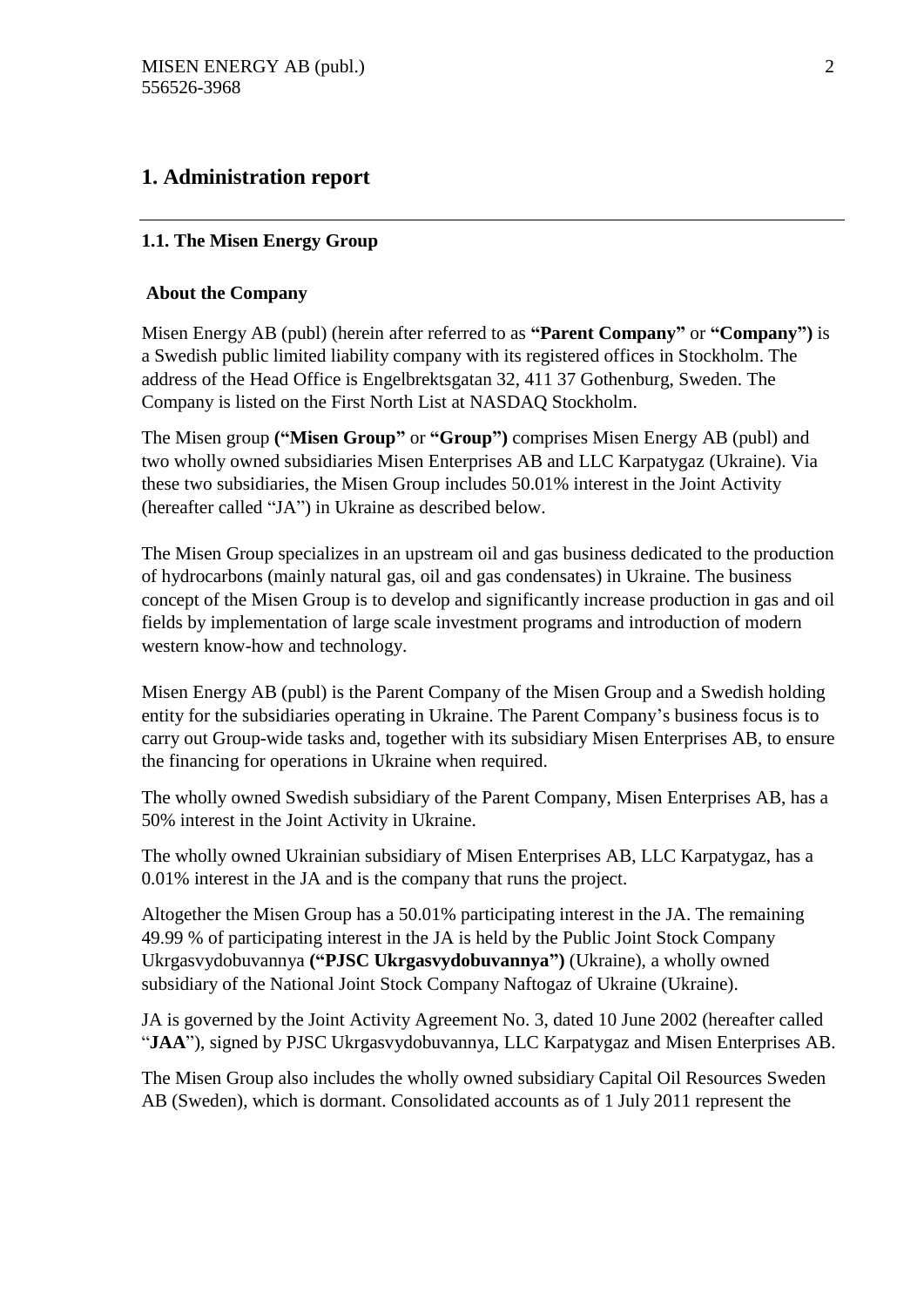# 1. Administration report

---

### 1.1. The Misen Energy Group

#### About the Company

Misen Energy AB (publ) (herein after referred to as **"Parent Company"** or **"Company")** is a Swedish public limited liability company with its registered offices in Stockholm. The address of the Head Office is Engelbrektsgatan 32, 411 37 Gothenburg, Sweden. The Company is listed on the First North List at NASDAQ Stockholm.

The Misen group **("Misen Group"** or **"Group")** comprises Misen Energy AB (publ) and two wholly owned subsidiaries Misen Enterprises AB and LLC Karpatygaz (Ukraine). Via these two subsidiaries, the Misen Group includes 50.01% interest in the Joint Activity (hereafter called "JA") in Ukraine as described below.

The Misen Group specializes in an upstream oil and gas business dedicated to the production of hydrocarbons (mainly natural gas, oil and gas condensates) in Ukraine. The business concept of the Misen Group is to develop and significantly increase production in gas and oil fields by implementation of large scale investment programs and introduction of modern western know-how and technology.

Misen Energy AB (publ) is the Parent Company of the Misen Group and a Swedish holding entity for the subsidiaries operating in Ukraine. The Parent Company's business focus is to carry out Group-wide tasks and, together with its subsidiary Misen Enterprises AB, to ensure the financing for operations in Ukraine when required.

The wholly owned Swedish subsidiary of the Parent Company, Misen Enterprises AB, has a 50% interest in the Joint Activity in Ukraine.

The wholly owned Ukrainian subsidiary of Misen Enterprises AB, LLC Karpatygaz, has a 0.01% interest in the JA and is the company that runs the project.

Altogether the Misen Group has a 50.01% participating interest in the JA. The remaining 49.99 % of participating interest in the JA is held by the Public Joint Stock Company Ukrgasvydobuvannya **("PJSC Ukrgasvydobuvannya")** (Ukraine), a wholly owned subsidiary of the National Joint Stock Company Naftogaz of Ukraine (Ukraine).

JA is governed by the Joint Activity Agreement No. 3, dated 10 June 2002 (hereafter called "**JAA**"), signed by PJSC Ukrgasvydobuvannya, LLC Karpatygaz and Misen Enterprises AB.

The Misen Group also includes the wholly owned subsidiary Capital Oil Resources Sweden AB (Sweden), which is dormant. Consolidated accounts as of 1 July 2011 represent the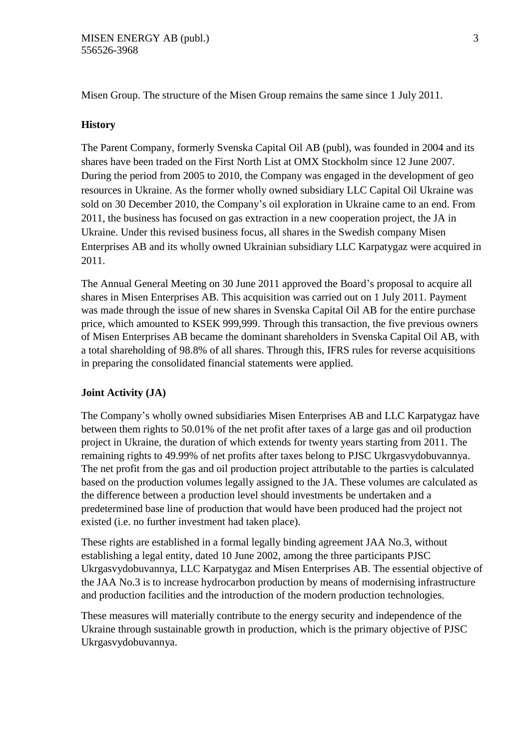Misen Group. The structure of the Misen Group remains the same since 1 July 2011.

**History**

The Parent Company, formerly Svenska Capital Oil AB (publ), was founded in 2004 and its shares have been traded on the First North List at OMX Stockholm since 12 June 2007. During the period from 2005 to 2010, the Company was engaged in the development of geo resources in Ukraine. As the former wholly owned subsidiary LLC Capital Oil Ukraine was sold on 30 December 2010, the Company's oil exploration in Ukraine came to an end. From 2011, the business has focused on gas extraction in a new cooperation project, the JA in Ukraine. Under this revised business focus, all shares in the Swedish company Misen Enterprises AB and its wholly owned Ukrainian subsidiary LLC Karpatygaz were acquired in 2011.

The Annual General Meeting on 30 June 2011 approved the Board's proposal to acquire all shares in Misen Enterprises AB. This acquisition was carried out on 1 July 2011. Payment was made through the issue of new shares in Svenska Capital Oil AB for the entire purchase price, which amounted to KSEK 999,999. Through this transaction, the five previous owners of Misen Enterprises AB became the dominant shareholders in Svenska Capital Oil AB, with a total shareholding of 98.8% of all shares. Through this, IFRS rules for reverse acquisitions in preparing the consolidated financial statements were applied.

**Joint Activity (JA)**

The Company's wholly owned subsidiaries Misen Enterprises AB and LLC Karpatygaz have between them rights to 50.01% of the net profit after taxes of a large gas and oil production project in Ukraine, the duration of which extends for twenty years starting from 2011. The remaining rights to 49.99% of net profits after taxes belong to PJSC Ukrgasvydobuvannya. The net profit from the gas and oil production project attributable to the parties is calculated based on the production volumes legally assigned to the JA. These volumes are calculated as the difference between a production level should investments be undertaken and a predetermined base line of production that would have been produced had the project not existed (i.e. no further investment had taken place).

These rights are established in a formal legally binding agreement JAA No.3, without establishing a legal entity, dated 10 June 2002, among the three participants PJSC Ukrgasvydobuvannya, LLC Karpatygaz and Misen Enterprises AB. The essential objective of the JAA No.3 is to increase hydrocarbon production by means of modernising infrastructure and production facilities and the introduction of the modern production technologies.

These measures will materially contribute to the energy security and independence of the Ukraine through sustainable growth in production, which is the primary objective of PJSC Ukrgasvydobuvannya.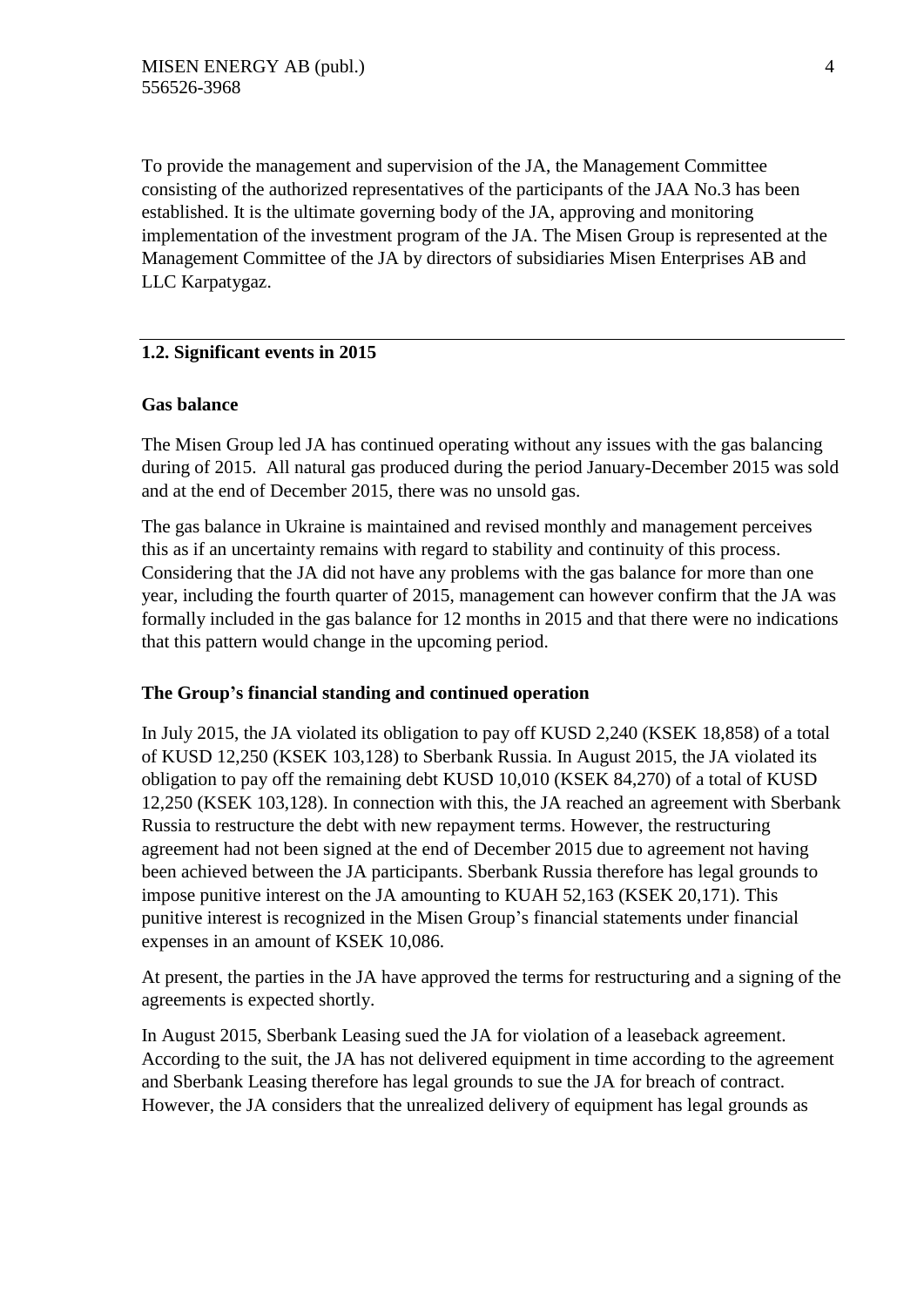To provide the management and supervision of the JA, the Management Committee consisting of the authorized representatives of the participants of the JAA No.3 has been established. It is the ultimate governing body of the JA, approving and monitoring implementation of the investment program of the JA. The Misen Group is represented at the Management Committee of the JA by directors of subsidiaries Misen Enterprises AB and LLC Karpatygaz.

## 1.2. Significant events in 2015

### Gas balance

The Misen Group led JA has continued operating without any issues with the gas balancing during of 2015. All natural gas produced during the period January-December 2015 was sold and at the end of December 2015, there was no unsold gas.

The gas balance in Ukraine is maintained and revised monthly and management perceives this as if an uncertainty remains with regard to stability and continuity of this process. Considering that the JA did not have any problems with the gas balance for more than one year, including the fourth quarter of 2015, management can however confirm that the JA was formally included in the gas balance for 12 months in 2015 and that there were no indications that this pattern would change in the upcoming period.

### The Group's financial standing and continued operation

In July 2015, the JA violated its obligation to pay off KUSD 2,240 (KSEK 18,858) of a total of KUSD 12,250 (KSEK 103,128) to Sberbank Russia. In August 2015, the JA violated its obligation to pay off the remaining debt KUSD 10,010 (KSEK 84,270) of a total of KUSD 12,250 (KSEK 103,128). In connection with this, the JA reached an agreement with Sberbank Russia to restructure the debt with new repayment terms. However, the restructuring agreement had not been signed at the end of December 2015 due to agreement not having been achieved between the JA participants. Sberbank Russia therefore has legal grounds to impose punitive interest on the JA amounting to KUAH 52,163 (KSEK 20,171). This punitive interest is recognized in the Misen Group's financial statements under financial expenses in an amount of KSEK 10,086.

At present, the parties in the JA have approved the terms for restructuring and a signing of the agreements is expected shortly.

In August 2015, Sberbank Leasing sued the JA for violation of a leaseback agreement. According to the suit, the JA has not delivered equipment in time according to the agreement and Sberbank Leasing therefore has legal grounds to sue the JA for breach of contract. However, the JA considers that the unrealized delivery of equipment has legal grounds as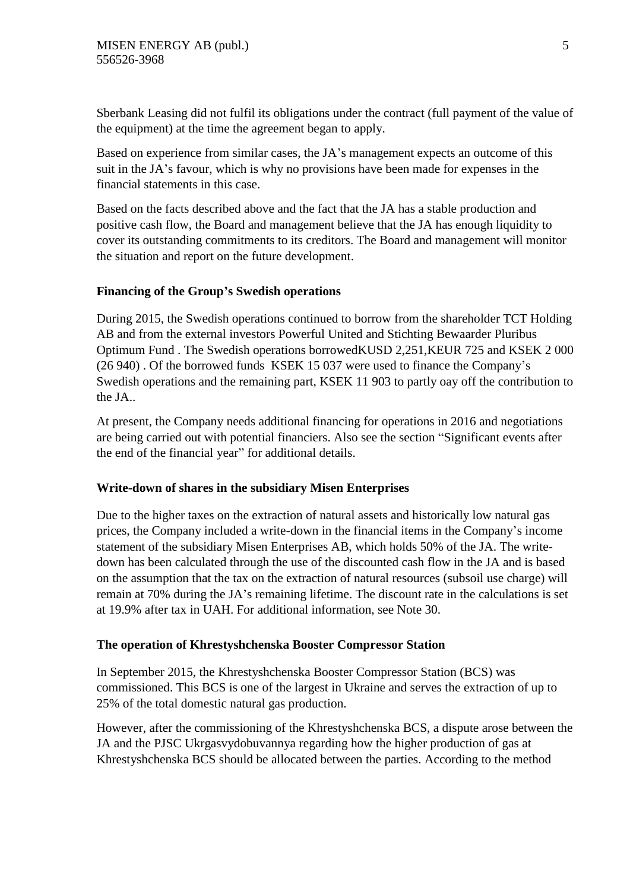Sberbank Leasing did not fulfil its obligations under the contract (full payment of the value of the equipment) at the time the agreement began to apply.

Based on experience from similar cases, the JA's management expects an outcome of this suit in the JA's favour, which is why no provisions have been made for expenses in the financial statements in this case.

Based on the facts described above and the fact that the JA has a stable production and positive cash flow, the Board and management believe that the JA has enough liquidity to cover its outstanding commitments to its creditors. The Board and management will monitor the situation and report on the future development.

### Financing of the Group's Swedish operations

During 2015, the Swedish operations continued to borrow from the shareholder TCT Holding AB and from the external investors Powerful United and Stichting Bewaarder Pluribus Optimum Fund . The Swedish operations borrowedKUSD 2,251,KEUR 725 and KSEK 2 000 (26 940) . Of the borrowed funds KSEK 15 037 were used to finance the Company's Swedish operations and the remaining part, KSEK 11 903 to partly oay off the contribution to the JA..

At present, the Company needs additional financing for operations in 2016 and negotiations are being carried out with potential financiers. Also see the section "Significant events after the end of the financial year" for additional details.

### Write-down of shares in the subsidiary Misen Enterprises

Due to the higher taxes on the extraction of natural assets and historically low natural gas prices, the Company included a write-down in the financial items in the Company's income statement of the subsidiary Misen Enterprises AB, which holds 50% of the JA. The write-down has been calculated through the use of the discounted cash flow in the JA and is based on the assumption that the tax on the extraction of natural resources (subsoil use charge) will remain at 70% during the JA's remaining lifetime. The discount rate in the calculations is set at 19.9% after tax in UAH. For additional information, see Note 30.

### The operation of Khrestyshchenska Booster Compressor Station

In September 2015, the Khrestyshchenska Booster Compressor Station (BCS) was commissioned. This BCS is one of the largest in Ukraine and serves the extraction of up to 25% of the total domestic natural gas production.

However, after the commissioning of the Khrestyshchenska BCS, a dispute arose between the JA and the PJSC Ukrgasvydobuvannya regarding how the higher production of gas at Khrestyshchenska BCS should be allocated between the parties. According to the method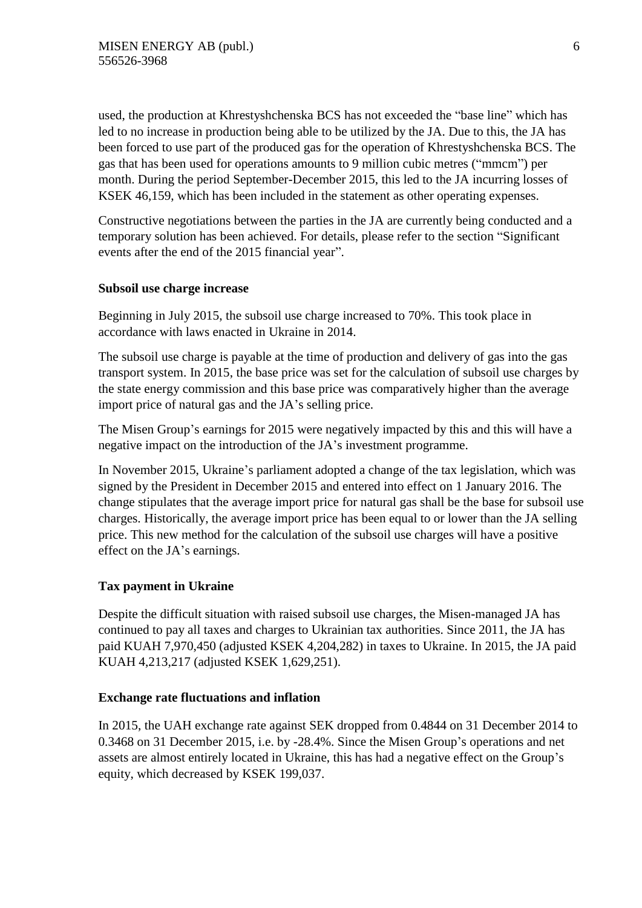used, the production at Khrestyshchenska BCS has not exceeded the “base line” which has led to no increase in production being able to be utilized by the JA. Due to this, the JA has been forced to use part of the produced gas for the operation of Khrestyshchenska BCS. The gas that has been used for operations amounts to 9 million cubic metres (“mmcm”) per month. During the period September-December 2015, this led to the JA incurring losses of KSEK 46,159, which has been included in the statement as other operating expenses.

Constructive negotiations between the parties in the JA are currently being conducted and a temporary solution has been achieved. For details, please refer to the section “Significant events after the end of the 2015 financial year”.

**Subsoil use charge increase**

Beginning in July 2015, the subsoil use charge increased to 70%. This took place in accordance with laws enacted in Ukraine in 2014.

The subsoil use charge is payable at the time of production and delivery of gas into the gas transport system. In 2015, the base price was set for the calculation of subsoil use charges by the state energy commission and this base price was comparatively higher than the average import price of natural gas and the JA’s selling price.

The Misen Group’s earnings for 2015 were negatively impacted by this and this will have a negative impact on the introduction of the JA’s investment programme.

In November 2015, Ukraine’s parliament adopted a change of the tax legislation, which was signed by the President in December 2015 and entered into effect on 1 January 2016. The change stipulates that the average import price for natural gas shall be the base for subsoil use charges. Historically, the average import price has been equal to or lower than the JA selling price. This new method for the calculation of the subsoil use charges will have a positive effect on the JA’s earnings.

**Tax payment in Ukraine**

Despite the difficult situation with raised subsoil use charges, the Misen-managed JA has continued to pay all taxes and charges to Ukrainian tax authorities. Since 2011, the JA has paid KUAH 7,970,450 (adjusted KSEK 4,204,282) in taxes to Ukraine. In 2015, the JA paid KUAH 4,213,217 (adjusted KSEK 1,629,251).

**Exchange rate fluctuations and inflation**

In 2015, the UAH exchange rate against SEK dropped from 0.4844 on 31 December 2014 to 0.3468 on 31 December 2015, i.e. by -28.4%. Since the Misen Group’s operations and net assets are almost entirely located in Ukraine, this has had a negative effect on the Group’s equity, which decreased by KSEK 199,037.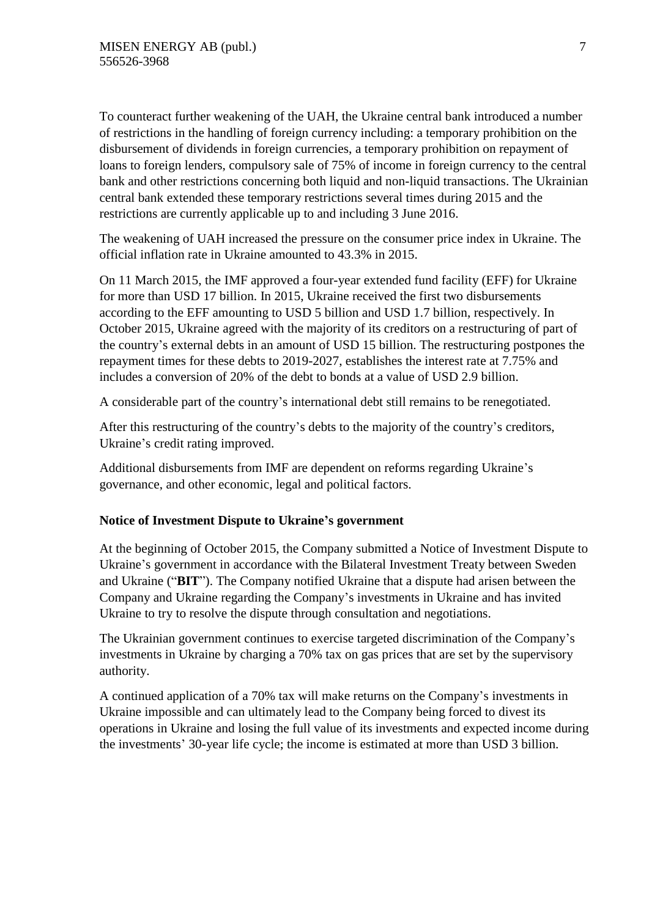To counteract further weakening of the UAH, the Ukraine central bank introduced a number of restrictions in the handling of foreign currency including: a temporary prohibition on the disbursement of dividends in foreign currencies, a temporary prohibition on repayment of loans to foreign lenders, compulsory sale of 75% of income in foreign currency to the central bank and other restrictions concerning both liquid and non-liquid transactions. The Ukrainian central bank extended these temporary restrictions several times during 2015 and the restrictions are currently applicable up to and including 3 June 2016.

The weakening of UAH increased the pressure on the consumer price index in Ukraine. The official inflation rate in Ukraine amounted to 43.3% in 2015.

On 11 March 2015, the IMF approved a four-year extended fund facility (EFF) for Ukraine for more than USD 17 billion. In 2015, Ukraine received the first two disbursements according to the EFF amounting to USD 5 billion and USD 1.7 billion, respectively. In October 2015, Ukraine agreed with the majority of its creditors on a restructuring of part of the country's external debts in an amount of USD 15 billion. The restructuring postpones the repayment times for these debts to 2019-2027, establishes the interest rate at 7.75% and includes a conversion of 20% of the debt to bonds at a value of USD 2.9 billion.

A considerable part of the country's international debt still remains to be renegotiated.

After this restructuring of the country's debts to the majority of the country's creditors, Ukraine's credit rating improved.

Additional disbursements from IMF are dependent on reforms regarding Ukraine's governance, and other economic, legal and political factors.

**Notice of Investment Dispute to Ukraine's government**

At the beginning of October 2015, the Company submitted a Notice of Investment Dispute to Ukraine's government in accordance with the Bilateral Investment Treaty between Sweden and Ukraine ("**BIT**"). The Company notified Ukraine that a dispute had arisen between the Company and Ukraine regarding the Company's investments in Ukraine and has invited Ukraine to try to resolve the dispute through consultation and negotiations.

The Ukrainian government continues to exercise targeted discrimination of the Company's investments in Ukraine by charging a 70% tax on gas prices that are set by the supervisory authority.

A continued application of a 70% tax will make returns on the Company's investments in Ukraine impossible and can ultimately lead to the Company being forced to divest its operations in Ukraine and losing the full value of its investments and expected income during the investments' 30-year life cycle; the income is estimated at more than USD 3 billion.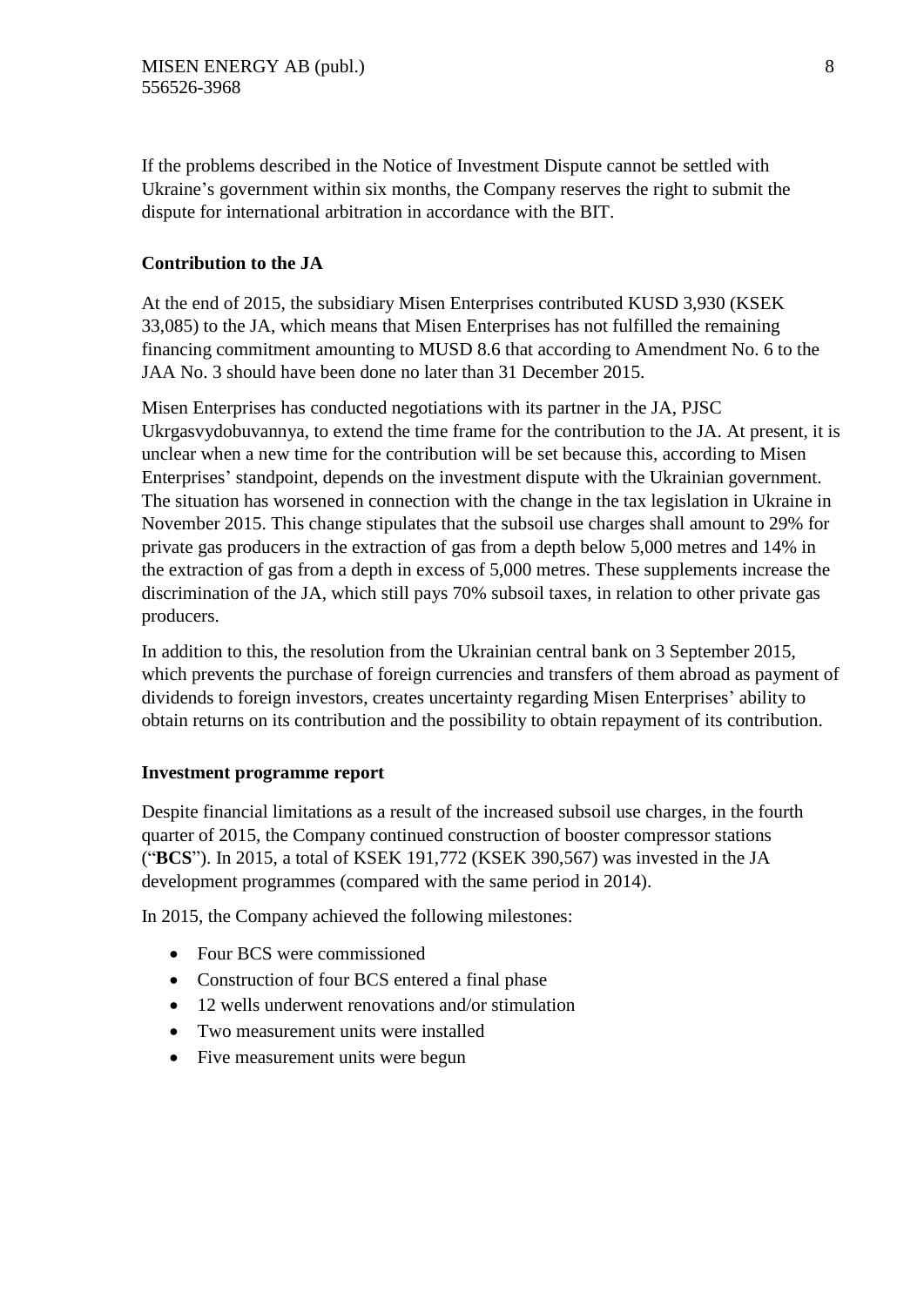If the problems described in the Notice of Investment Dispute cannot be settled with Ukraine's government within six months, the Company reserves the right to submit the dispute for international arbitration in accordance with the BIT.

**Contribution to the JA**

At the end of 2015, the subsidiary Misen Enterprises contributed KUSD 3,930 (KSEK 33,085) to the JA, which means that Misen Enterprises has not fulfilled the remaining financing commitment amounting to MUSD 8.6 that according to Amendment No. 6 to the JAA No. 3 should have been done no later than 31 December 2015.

Misen Enterprises has conducted negotiations with its partner in the JA, PJSC Ukrgasvydobuvannya, to extend the time frame for the contribution to the JA. At present, it is unclear when a new time for the contribution will be set because this, according to Misen Enterprises' standpoint, depends on the investment dispute with the Ukrainian government. The situation has worsened in connection with the change in the tax legislation in Ukraine in November 2015. This change stipulates that the subsoil use charges shall amount to 29% for private gas producers in the extraction of gas from a depth below 5,000 metres and 14% in the extraction of gas from a depth in excess of 5,000 metres. These supplements increase the discrimination of the JA, which still pays 70% subsoil taxes, in relation to other private gas producers.

In addition to this, the resolution from the Ukrainian central bank on 3 September 2015, which prevents the purchase of foreign currencies and transfers of them abroad as payment of dividends to foreign investors, creates uncertainty regarding Misen Enterprises' ability to obtain returns on its contribution and the possibility to obtain repayment of its contribution.

**Investment programme report**

Despite financial limitations as a result of the increased subsoil use charges, in the fourth quarter of 2015, the Company continued construction of booster compressor stations ("**BCS**"). In 2015, a total of KSEK 191,772 (KSEK 390,567) was invested in the JA development programmes (compared with the same period in 2014).

In 2015, the Company achieved the following milestones:

- Four BCS were commissioned
- Construction of four BCS entered a final phase
- 12 wells underwent renovations and/or stimulation
- Two measurement units were installed
- Five measurement units were begun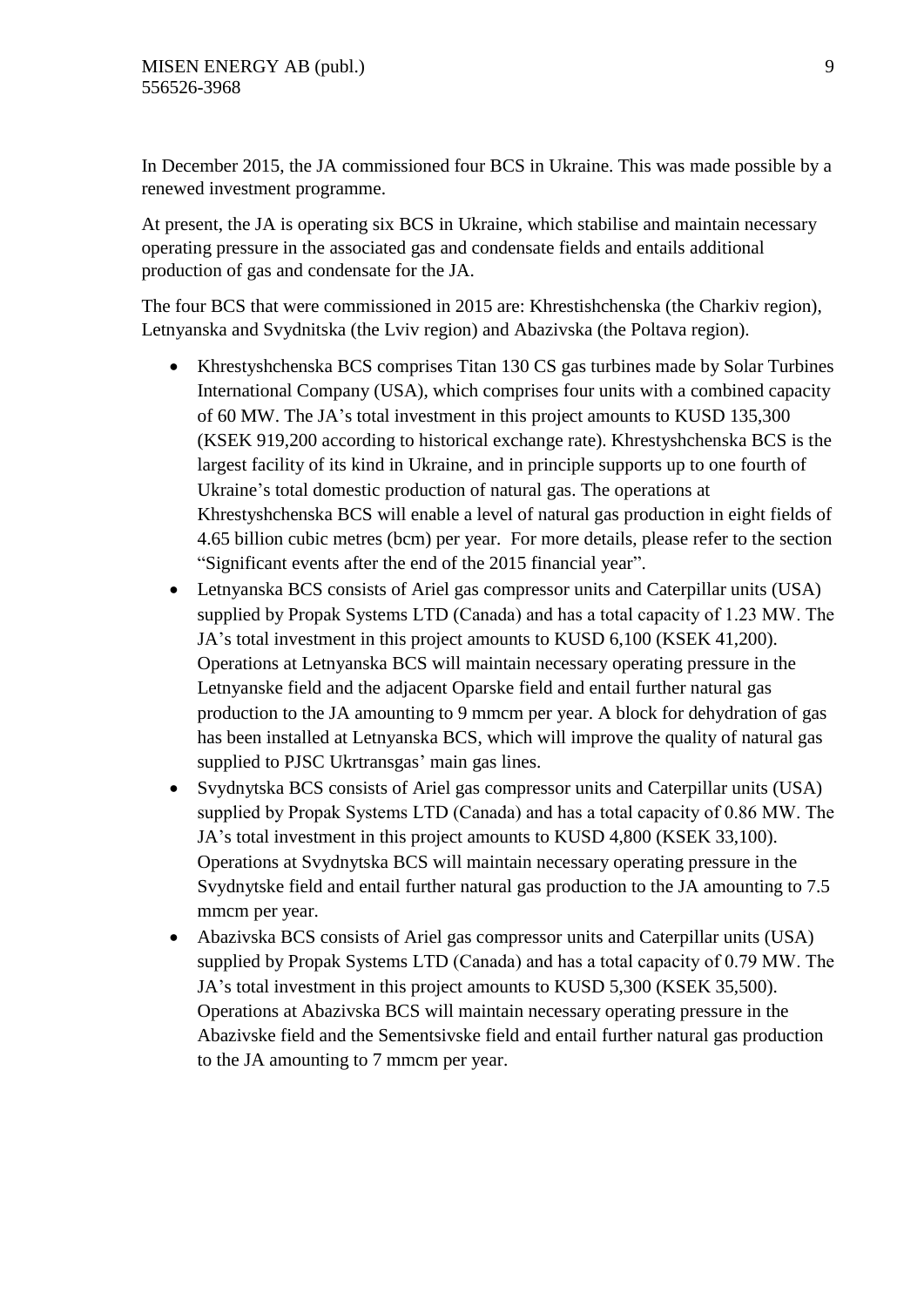In December 2015, the JA commissioned four BCS in Ukraine. This was made possible by a renewed investment programme.

At present, the JA is operating six BCS in Ukraine, which stabilise and maintain necessary operating pressure in the associated gas and condensate fields and entails additional production of gas and condensate for the JA.

The four BCS that were commissioned in 2015 are: Khrestishchenska (the Charkiv region), Letnyanska and Svydnitska (the Lviv region) and Abazivska (the Poltava region).

- Khrestyshchenska BCS comprises Titan 130 CS gas turbines made by Solar Turbines International Company (USA), which comprises four units with a combined capacity of 60 MW. The JA's total investment in this project amounts to KUSD 135,300 (KSEK 919,200 according to historical exchange rate). Khrestyshchenska BCS is the largest facility of its kind in Ukraine, and in principle supports up to one fourth of Ukraine's total domestic production of natural gas. The operations at Khrestyshchenska BCS will enable a level of natural gas production in eight fields of 4.65 billion cubic metres (bcm) per year. For more details, please refer to the section "Significant events after the end of the 2015 financial year".
- Letnyanska BCS consists of Ariel gas compressor units and Caterpillar units (USA) supplied by Propak Systems LTD (Canada) and has a total capacity of 1.23 MW. The JA's total investment in this project amounts to KUSD 6,100 (KSEK 41,200). Operations at Letnyanska BCS will maintain necessary operating pressure in the Letnyanske field and the adjacent Oparske field and entail further natural gas production to the JA amounting to 9 mmcm per year. A block for dehydration of gas has been installed at Letnyanska BCS, which will improve the quality of natural gas supplied to PJSC Ukrtransgas' main gas lines.
- Svydnytska BCS consists of Ariel gas compressor units and Caterpillar units (USA) supplied by Propak Systems LTD (Canada) and has a total capacity of 0.86 MW. The JA's total investment in this project amounts to KUSD 4,800 (KSEK 33,100). Operations at Svydnytska BCS will maintain necessary operating pressure in the Svydnytske field and entail further natural gas production to the JA amounting to 7.5 mmcm per year.
- Abazivska BCS consists of Ariel gas compressor units and Caterpillar units (USA) supplied by Propak Systems LTD (Canada) and has a total capacity of 0.79 MW. The JA's total investment in this project amounts to KUSD 5,300 (KSEK 35,500). Operations at Abazivska BCS will maintain necessary operating pressure in the Abazivske field and the Sementsivske field and entail further natural gas production to the JA amounting to 7 mmcm per year.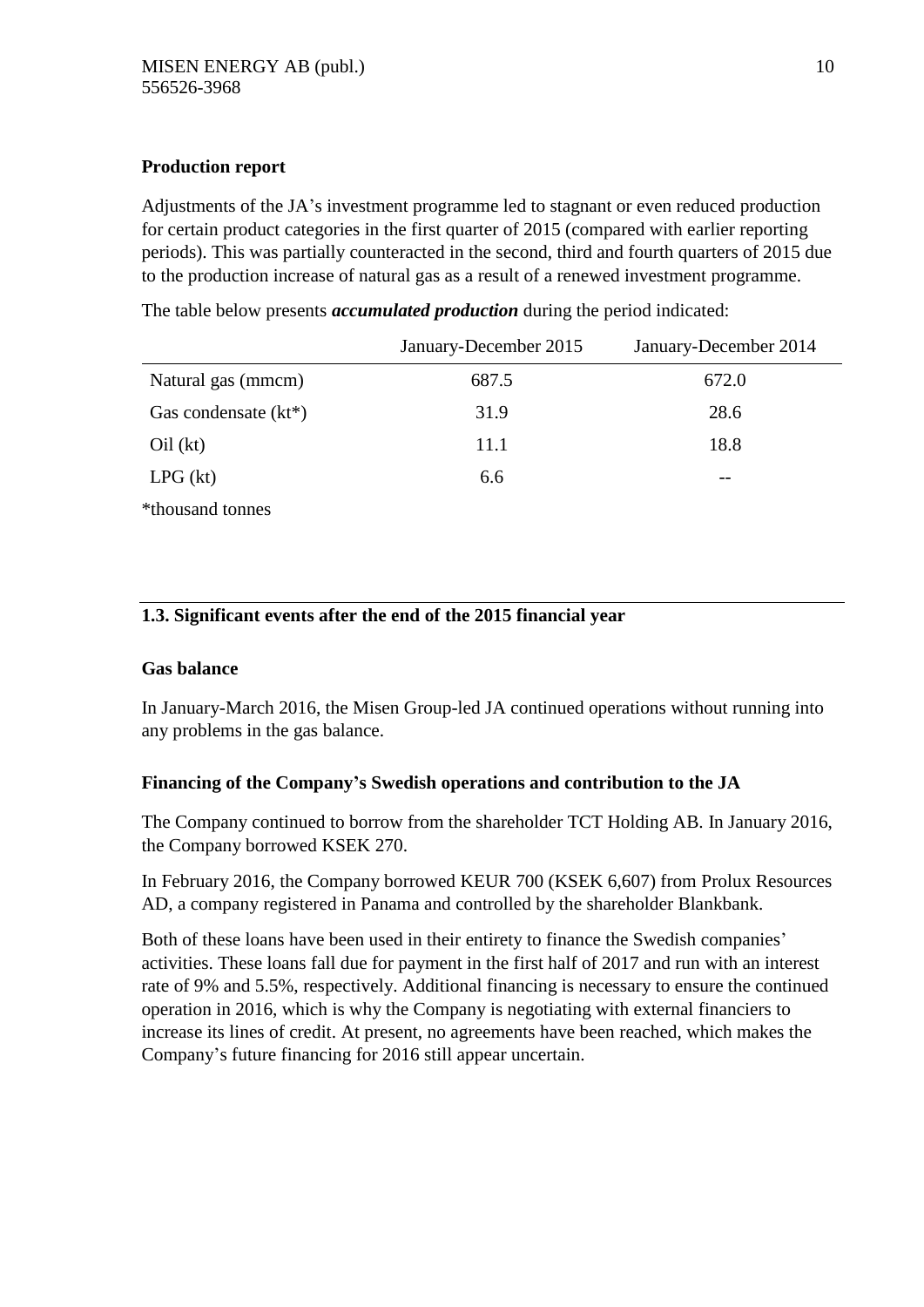**Production report**

Adjustments of the JA's investment programme led to stagnant or even reduced production for certain product categories in the first quarter of 2015 (compared with earlier reporting periods). This was partially counteracted in the second, third and fourth quarters of 2015 due to the production increase of natural gas as a result of a renewed investment programme.

The table below presents ***accumulated production*** during the period indicated:

| | January-December 2015 | January-December 2014 |
|---|---|---|
| Natural gas (mmcm) | 687.5 | 672.0 |
| Gas condensate (kt*) | 31.9 | 28.6 |
| Oil (kt) | 11.1 | 18.8 |
| LPG (kt) | 6.6 | -- |

*thousand tonnes

## 1.3. Significant events after the end of the 2015 financial year

**Gas balance**

In January-March 2016, the Misen Group-led JA continued operations without running into any problems in the gas balance.

**Financing of the Company's Swedish operations and contribution to the JA**

The Company continued to borrow from the shareholder TCT Holding AB. In January 2016, the Company borrowed KSEK 270.

In February 2016, the Company borrowed KEUR 700 (KSEK 6,607) from Prolux Resources AD, a company registered in Panama and controlled by the shareholder Blankbank.

Both of these loans have been used in their entirety to finance the Swedish companies' activities. These loans fall due for payment in the first half of 2017 and run with an interest rate of 9% and 5.5%, respectively. Additional financing is necessary to ensure the continued operation in 2016, which is why the Company is negotiating with external financiers to increase its lines of credit. At present, no agreements have been reached, which makes the Company's future financing for 2016 still appear uncertain.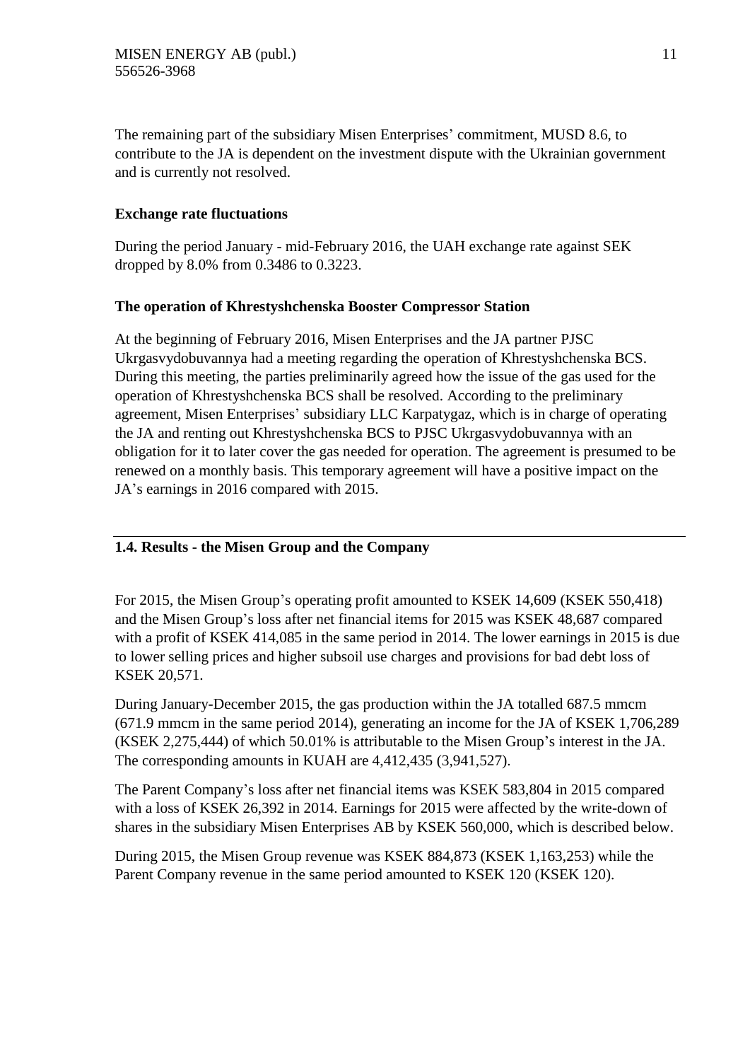The remaining part of the subsidiary Misen Enterprises' commitment, MUSD 8.6, to contribute to the JA is dependent on the investment dispute with the Ukrainian government and is currently not resolved.

**Exchange rate fluctuations**

During the period January - mid-February 2016, the UAH exchange rate against SEK dropped by 8.0% from 0.3486 to 0.3223.

**The operation of Khrestyshchenska Booster Compressor Station**

At the beginning of February 2016, Misen Enterprises and the JA partner PJSC Ukrgasvydobuvannya had a meeting regarding the operation of Khrestyshchenska BCS. During this meeting, the parties preliminarily agreed how the issue of the gas used for the operation of Khrestyshchenska BCS shall be resolved. According to the preliminary agreement, Misen Enterprises' subsidiary LLC Karpatygaz, which is in charge of operating the JA and renting out Khrestyshchenska BCS to PJSC Ukrgasvydobuvannya with an obligation for it to later cover the gas needed for operation. The agreement is presumed to be renewed on a monthly basis. This temporary agreement will have a positive impact on the JA's earnings in 2016 compared with 2015.

## 1.4. Results - the Misen Group and the Company

For 2015, the Misen Group's operating profit amounted to KSEK 14,609 (KSEK 550,418) and the Misen Group's loss after net financial items for 2015 was KSEK 48,687 compared with a profit of KSEK 414,085 in the same period in 2014. The lower earnings in 2015 is due to lower selling prices and higher subsoil use charges and provisions for bad debt loss of KSEK 20,571.

During January-December 2015, the gas production within the JA totalled 687.5 mmcm (671.9 mmcm in the same period 2014), generating an income for the JA of KSEK 1,706,289 (KSEK 2,275,444) of which 50.01% is attributable to the Misen Group's interest in the JA. The corresponding amounts in KUAH are 4,412,435 (3,941,527).

The Parent Company's loss after net financial items was KSEK 583,804 in 2015 compared with a loss of KSEK 26,392 in 2014. Earnings for 2015 were affected by the write-down of shares in the subsidiary Misen Enterprises AB by KSEK 560,000, which is described below.

During 2015, the Misen Group revenue was KSEK 884,873 (KSEK 1,163,253) while the Parent Company revenue in the same period amounted to KSEK 120 (KSEK 120).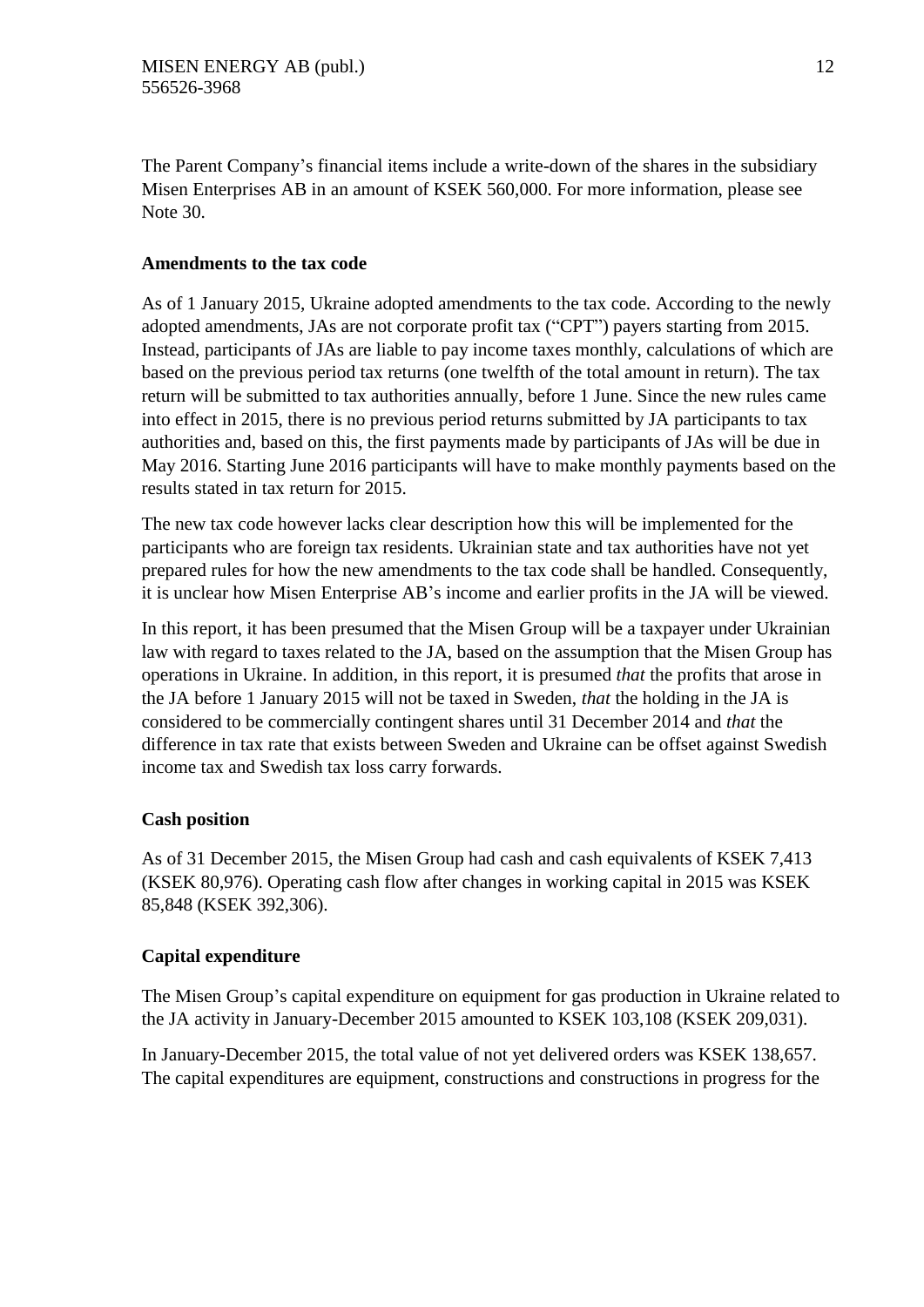The Parent Company's financial items include a write-down of the shares in the subsidiary Misen Enterprises AB in an amount of KSEK 560,000. For more information, please see Note 30.

### Amendments to the tax code

As of 1 January 2015, Ukraine adopted amendments to the tax code. According to the newly adopted amendments, JAs are not corporate profit tax ("CPT") payers starting from 2015. Instead, participants of JAs are liable to pay income taxes monthly, calculations of which are based on the previous period tax returns (one twelfth of the total amount in return). The tax return will be submitted to tax authorities annually, before 1 June. Since the new rules came into effect in 2015, there is no previous period returns submitted by JA participants to tax authorities and, based on this, the first payments made by participants of JAs will be due in May 2016. Starting June 2016 participants will have to make monthly payments based on the results stated in tax return for 2015.

The new tax code however lacks clear description how this will be implemented for the participants who are foreign tax residents. Ukrainian state and tax authorities have not yet prepared rules for how the new amendments to the tax code shall be handled. Consequently, it is unclear how Misen Enterprise AB's income and earlier profits in the JA will be viewed.

In this report, it has been presumed that the Misen Group will be a taxpayer under Ukrainian law with regard to taxes related to the JA, based on the assumption that the Misen Group has operations in Ukraine. In addition, in this report, it is presumed *that* the profits that arose in the JA before 1 January 2015 will not be taxed in Sweden, *that* the holding in the JA is considered to be commercially contingent shares until 31 December 2014 and *that* the difference in tax rate that exists between Sweden and Ukraine can be offset against Swedish income tax and Swedish tax loss carry forwards.

### Cash position

As of 31 December 2015, the Misen Group had cash and cash equivalents of KSEK 7,413 (KSEK 80,976). Operating cash flow after changes in working capital in 2015 was KSEK 85,848 (KSEK 392,306).

### Capital expenditure

The Misen Group's capital expenditure on equipment for gas production in Ukraine related to the JA activity in January-December 2015 amounted to KSEK 103,108 (KSEK 209,031).

In January-December 2015, the total value of not yet delivered orders was KSEK 138,657. The capital expenditures are equipment, constructions and constructions in progress for the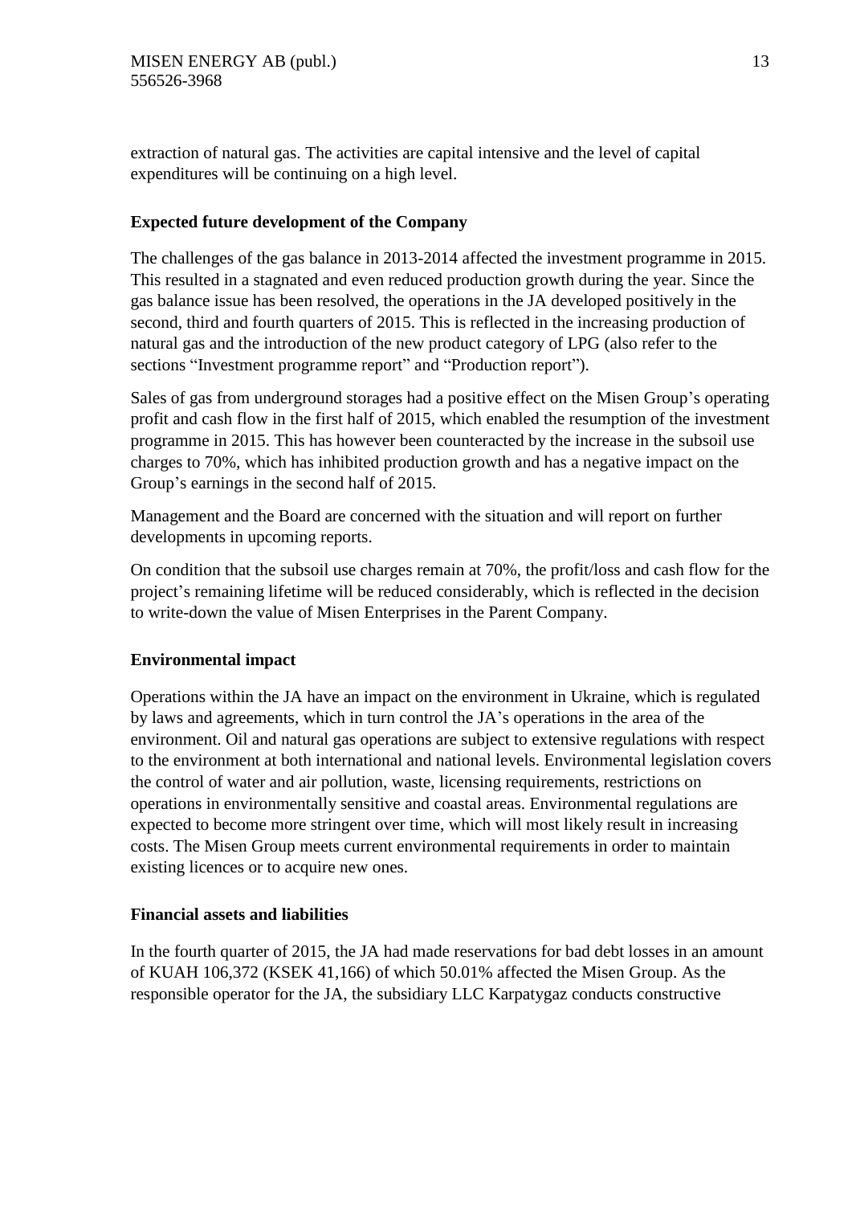extraction of natural gas. The activities are capital intensive and the level of capital expenditures will be continuing on a high level.

### Expected future development of the Company

The challenges of the gas balance in 2013-2014 affected the investment programme in 2015. This resulted in a stagnated and even reduced production growth during the year. Since the gas balance issue has been resolved, the operations in the JA developed positively in the second, third and fourth quarters of 2015. This is reflected in the increasing production of natural gas and the introduction of the new product category of LPG (also refer to the sections "Investment programme report" and "Production report").

Sales of gas from underground storages had a positive effect on the Misen Group's operating profit and cash flow in the first half of 2015, which enabled the resumption of the investment programme in 2015. This has however been counteracted by the increase in the subsoil use charges to 70%, which has inhibited production growth and has a negative impact on the Group's earnings in the second half of 2015.

Management and the Board are concerned with the situation and will report on further developments in upcoming reports.

On condition that the subsoil use charges remain at 70%, the profit/loss and cash flow for the project's remaining lifetime will be reduced considerably, which is reflected in the decision to write-down the value of Misen Enterprises in the Parent Company.

### Environmental impact

Operations within the JA have an impact on the environment in Ukraine, which is regulated by laws and agreements, which in turn control the JA's operations in the area of the environment. Oil and natural gas operations are subject to extensive regulations with respect to the environment at both international and national levels. Environmental legislation covers the control of water and air pollution, waste, licensing requirements, restrictions on operations in environmentally sensitive and coastal areas. Environmental regulations are expected to become more stringent over time, which will most likely result in increasing costs. The Misen Group meets current environmental requirements in order to maintain existing licences or to acquire new ones.

### Financial assets and liabilities

In the fourth quarter of 2015, the JA had made reservations for bad debt losses in an amount of KUAH 106,372 (KSEK 41,166) of which 50.01% affected the Misen Group. As the responsible operator for the JA, the subsidiary LLC Karpatygaz conducts constructive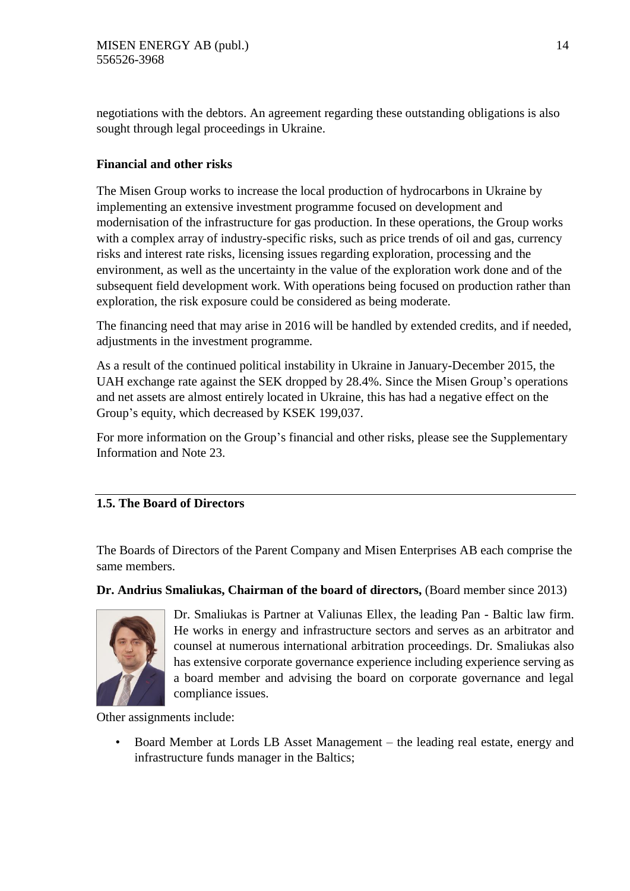negotiations with the debtors. An agreement regarding these outstanding obligations is also sought through legal proceedings in Ukraine.

**Financial and other risks**

The Misen Group works to increase the local production of hydrocarbons in Ukraine by implementing an extensive investment programme focused on development and modernisation of the infrastructure for gas production. In these operations, the Group works with a complex array of industry-specific risks, such as price trends of oil and gas, currency risks and interest rate risks, licensing issues regarding exploration, processing and the environment, as well as the uncertainty in the value of the exploration work done and of the subsequent field development work. With operations being focused on production rather than exploration, the risk exposure could be considered as being moderate.

The financing need that may arise in 2016 will be handled by extended credits, and if needed, adjustments in the investment programme.

As a result of the continued political instability in Ukraine in January-December 2015, the UAH exchange rate against the SEK dropped by 28.4%. Since the Misen Group's operations and net assets are almost entirely located in Ukraine, this has had a negative effect on the Group's equity, which decreased by KSEK 199,037.

For more information on the Group's financial and other risks, please see the Supplementary Information and Note 23.

## 1.5. The Board of Directors

The Boards of Directors of the Parent Company and Misen Enterprises AB each comprise the same members.

**Dr. Andrius Smaliukas, Chairman of the board of directors,** (Board member since 2013)

Dr. Smaliukas is Partner at Valiunas Ellex, the leading Pan - Baltic law firm. He works in energy and infrastructure sectors and serves as an arbitrator and counsel at numerous international arbitration proceedings. Dr. Smaliukas also has extensive corporate governance experience including experience serving as a board member and advising the board on corporate governance and legal compliance issues.

Other assignments include:

- Board Member at Lords LB Asset Management – the leading real estate, energy and infrastructure funds manager in the Baltics;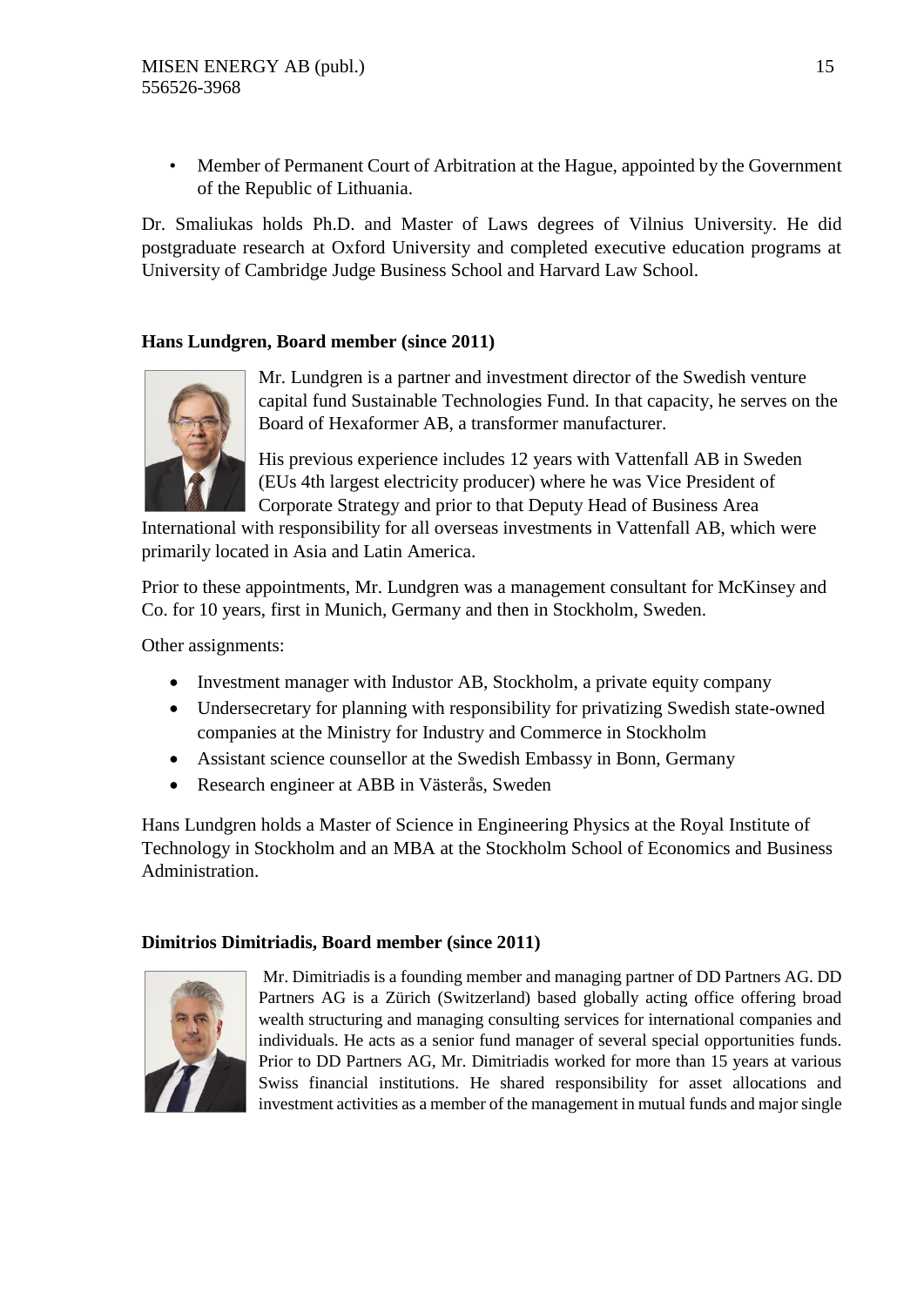- Member of Permanent Court of Arbitration at the Hague, appointed by the Government of the Republic of Lithuania.

Dr. Smaliukas holds Ph.D. and Master of Laws degrees of Vilnius University. He did postgraduate research at Oxford University and completed executive education programs at University of Cambridge Judge Business School and Harvard Law School.

**Hans Lundgren, Board member (since 2011)**

Mr. Lundgren is a partner and investment director of the Swedish venture capital fund Sustainable Technologies Fund. In that capacity, he serves on the Board of Hexaformer AB, a transformer manufacturer.

His previous experience includes 12 years with Vattenfall AB in Sweden (EUs 4th largest electricity producer) where he was Vice President of Corporate Strategy and prior to that Deputy Head of Business Area International with responsibility for all overseas investments in Vattenfall AB, which were primarily located in Asia and Latin America.

Prior to these appointments, Mr. Lundgren was a management consultant for McKinsey and Co. for 10 years, first in Munich, Germany and then in Stockholm, Sweden.

Other assignments:

- Investment manager with Industor AB, Stockholm, a private equity company
- Undersecretary for planning with responsibility for privatizing Swedish state-owned companies at the Ministry for Industry and Commerce in Stockholm
- Assistant science counsellor at the Swedish Embassy in Bonn, Germany
- Research engineer at ABB in Västerås, Sweden

Hans Lundgren holds a Master of Science in Engineering Physics at the Royal Institute of Technology in Stockholm and an MBA at the Stockholm School of Economics and Business Administration.

**Dimitrios Dimitriadis, Board member (since 2011)**

Mr. Dimitriadis is a founding member and managing partner of DD Partners AG. DD Partners AG is a Zürich (Switzerland) based globally acting office offering broad wealth structuring and managing consulting services for international companies and individuals. He acts as a senior fund manager of several special opportunities funds. Prior to DD Partners AG, Mr. Dimitriadis worked for more than 15 years at various Swiss financial institutions. He shared responsibility for asset allocations and investment activities as a member of the management in mutual funds and major single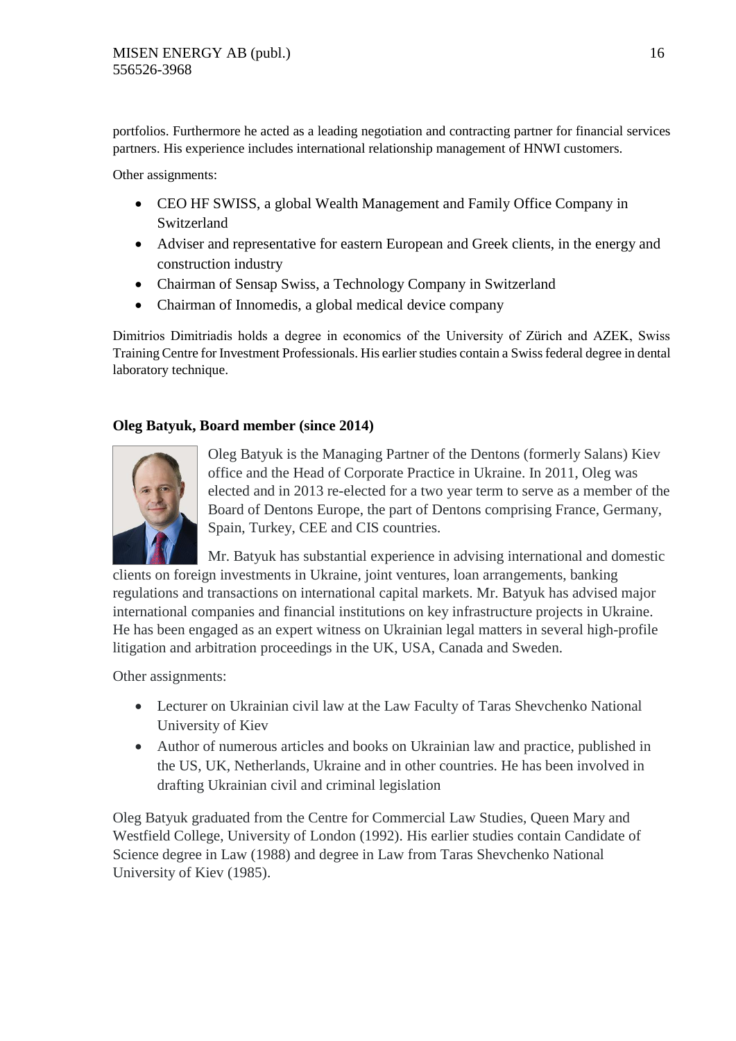portfolios. Furthermore he acted as a leading negotiation and contracting partner for financial services partners. His experience includes international relationship management of HNWI customers.

Other assignments:

- CEO HF SWISS, a global Wealth Management and Family Office Company in Switzerland
- Adviser and representative for eastern European and Greek clients, in the energy and construction industry
- Chairman of Sensap Swiss, a Technology Company in Switzerland
- Chairman of Innomedis, a global medical device company

Dimitrios Dimitriadis holds a degree in economics of the University of Zürich and AZEK, Swiss Training Centre for Investment Professionals. His earlier studies contain a Swiss federal degree in dental laboratory technique.

**Oleg Batyuk, Board member (since 2014)**

Oleg Batyuk is the Managing Partner of the Dentons (formerly Salans) Kiev office and the Head of Corporate Practice in Ukraine. In 2011, Oleg was elected and in 2013 re-elected for a two year term to serve as a member of the Board of Dentons Europe, the part of Dentons comprising France, Germany, Spain, Turkey, CEE and CIS countries.

Mr. Batyuk has substantial experience in advising international and domestic clients on foreign investments in Ukraine, joint ventures, loan arrangements, banking regulations and transactions on international capital markets. Mr. Batyuk has advised major international companies and financial institutions on key infrastructure projects in Ukraine. He has been engaged as an expert witness on Ukrainian legal matters in several high-profile litigation and arbitration proceedings in the UK, USA, Canada and Sweden.

Other assignments:

- Lecturer on Ukrainian civil law at the Law Faculty of Taras Shevchenko National University of Kiev
- Author of numerous articles and books on Ukrainian law and practice, published in the US, UK, Netherlands, Ukraine and in other countries. He has been involved in drafting Ukrainian civil and criminal legislation

Oleg Batyuk graduated from the Centre for Commercial Law Studies, Queen Mary and Westfield College, University of London (1992). His earlier studies contain Candidate of Science degree in Law (1988) and degree in Law from Taras Shevchenko National University of Kiev (1985).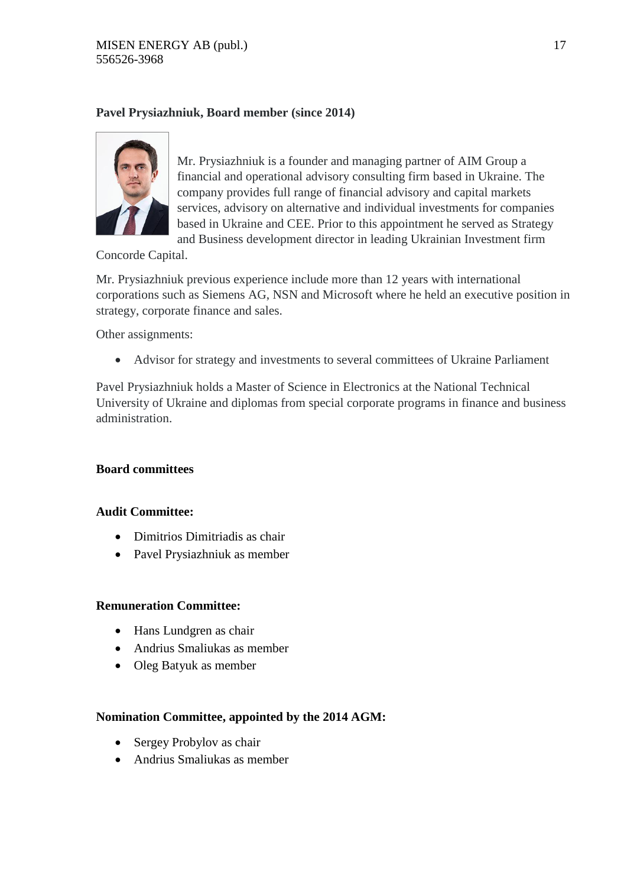**Pavel Prysiazhniuk, Board member (since 2014)**

Mr. Prysiazhniuk is a founder and managing partner of AIM Group a financial and operational advisory consulting firm based in Ukraine. The company provides full range of financial advisory and capital markets services, advisory on alternative and individual investments for companies based in Ukraine and CEE. Prior to this appointment he served as Strategy and Business development director in leading Ukrainian Investment firm Concorde Capital.

Mr. Prysiazhniuk previous experience include more than 12 years with international corporations such as Siemens AG, NSN and Microsoft where he held an executive position in strategy, corporate finance and sales.

Other assignments:

- Advisor for strategy and investments to several committees of Ukraine Parliament

Pavel Prysiazhniuk holds a Master of Science in Electronics at the National Technical University of Ukraine and diplomas from special corporate programs in finance and business administration.

**Board committees**

**Audit Committee:**

- Dimitrios Dimitriadis as chair
- Pavel Prysiazhniuk as member

**Remuneration Committee:**

- Hans Lundgren as chair
- Andrius Smaliukas as member
- Oleg Batyuk as member

**Nomination Committee, appointed by the 2014 AGM:**

- Sergey Probylov as chair
- Andrius Smaliukas as member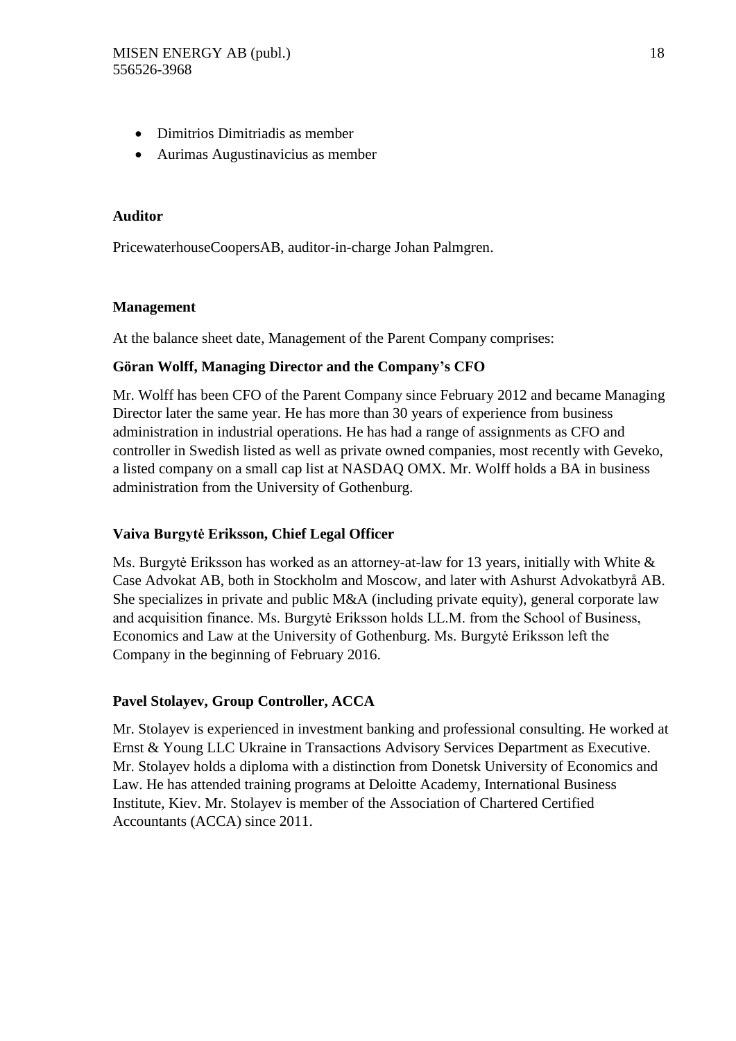- Dimitrios Dimitriadis as member
- Aurimas Augustinavicius as member

**Auditor**

PricewaterhouseCoopersAB, auditor-in-charge Johan Palmgren.

**Management**

At the balance sheet date, Management of the Parent Company comprises:

**Göran Wolff, Managing Director and the Company's CFO**

Mr. Wolff has been CFO of the Parent Company since February 2012 and became Managing Director later the same year. He has more than 30 years of experience from business administration in industrial operations. He has had a range of assignments as CFO and controller in Swedish listed as well as private owned companies, most recently with Geveko, a listed company on a small cap list at NASDAQ OMX. Mr. Wolff holds a BA in business administration from the University of Gothenburg.

**Vaiva Burgytė Eriksson, Chief Legal Officer**

Ms. Burgytė Eriksson has worked as an attorney-at-law for 13 years, initially with White & Case Advokat AB, both in Stockholm and Moscow, and later with Ashurst Advokatbyrå AB. She specializes in private and public M&A (including private equity), general corporate law and acquisition finance. Ms. Burgytė Eriksson holds LL.M. from the School of Business, Economics and Law at the University of Gothenburg. Ms. Burgytė Eriksson left the Company in the beginning of February 2016.

**Pavel Stolayev, Group Controller, ACCA**

Mr. Stolayev is experienced in investment banking and professional consulting. He worked at Ernst & Young LLC Ukraine in Transactions Advisory Services Department as Executive. Mr. Stolayev holds a diploma with a distinction from Donetsk University of Economics and Law. He has attended training programs at Deloitte Academy, International Business Institute, Kiev. Mr. Stolayev is member of the Association of Chartered Certified Accountants (ACCA) since 2011.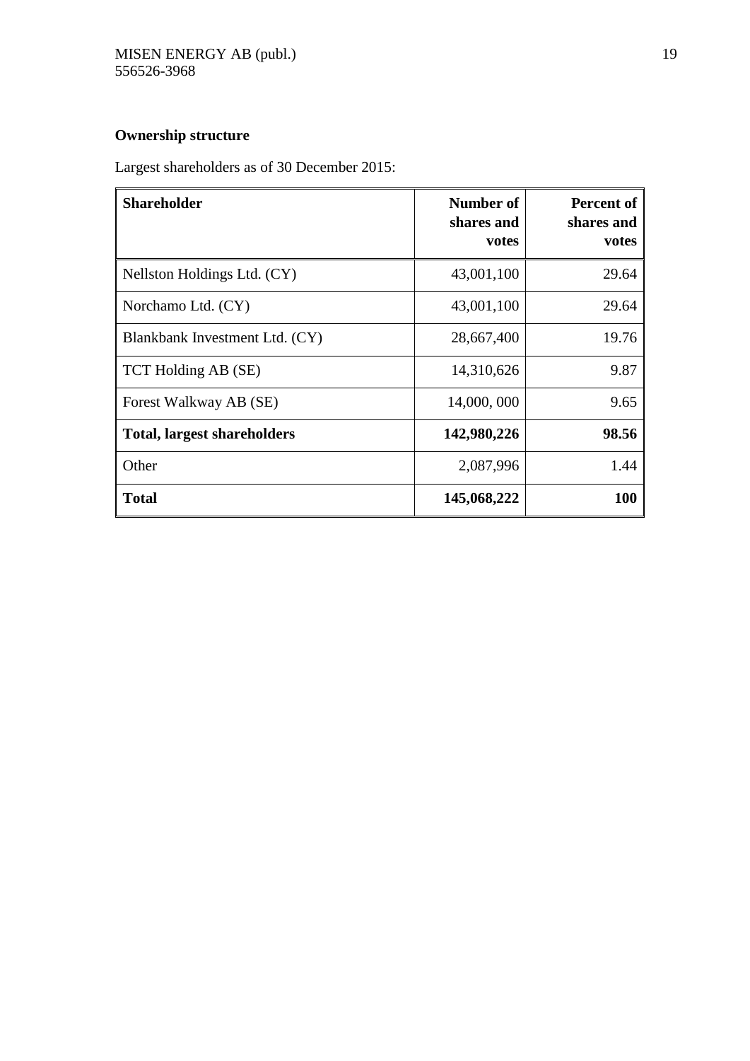**Ownership structure**

Largest shareholders as of 30 December 2015:

| Shareholder | Number of shares and votes | Percent of shares and votes |
|---|---:|---:|
| Nellston Holdings Ltd. (CY) | 43,001,100 | 29.64 |
| Norchamo Ltd. (CY) | 43,001,100 | 29.64 |
| Blankbank Investment Ltd. (CY) | 28,667,400 | 19.76 |
| TCT Holding AB (SE) | 14,310,626 | 9.87 |
| Forest Walkway AB (SE) | 14,000, 000 | 9.65 |
| **Total, largest shareholders** | **142,980,226** | **98.56** |
| Other | 2,087,996 | 1.44 |
| **Total** | **145,068,222** | **100** |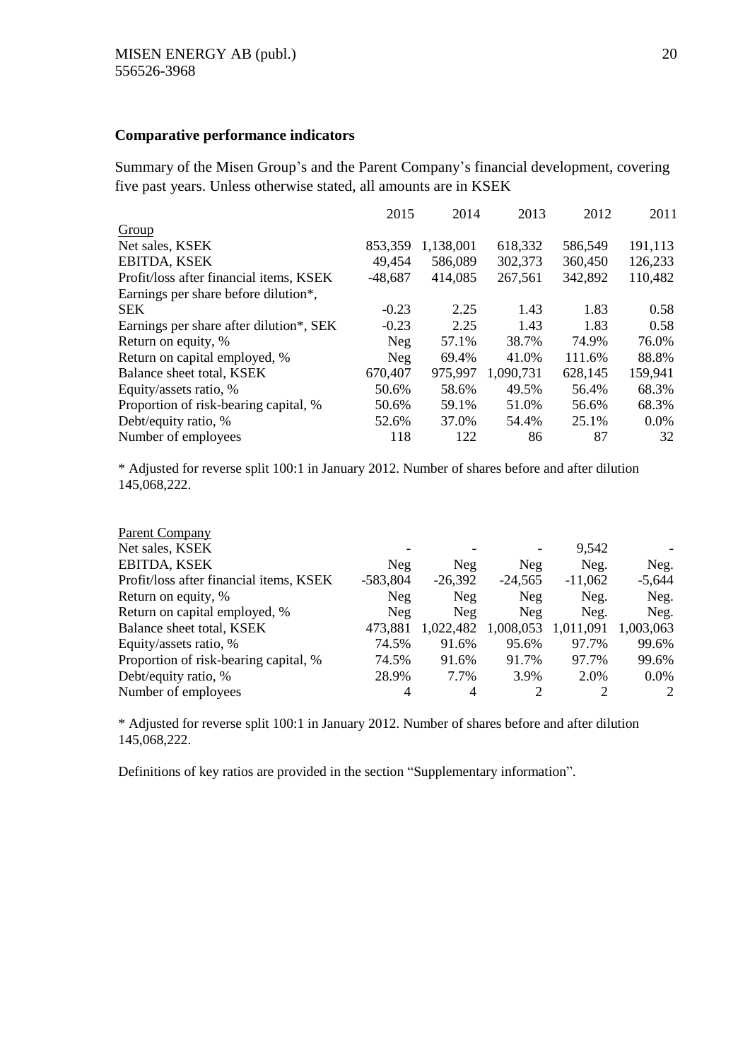## Comparative performance indicators

Summary of the Misen Group's and the Parent Company's financial development, covering five past years. Unless otherwise stated, all amounts are in KSEK

| | 2015 | 2014 | 2013 | 2012 | 2011 |
|---|---|---|---|---|---|
| Group | | | | | |
| Net sales, KSEK | 853,359 | 1,138,001 | 618,332 | 586,549 | 191,113 |
| EBITDA, KSEK | 49,454 | 586,089 | 302,373 | 360,450 | 126,233 |
| Profit/loss after financial items, KSEK | -48,687 | 414,085 | 267,561 | 342,892 | 110,482 |
| Earnings per share before dilution*, SEK | -0.23 | 2.25 | 1.43 | 1.83 | 0.58 |
| Earnings per share after dilution*, SEK | -0.23 | 2.25 | 1.43 | 1.83 | 0.58 |
| Return on equity, % | Neg | 57.1% | 38.7% | 74.9% | 76.0% |
| Return on capital employed, % | Neg | 69.4% | 41.0% | 111.6% | 88.8% |
| Balance sheet total, KSEK | 670,407 | 975,997 | 1,090,731 | 628,145 | 159,941 |
| Equity/assets ratio, % | 50.6% | 58.6% | 49.5% | 56.4% | 68.3% |
| Proportion of risk-bearing capital, % | 50.6% | 59.1% | 51.0% | 56.6% | 68.3% |
| Debt/equity ratio, % | 52.6% | 37.0% | 54.4% | 25.1% | 0.0% |
| Number of employees | 118 | 122 | 86 | 87 | 32 |

\* Adjusted for reverse split 100:1 in January 2012. Number of shares before and after dilution 145,068,222.

| | 2015 | 2014 | 2013 | 2012 | 2011 |
|---|---|---|---|---|---|
| Parent Company | | | | | |
| Net sales, KSEK | - | - | - | 9,542 | - |
| EBITDA, KSEK | Neg | Neg | Neg | Neg. | Neg. |
| Profit/loss after financial items, KSEK | -583,804 | -26,392 | -24,565 | -11,062 | -5,644 |
| Return on equity, % | Neg | Neg | Neg | Neg. | Neg. |
| Return on capital employed, % | Neg | Neg | Neg | Neg. | Neg. |
| Balance sheet total, KSEK | 473,881 | 1,022,482 | 1,008,053 | 1,011,091 | 1,003,063 |
| Equity/assets ratio, % | 74.5% | 91.6% | 95.6% | 97.7% | 99.6% |
| Proportion of risk-bearing capital, % | 74.5% | 91.6% | 91.7% | 97.7% | 99.6% |
| Debt/equity ratio, % | 28.9% | 7.7% | 3.9% | 2.0% | 0.0% |
| Number of employees | 4 | 4 | 2 | 2 | 2 |

\* Adjusted for reverse split 100:1 in January 2012. Number of shares before and after dilution 145,068,222.

Definitions of key ratios are provided in the section "Supplementary information".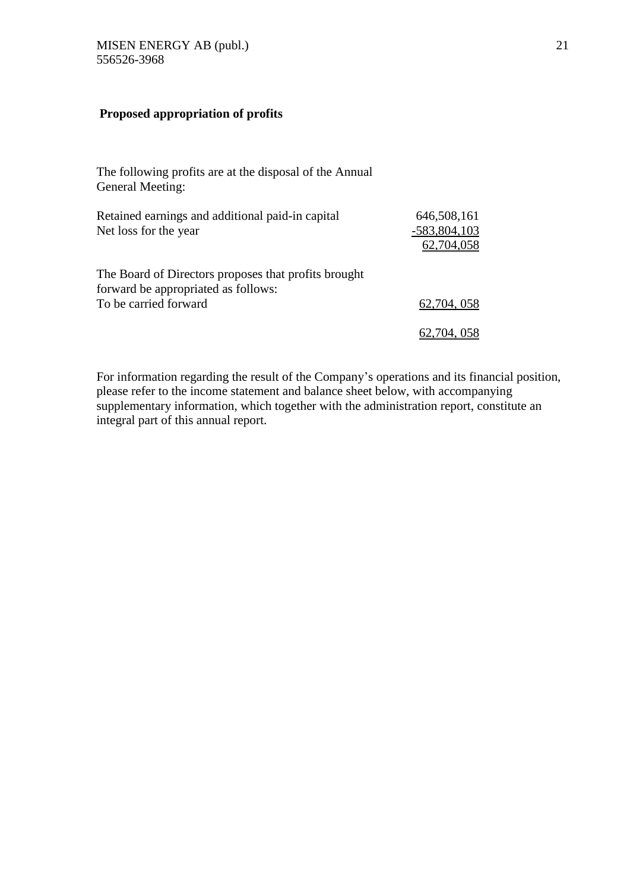**Proposed appropriation of profits**

The following profits are at the disposal of the Annual General Meeting:

| | |
|---|---:|
| Retained earnings and additional paid-in capital | 646,508,161 |
| Net loss for the year | -583,804,103 |
| | 62,704,058 |

The Board of Directors proposes that profits brought forward be appropriated as follows:

| | |
|---|---:|
| To be carried forward | 62,704, 058 |
| | 62,704, 058 |

For information regarding the result of the Company's operations and its financial position, please refer to the income statement and balance sheet below, with accompanying supplementary information, which together with the administration report, constitute an integral part of this annual report.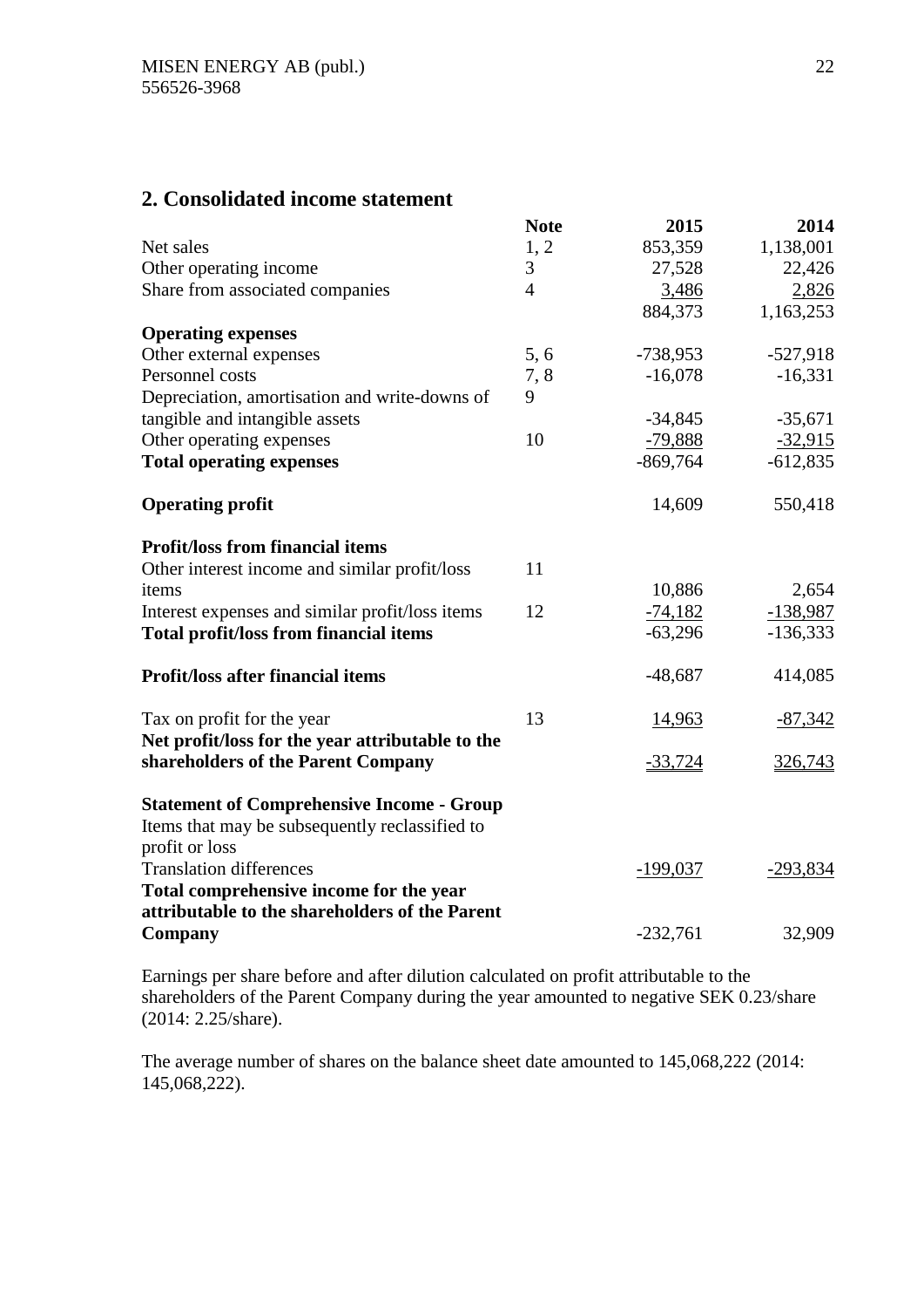MISEN ENERGY AB (publ.)
556526-3968

## 2. Consolidated income statement

| | Note | 2015 | 2014 |
|---|---|---|---|
| Net sales | 1, 2 | 853,359 | 1,138,001 |
| Other operating income | 3 | 27,528 | 22,426 |
| Share from associated companies | 4 | 3,486 | 2,826 |
| | | 884,373 | 1,163,253 |
| **Operating expenses** | | | |
| Other external expenses | 5, 6 | -738,953 | -527,918 |
| Personnel costs | 7, 8 | -16,078 | -16,331 |
| Depreciation, amortisation and write-downs of tangible and intangible assets | 9 | -34,845 | -35,671 |
| Other operating expenses | 10 | -79,888 | -32,915 |
| **Total operating expenses** | | -869,764 | -612,835 |
| | | | |
| **Operating profit** | | 14,609 | 550,418 |
| | | | |
| **Profit/loss from financial items** | | | |
| Other interest income and similar profit/loss items | 11 | 10,886 | 2,654 |
| Interest expenses and similar profit/loss items | 12 | -74,182 | -138,987 |
| **Total profit/loss from financial items** | | -63,296 | -136,333 |
| | | | |
| **Profit/loss after financial items** | | -48,687 | 414,085 |
| | | | |
| Tax on profit for the year | 13 | 14,963 | -87,342 |
| **Net profit/loss for the year attributable to the shareholders of the Parent Company** | | -33,724 | 326,743 |
| | | | |
| **Statement of Comprehensive Income - Group** | | | |
| Items that may be subsequently reclassified to profit or loss | | | |
| Translation differences | | -199,037 | -293,834 |
| **Total comprehensive income for the year attributable to the shareholders of the Parent Company** | | -232,761 | 32,909 |

Earnings per share before and after dilution calculated on profit attributable to the shareholders of the Parent Company during the year amounted to negative SEK 0.23/share (2014: 2.25/share).

The average number of shares on the balance sheet date amounted to 145,068,222 (2014: 145,068,222).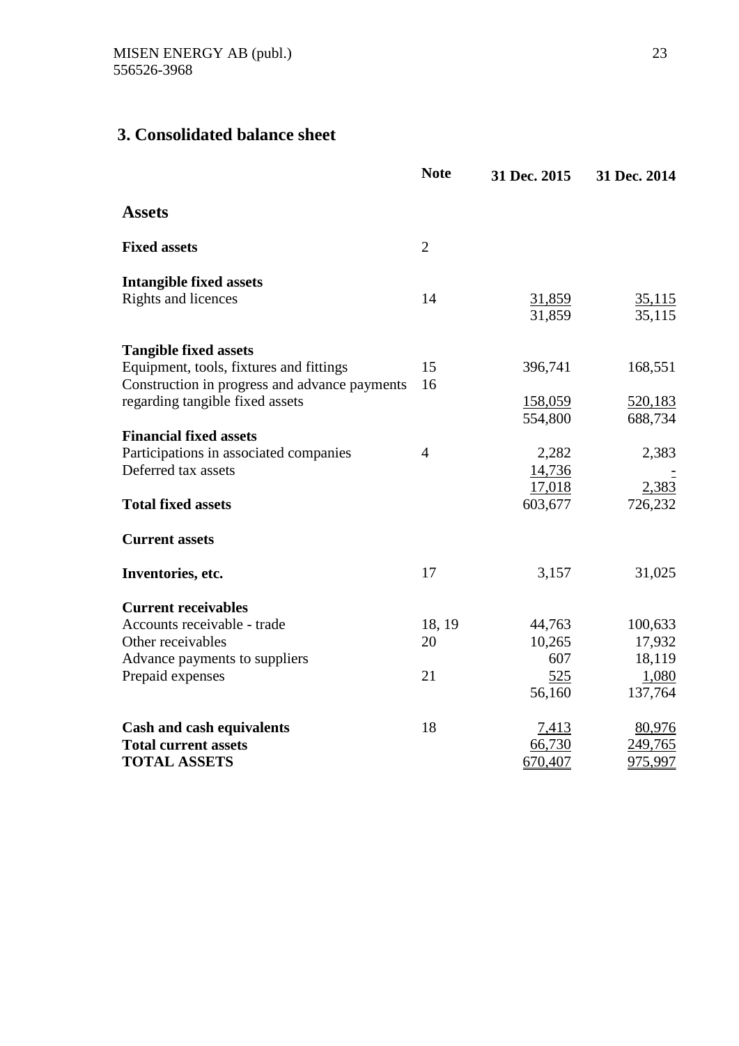## 3. Consolidated balance sheet

| | Note | 31 Dec. 2015 | 31 Dec. 2014 |
|---|---|---|---|
| **Assets** | | | |
| **Fixed assets** | 2 | | |
| **Intangible fixed assets** | | | |
| Rights and licences | 14 | 31,859 | 35,115 |
| | | 31,859 | 35,115 |
| **Tangible fixed assets** | | | |
| Equipment, tools, fixtures and fittings | 15 | 396,741 | 168,551 |
| Construction in progress and advance payments regarding tangible fixed assets | 16 | 158,059 | 520,183 |
| | | 554,800 | 688,734 |
| **Financial fixed assets** | | | |
| Participations in associated companies | 4 | 2,282 | 2,383 |
| Deferred tax assets | | 14,736 | - |
| | | 17,018 | 2,383 |
| **Total fixed assets** | | 603,677 | 726,232 |
| **Current assets** | | | |
| **Inventories, etc.** | 17 | 3,157 | 31,025 |
| **Current receivables** | | | |
| Accounts receivable - trade | 18, 19 | 44,763 | 100,633 |
| Other receivables | 20 | 10,265 | 17,932 |
| Advance payments to suppliers | | 607 | 18,119 |
| Prepaid expenses | 21 | 525 | 1,080 |
| | | 56,160 | 137,764 |
| **Cash and cash equivalents** | 18 | 7,413 | 80,976 |
| **Total current assets** | | 66,730 | 249,765 |
| **TOTAL ASSETS** | | 670,407 | 975,997 |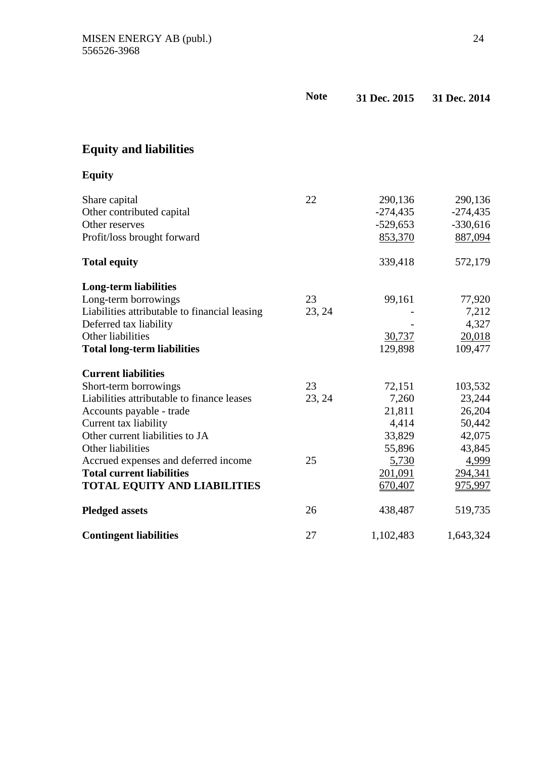| | Note | 31 Dec. 2015 | 31 Dec. 2014 |
|---|---|---|---|
| **Equity and liabilities** | | | |
| **Equity** | | | |
| Share capital | 22 | 290,136 | 290,136 |
| Other contributed capital | | -274,435 | -274,435 |
| Other reserves | | -529,653 | -330,616 |
| Profit/loss brought forward | | 853,370 | 887,094 |
| **Total equity** | | 339,418 | 572,179 |
| **Long-term liabilities** | | | |
| Long-term borrowings | 23 | 99,161 | 77,920 |
| Liabilities attributable to financial leasing | 23, 24 | - | 7,212 |
| Deferred tax liability | | - | 4,327 |
| Other liabilities | | 30,737 | 20,018 |
| **Total long-term liabilities** | | 129,898 | 109,477 |
| **Current liabilities** | | | |
| Short-term borrowings | 23 | 72,151 | 103,532 |
| Liabilities attributable to finance leases | 23, 24 | 7,260 | 23,244 |
| Accounts payable - trade | | 21,811 | 26,204 |
| Current tax liability | | 4,414 | 50,442 |
| Other current liabilities to JA | | 33,829 | 42,075 |
| Other liabilities | | 55,896 | 43,845 |
| Accrued expenses and deferred income | 25 | 5,730 | 4,999 |
| **Total current liabilities** | | 201,091 | 294,341 |
| **TOTAL EQUITY AND LIABILITIES** | | 670,407 | 975,997 |
| **Pledged assets** | 26 | 438,487 | 519,735 |
| **Contingent liabilities** | 27 | 1,102,483 | 1,643,324 |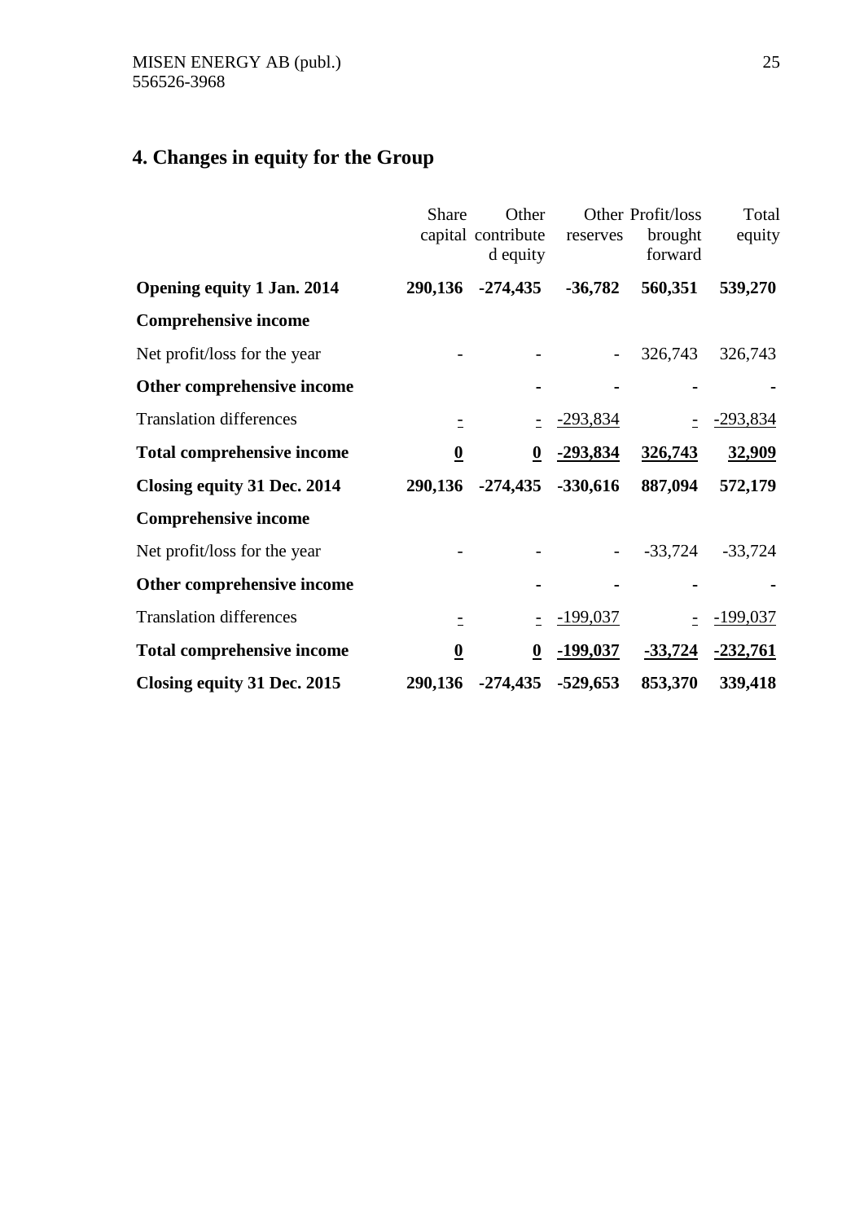## 4. Changes in equity for the Group

| | Share capital | Other contributed equity | Other reserves | Profit/loss brought forward | Total equity |
|---|---|---|---|---|---|
| **Opening equity 1 Jan. 2014** | **290,136** | **-274,435** | **-36,782** | **560,351** | **539,270** |
| **Comprehensive income** | | | | | |
| Net profit/loss for the year | - | - | - | 326,743 | 326,743 |
| **Other comprehensive income** | | **-** | **-** | **-** | **-** |
| Translation differences | - | - | -293,834 | - | -293,834 |
| **Total comprehensive income** | **0** | **0** | **-293,834** | **326,743** | **32,909** |
| **Closing equity 31 Dec. 2014** | **290,136** | **-274,435** | **-330,616** | **887,094** | **572,179** |
| **Comprehensive income** | | | | | |
| Net profit/loss for the year | - | - | - | -33,724 | -33,724 |
| **Other comprehensive income** | | **-** | **-** | **-** | **-** |
| Translation differences | - | - | -199,037 | - | -199,037 |
| **Total comprehensive income** | **0** | **0** | **-199,037** | **-33,724** | **-232,761** |
| **Closing equity 31 Dec. 2015** | **290,136** | **-274,435** | **-529,653** | **853,370** | **339,418** |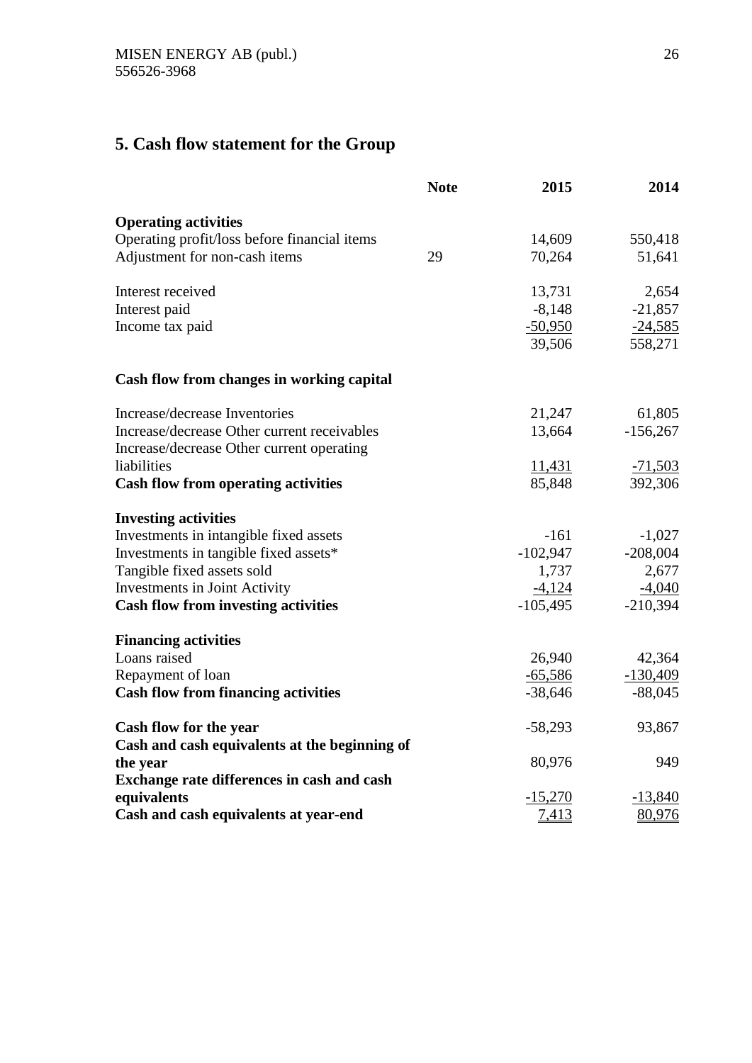## 5. Cash flow statement for the Group

| | Note | 2015 | 2014 |
|---|---|---|---|
| **Operating activities** | | | |
| Operating profit/loss before financial items | | 14,609 | 550,418 |
| Adjustment for non-cash items | 29 | 70,264 | 51,641 |
| | | | |
| Interest received | | 13,731 | 2,654 |
| Interest paid | | -8,148 | -21,857 |
| Income tax paid | | -50,950 | -24,585 |
| | | 39,506 | 558,271 |
| | | | |
| **Cash flow from changes in working capital** | | | |
| | | | |
| Increase/decrease Inventories | | 21,247 | 61,805 |
| Increase/decrease Other current receivables | | 13,664 | -156,267 |
| Increase/decrease Other current operating liabilities | | 11,431 | -71,503 |
| **Cash flow from operating activities** | | 85,848 | 392,306 |
| | | | |
| **Investing activities** | | | |
| Investments in intangible fixed assets | | -161 | -1,027 |
| Investments in tangible fixed assets* | | -102,947 | -208,004 |
| Tangible fixed assets sold | | 1,737 | 2,677 |
| Investments in Joint Activity | | -4,124 | -4,040 |
| **Cash flow from investing activities** | | -105,495 | -210,394 |
| | | | |
| **Financing activities** | | | |
| Loans raised | | 26,940 | 42,364 |
| Repayment of loan | | -65,586 | -130,409 |
| **Cash flow from financing activities** | | -38,646 | -88,045 |
| | | | |
| **Cash flow for the year** | | -58,293 | 93,867 |
| **Cash and cash equivalents at the beginning of the year** | | 80,976 | 949 |
| **Exchange rate differences in cash and cash equivalents** | | -15,270 | -13,840 |
| **Cash and cash equivalents at year-end** | | 7,413 | 80,976 |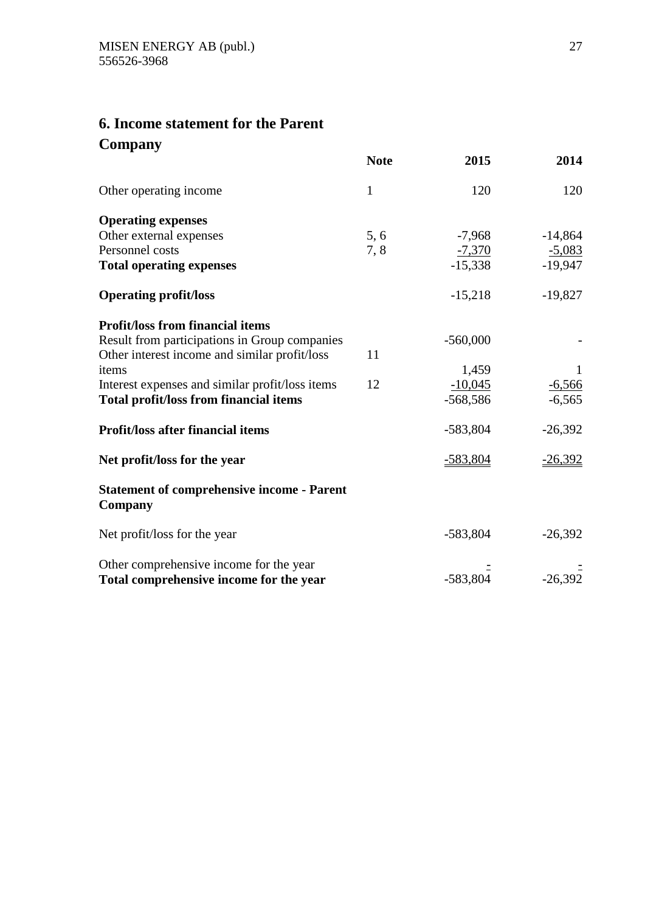## 6. Income statement for the Parent Company

| | Note | 2015 | 2014 |
|---|---|---|---|
| Other operating income | 1 | 120 | 120 |
| **Operating expenses** | | | |
| Other external expenses | 5, 6 | -7,968 | -14,864 |
| Personnel costs | 7, 8 | -7,370 | -5,083 |
| **Total operating expenses** | | -15,338 | -19,947 |
| **Operating profit/loss** | | -15,218 | -19,827 |
| **Profit/loss from financial items** | | | |
| Result from participations in Group companies | | -560,000 | - |
| Other interest income and similar profit/loss items | 11 | 1,459 | 1 |
| Interest expenses and similar profit/loss items | 12 | -10,045 | -6,566 |
| **Total profit/loss from financial items** | | -568,586 | -6,565 |
| **Profit/loss after financial items** | | -583,804 | -26,392 |
| **Net profit/loss for the year** | | -583,804 | -26,392 |

**Statement of comprehensive income - Parent Company**

| | | 2015 | 2014 |
|---|---|---|---|
| Net profit/loss for the year | | -583,804 | -26,392 |
| Other comprehensive income for the year | | - | - |
| **Total comprehensive income for the year** | | -583,804 | -26,392 |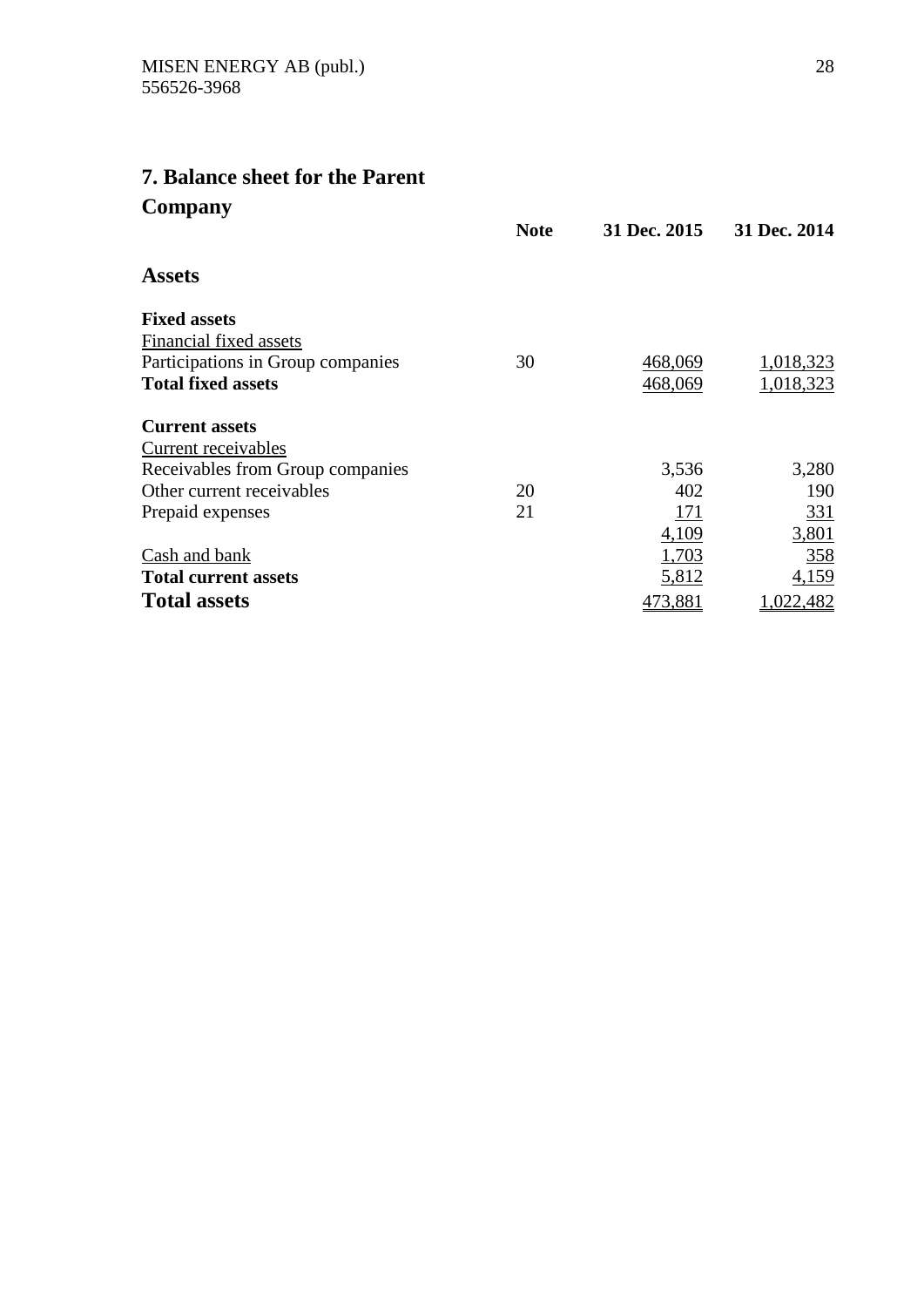## 7. Balance sheet for the Parent Company

| | Note | 31 Dec. 2015 | 31 Dec. 2014 |
|---|---|---|---|
| **Assets** | | | |
| **Fixed assets** | | | |
| Financial fixed assets | | | |
| Participations in Group companies | 30 | 468,069 | 1,018,323 |
| **Total fixed assets** | | 468,069 | 1,018,323 |
| **Current assets** | | | |
| Current receivables | | | |
| Receivables from Group companies | | 3,536 | 3,280 |
| Other current receivables | 20 | 402 | 190 |
| Prepaid expenses | 21 | 171 | 331 |
| | | 4,109 | 3,801 |
| Cash and bank | | 1,703 | 358 |
| **Total current assets** | | 5,812 | 4,159 |
| **Total assets** | | 473,881 | 1,022,482 |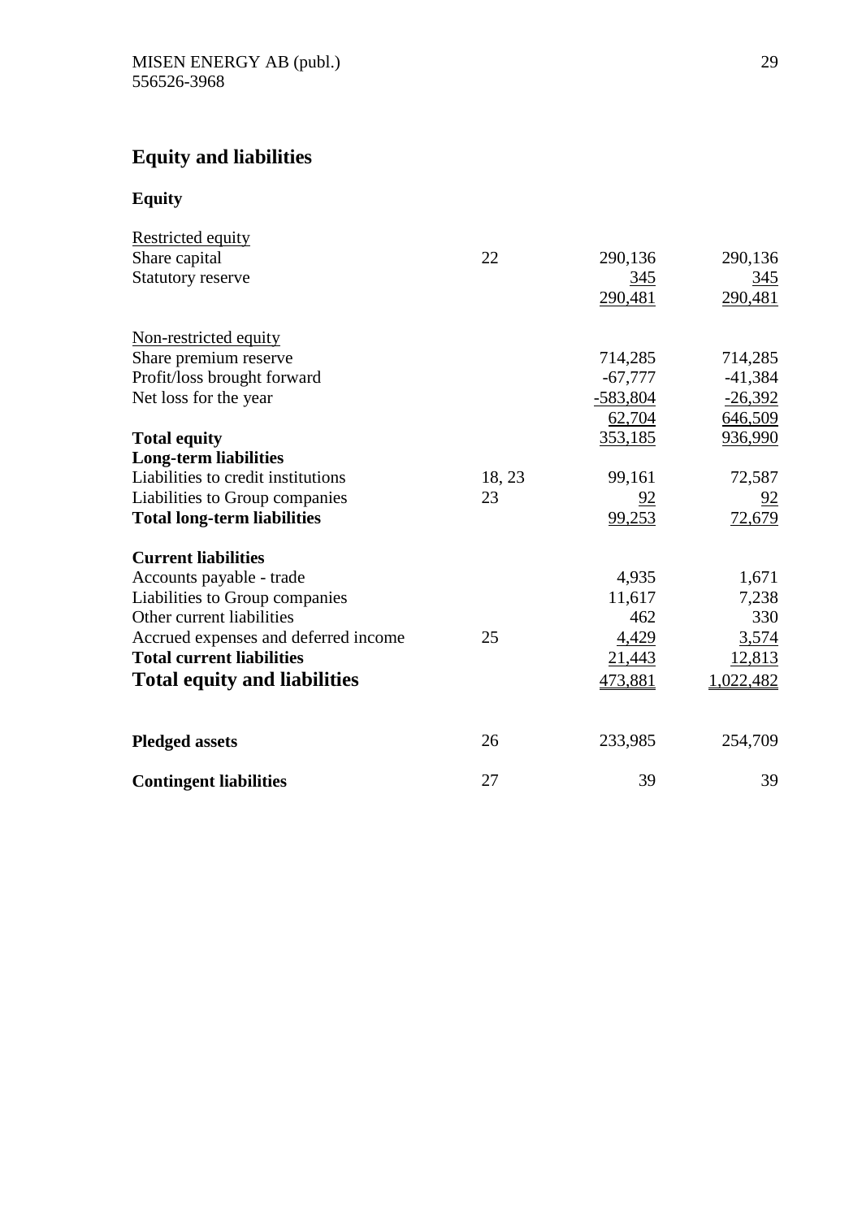## Equity and liabilities

### Equity

| | Note | | |
|---|---|---|---|
| Restricted equity | | | |
| Share capital | 22 | 290,136 | 290,136 |
| Statutory reserve | | 345 | 345 |
| | | 290,481 | 290,481 |
| | | | |
| Non-restricted equity | | | |
| Share premium reserve | | 714,285 | 714,285 |
| Profit/loss brought forward | | -67,777 | -41,384 |
| Net loss for the year | | -583,804 | -26,392 |
| | | 62,704 | 646,509 |
| **Total equity** | | 353,185 | 936,990 |
| **Long-term liabilities** | | | |
| Liabilities to credit institutions | 18, 23 | 99,161 | 72,587 |
| Liabilities to Group companies | 23 | 92 | 92 |
| **Total long-term liabilities** | | 99,253 | 72,679 |
| | | | |
| **Current liabilities** | | | |
| Accounts payable - trade | | 4,935 | 1,671 |
| Liabilities to Group companies | | 11,617 | 7,238 |
| Other current liabilities | | 462 | 330 |
| Accrued expenses and deferred income | 25 | 4,429 | 3,574 |
| **Total current liabilities** | | 21,443 | 12,813 |
| **Total equity and liabilities** | | 473,881 | 1,022,482 |
| | | | |
| **Pledged assets** | 26 | 233,985 | 254,709 |
| | | | |
| **Contingent liabilities** | 27 | 39 | 39 |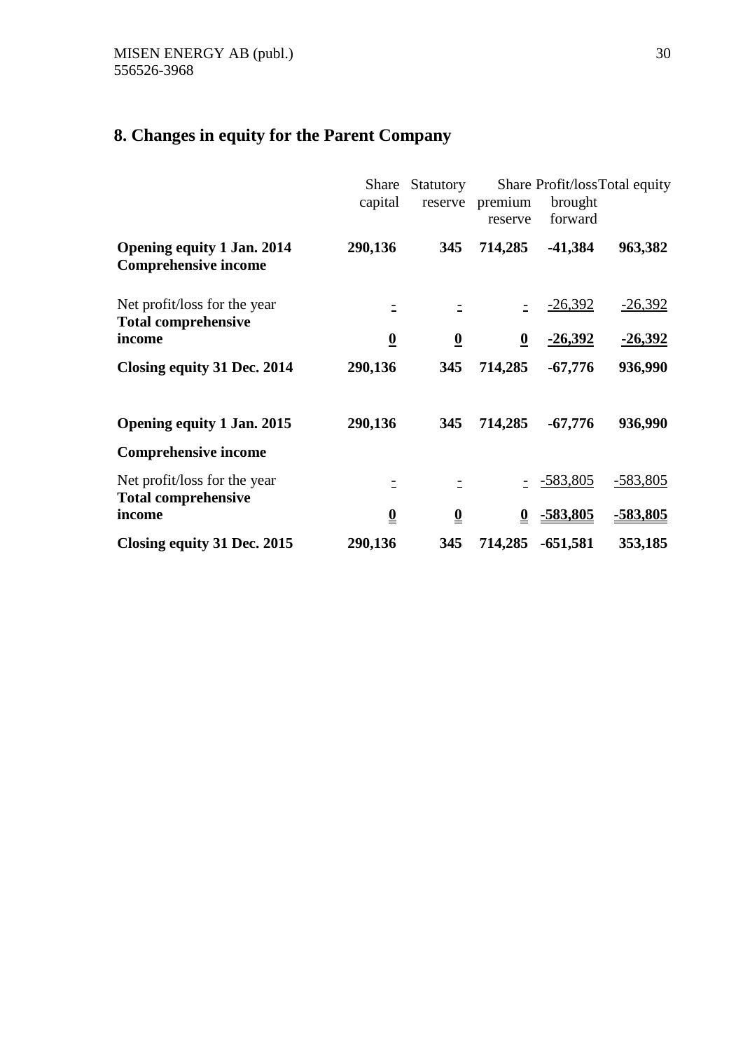## 8. Changes in equity for the Parent Company

| | Share capital | Statutory reserve | Share premium reserve | Profit/loss brought forward | Total equity |
|---|---|---|---|---|---|
| **Opening equity 1 Jan. 2014** | **290,136** | **345** | **714,285** | **-41,384** | **963,382** |
| **Comprehensive income** | | | | | |
| Net profit/loss for the year | - | - | - | -26,392 | -26,392 |
| **Total comprehensive income** | **0** | **0** | **0** | **-26,392** | **-26,392** |
| **Closing equity 31 Dec. 2014** | **290,136** | **345** | **714,285** | **-67,776** | **936,990** |
| | | | | | |
| **Opening equity 1 Jan. 2015** | **290,136** | **345** | **714,285** | **-67,776** | **936,990** |
| **Comprehensive income** | | | | | |
| Net profit/loss for the year | - | - | - | -583,805 | -583,805 |
| **Total comprehensive income** | **0** | **0** | **0** | **-583,805** | **-583,805** |
| **Closing equity 31 Dec. 2015** | **290,136** | **345** | **714,285** | **-651,581** | **353,185** |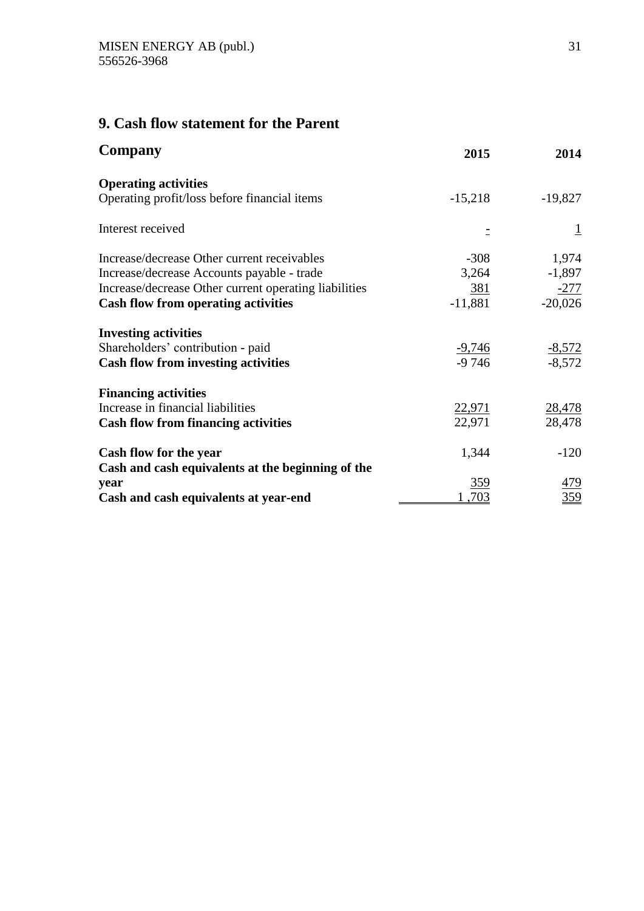## 9. Cash flow statement for the Parent Company

| | 2015 | 2014 |
|---|---|---|
| **Operating activities** | | |
| Operating profit/loss before financial items | -15,218 | -19,827 |
| Interest received | - | 1 |
| Increase/decrease Other current receivables | -308 | 1,974 |
| Increase/decrease Accounts payable - trade | 3,264 | -1,897 |
| Increase/decrease Other current operating liabilities | 381 | -277 |
| **Cash flow from operating activities** | -11,881 | -20,026 |
| **Investing activities** | | |
| Shareholders' contribution - paid | -9,746 | -8,572 |
| **Cash flow from investing activities** | -9 746 | -8,572 |
| **Financing activities** | | |
| Increase in financial liabilities | 22,971 | 28,478 |
| **Cash flow from financing activities** | 22,971 | 28,478 |
| **Cash flow for the year** | 1,344 | -120 |
| **Cash and cash equivalents at the beginning of the year** | 359 | 479 |
| **Cash and cash equivalents at year-end** | 1 ,703 | 359 |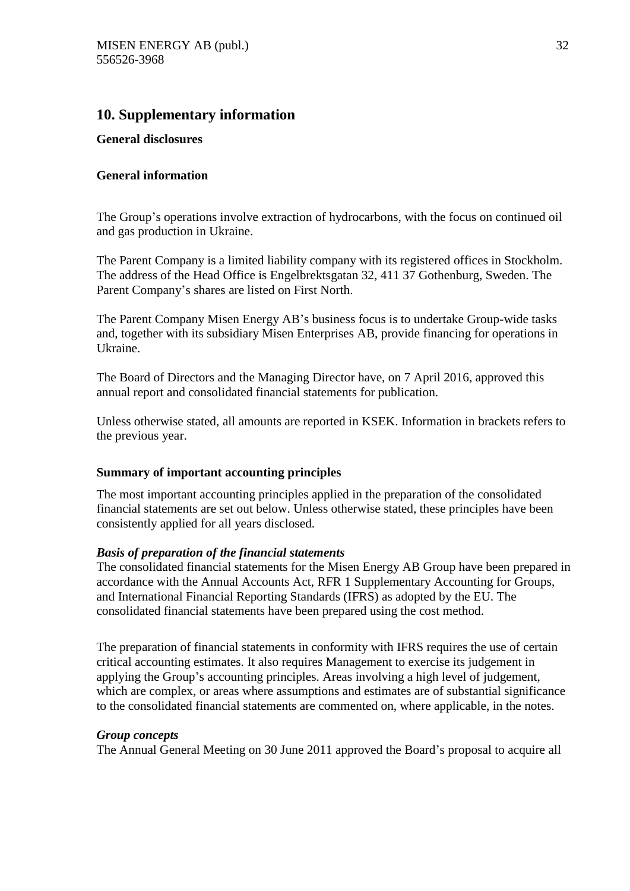## 10. Supplementary information

**General disclosures**

**General information**

The Group's operations involve extraction of hydrocarbons, with the focus on continued oil and gas production in Ukraine.

The Parent Company is a limited liability company with its registered offices in Stockholm. The address of the Head Office is Engelbrektsgatan 32, 411 37 Gothenburg, Sweden. The Parent Company's shares are listed on First North.

The Parent Company Misen Energy AB's business focus is to undertake Group-wide tasks and, together with its subsidiary Misen Enterprises AB, provide financing for operations in Ukraine.

The Board of Directors and the Managing Director have, on 7 April 2016, approved this annual report and consolidated financial statements for publication.

Unless otherwise stated, all amounts are reported in KSEK. Information in brackets refers to the previous year.

**Summary of important accounting principles**

The most important accounting principles applied in the preparation of the consolidated financial statements are set out below. Unless otherwise stated, these principles have been consistently applied for all years disclosed.

***Basis of preparation of the financial statements***

The consolidated financial statements for the Misen Energy AB Group have been prepared in accordance with the Annual Accounts Act, RFR 1 Supplementary Accounting for Groups, and International Financial Reporting Standards (IFRS) as adopted by the EU. The consolidated financial statements have been prepared using the cost method.

The preparation of financial statements in conformity with IFRS requires the use of certain critical accounting estimates. It also requires Management to exercise its judgement in applying the Group's accounting principles. Areas involving a high level of judgement, which are complex, or areas where assumptions and estimates are of substantial significance to the consolidated financial statements are commented on, where applicable, in the notes.

***Group concepts***

The Annual General Meeting on 30 June 2011 approved the Board's proposal to acquire all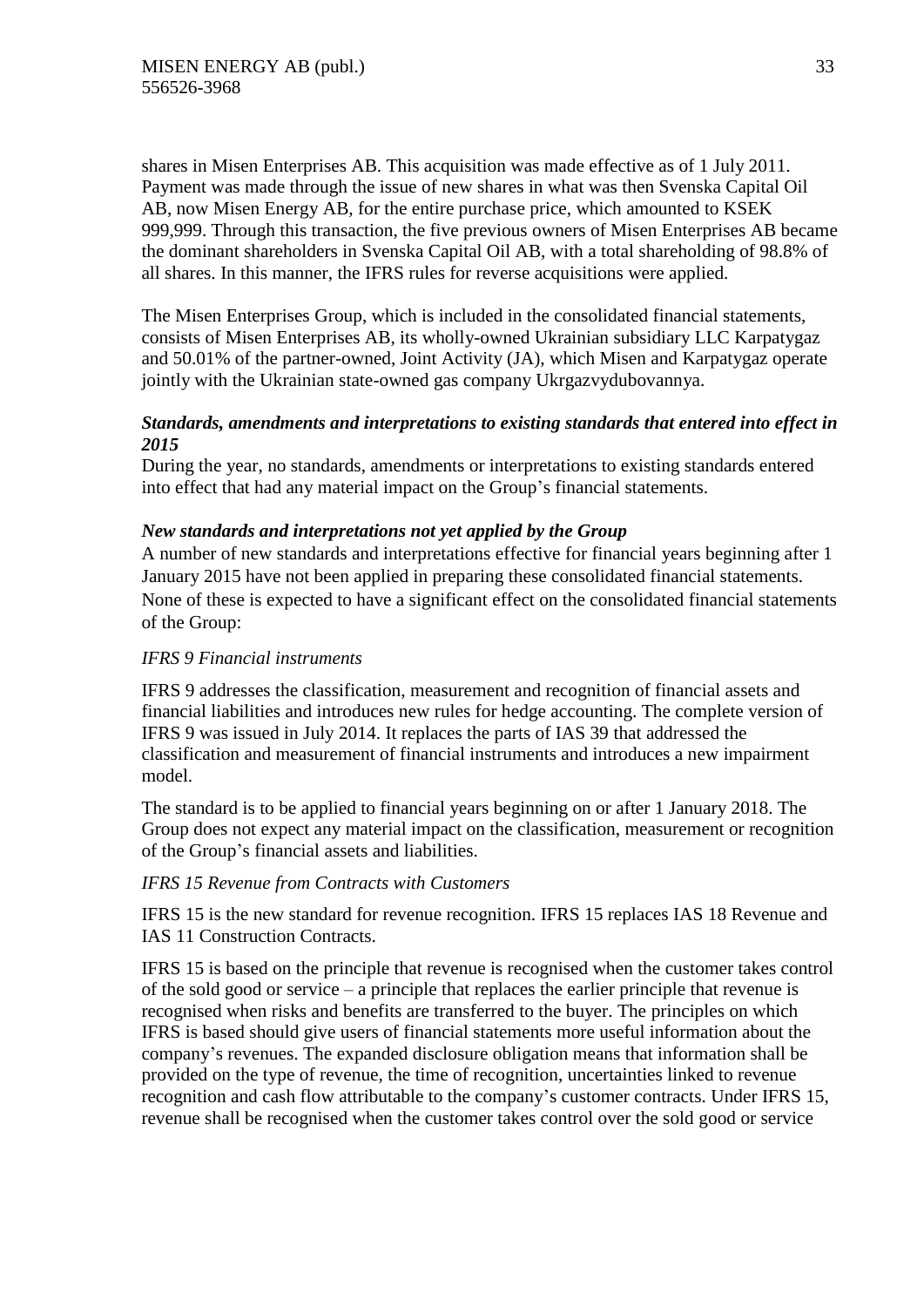shares in Misen Enterprises AB. This acquisition was made effective as of 1 July 2011. Payment was made through the issue of new shares in what was then Svenska Capital Oil AB, now Misen Energy AB, for the entire purchase price, which amounted to KSEK 999,999. Through this transaction, the five previous owners of Misen Enterprises AB became the dominant shareholders in Svenska Capital Oil AB, with a total shareholding of 98.8% of all shares. In this manner, the IFRS rules for reverse acquisitions were applied.

The Misen Enterprises Group, which is included in the consolidated financial statements, consists of Misen Enterprises AB, its wholly-owned Ukrainian subsidiary LLC Karpatygaz and 50.01% of the partner-owned, Joint Activity (JA), which Misen and Karpatygaz operate jointly with the Ukrainian state-owned gas company Ukrgazvydubovannya.

***Standards, amendments and interpretations to existing standards that entered into effect in 2015***

During the year, no standards, amendments or interpretations to existing standards entered into effect that had any material impact on the Group's financial statements.

***New standards and interpretations not yet applied by the Group***

A number of new standards and interpretations effective for financial years beginning after 1 January 2015 have not been applied in preparing these consolidated financial statements. None of these is expected to have a significant effect on the consolidated financial statements of the Group:

*IFRS 9 Financial instruments*

IFRS 9 addresses the classification, measurement and recognition of financial assets and financial liabilities and introduces new rules for hedge accounting. The complete version of IFRS 9 was issued in July 2014. It replaces the parts of IAS 39 that addressed the classification and measurement of financial instruments and introduces a new impairment model.

The standard is to be applied to financial years beginning on or after 1 January 2018. The Group does not expect any material impact on the classification, measurement or recognition of the Group's financial assets and liabilities.

*IFRS 15 Revenue from Contracts with Customers*

IFRS 15 is the new standard for revenue recognition. IFRS 15 replaces IAS 18 Revenue and IAS 11 Construction Contracts.

IFRS 15 is based on the principle that revenue is recognised when the customer takes control of the sold good or service – a principle that replaces the earlier principle that revenue is recognised when risks and benefits are transferred to the buyer. The principles on which IFRS is based should give users of financial statements more useful information about the company's revenues. The expanded disclosure obligation means that information shall be provided on the type of revenue, the time of recognition, uncertainties linked to revenue recognition and cash flow attributable to the company's customer contracts. Under IFRS 15, revenue shall be recognised when the customer takes control over the sold good or service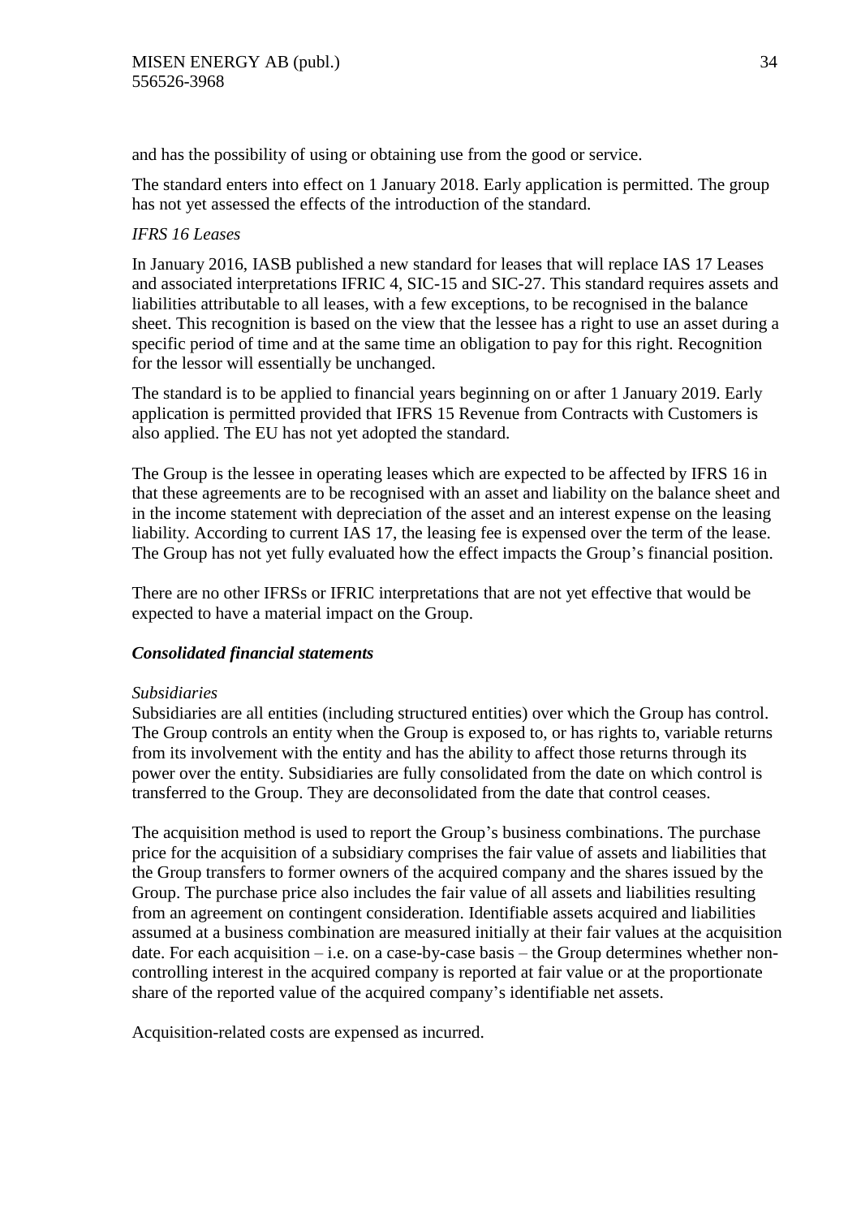and has the possibility of using or obtaining use from the good or service.

The standard enters into effect on 1 January 2018. Early application is permitted. The group has not yet assessed the effects of the introduction of the standard.

*IFRS 16 Leases*

In January 2016, IASB published a new standard for leases that will replace IAS 17 Leases and associated interpretations IFRIC 4, SIC-15 and SIC-27. This standard requires assets and liabilities attributable to all leases, with a few exceptions, to be recognised in the balance sheet. This recognition is based on the view that the lessee has a right to use an asset during a specific period of time and at the same time an obligation to pay for this right. Recognition for the lessor will essentially be unchanged.

The standard is to be applied to financial years beginning on or after 1 January 2019. Early application is permitted provided that IFRS 15 Revenue from Contracts with Customers is also applied. The EU has not yet adopted the standard.

The Group is the lessee in operating leases which are expected to be affected by IFRS 16 in that these agreements are to be recognised with an asset and liability on the balance sheet and in the income statement with depreciation of the asset and an interest expense on the leasing liability. According to current IAS 17, the leasing fee is expensed over the term of the lease. The Group has not yet fully evaluated how the effect impacts the Group's financial position.

There are no other IFRSs or IFRIC interpretations that are not yet effective that would be expected to have a material impact on the Group.

***Consolidated financial statements***

*Subsidiaries*

Subsidiaries are all entities (including structured entities) over which the Group has control. The Group controls an entity when the Group is exposed to, or has rights to, variable returns from its involvement with the entity and has the ability to affect those returns through its power over the entity. Subsidiaries are fully consolidated from the date on which control is transferred to the Group. They are deconsolidated from the date that control ceases.

The acquisition method is used to report the Group's business combinations. The purchase price for the acquisition of a subsidiary comprises the fair value of assets and liabilities that the Group transfers to former owners of the acquired company and the shares issued by the Group. The purchase price also includes the fair value of all assets and liabilities resulting from an agreement on contingent consideration. Identifiable assets acquired and liabilities assumed at a business combination are measured initially at their fair values at the acquisition date. For each acquisition – i.e. on a case-by-case basis – the Group determines whether non-controlling interest in the acquired company is reported at fair value or at the proportionate share of the reported value of the acquired company's identifiable net assets.

Acquisition-related costs are expensed as incurred.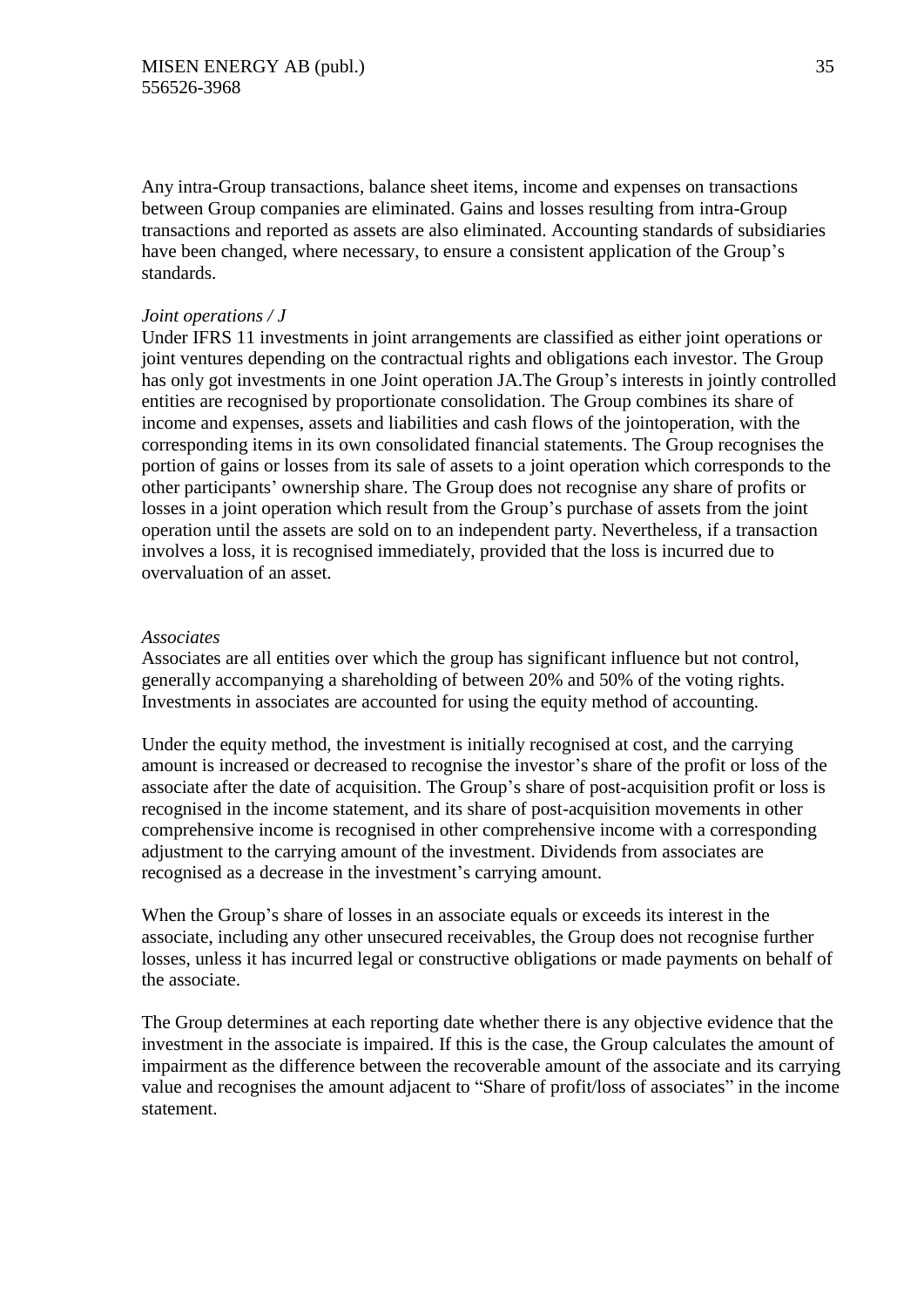Any intra-Group transactions, balance sheet items, income and expenses on transactions between Group companies are eliminated. Gains and losses resulting from intra-Group transactions and reported as assets are also eliminated. Accounting standards of subsidiaries have been changed, where necessary, to ensure a consistent application of the Group's standards.

*Joint operations / J*

Under IFRS 11 investments in joint arrangements are classified as either joint operations or joint ventures depending on the contractual rights and obligations each investor. The Group has only got investments in one Joint operation JA.The Group's interests in jointly controlled entities are recognised by proportionate consolidation. The Group combines its share of income and expenses, assets and liabilities and cash flows of the jointoperation, with the corresponding items in its own consolidated financial statements. The Group recognises the portion of gains or losses from its sale of assets to a joint operation which corresponds to the other participants' ownership share. The Group does not recognise any share of profits or losses in a joint operation which result from the Group's purchase of assets from the joint operation until the assets are sold on to an independent party. Nevertheless, if a transaction involves a loss, it is recognised immediately, provided that the loss is incurred due to overvaluation of an asset.

*Associates*

Associates are all entities over which the group has significant influence but not control, generally accompanying a shareholding of between 20% and 50% of the voting rights. Investments in associates are accounted for using the equity method of accounting.

Under the equity method, the investment is initially recognised at cost, and the carrying amount is increased or decreased to recognise the investor's share of the profit or loss of the associate after the date of acquisition. The Group's share of post-acquisition profit or loss is recognised in the income statement, and its share of post-acquisition movements in other comprehensive income is recognised in other comprehensive income with a corresponding adjustment to the carrying amount of the investment. Dividends from associates are recognised as a decrease in the investment's carrying amount.

When the Group's share of losses in an associate equals or exceeds its interest in the associate, including any other unsecured receivables, the Group does not recognise further losses, unless it has incurred legal or constructive obligations or made payments on behalf of the associate.

The Group determines at each reporting date whether there is any objective evidence that the investment in the associate is impaired. If this is the case, the Group calculates the amount of impairment as the difference between the recoverable amount of the associate and its carrying value and recognises the amount adjacent to "Share of profit/loss of associates" in the income statement.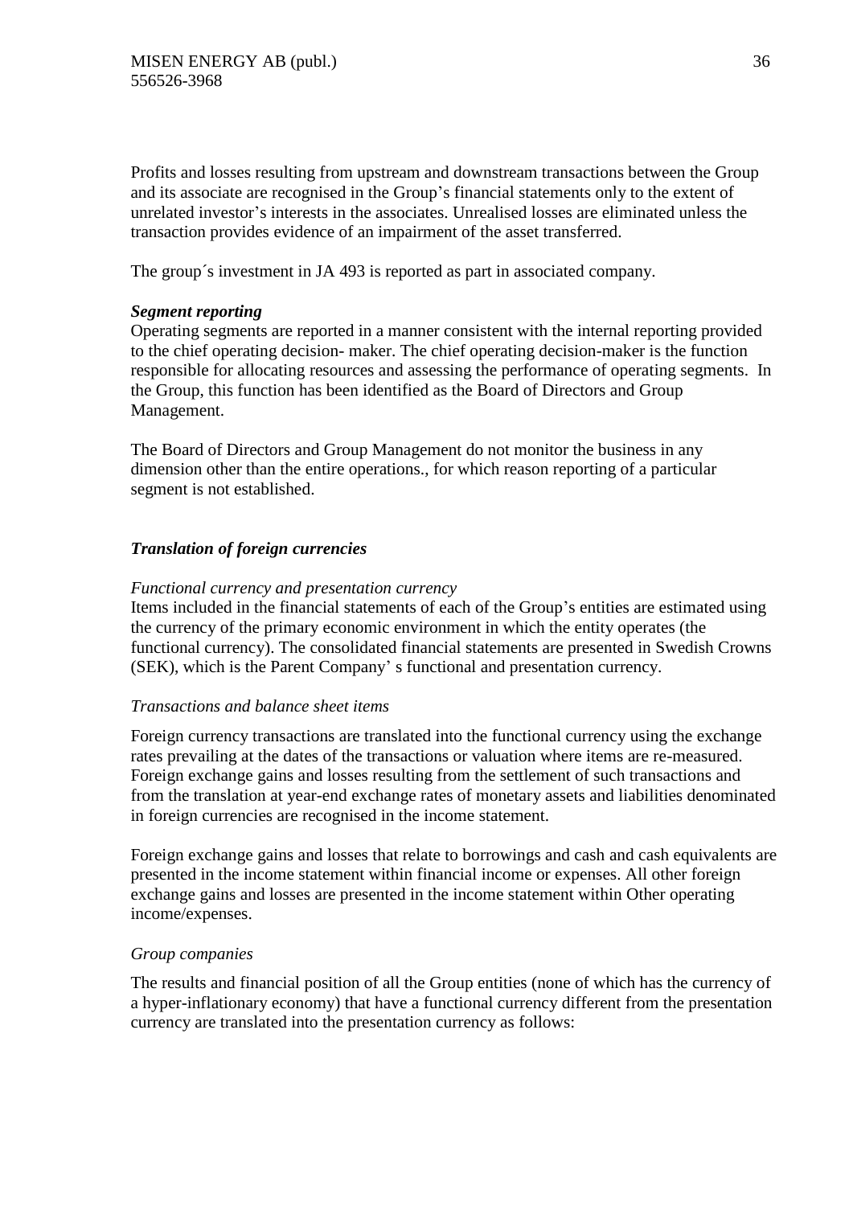Profits and losses resulting from upstream and downstream transactions between the Group and its associate are recognised in the Group's financial statements only to the extent of unrelated investor's interests in the associates. Unrealised losses are eliminated unless the transaction provides evidence of an impairment of the asset transferred.

The group´s investment in JA 493 is reported as part in associated company.

***Segment reporting***

Operating segments are reported in a manner consistent with the internal reporting provided to the chief operating decision- maker. The chief operating decision-maker is the function responsible for allocating resources and assessing the performance of operating segments. In the Group, this function has been identified as the Board of Directors and Group Management.

The Board of Directors and Group Management do not monitor the business in any dimension other than the entire operations., for which reason reporting of a particular segment is not established.

***Translation of foreign currencies***

*Functional currency and presentation currency*

Items included in the financial statements of each of the Group's entities are estimated using the currency of the primary economic environment in which the entity operates (the functional currency). The consolidated financial statements are presented in Swedish Crowns (SEK), which is the Parent Company' s functional and presentation currency.

*Transactions and balance sheet items*

Foreign currency transactions are translated into the functional currency using the exchange rates prevailing at the dates of the transactions or valuation where items are re-measured. Foreign exchange gains and losses resulting from the settlement of such transactions and from the translation at year-end exchange rates of monetary assets and liabilities denominated in foreign currencies are recognised in the income statement.

Foreign exchange gains and losses that relate to borrowings and cash and cash equivalents are presented in the income statement within financial income or expenses. All other foreign exchange gains and losses are presented in the income statement within Other operating income/expenses.

*Group companies*

The results and financial position of all the Group entities (none of which has the currency of a hyper-inflationary economy) that have a functional currency different from the presentation currency are translated into the presentation currency as follows: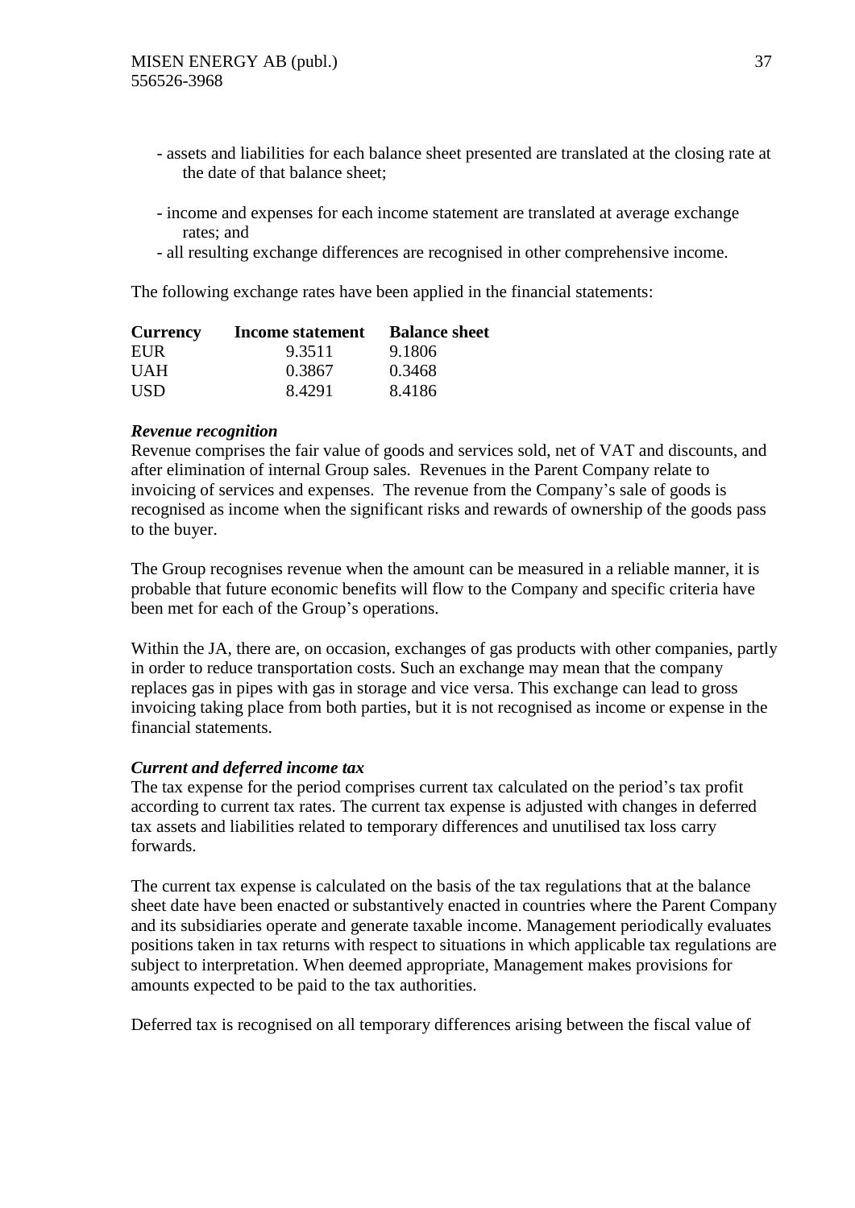- assets and liabilities for each balance sheet presented are translated at the closing rate at the date of that balance sheet;
- income and expenses for each income statement are translated at average exchange rates; and
- all resulting exchange differences are recognised in other comprehensive income.

The following exchange rates have been applied in the financial statements:

| Currency | Income statement | Balance sheet |
|---|---|---|
| EUR | 9.3511 | 9.1806 |
| UAH | 0.3867 | 0.3468 |
| USD | 8.4291 | 8.4186 |

***Revenue recognition***

Revenue comprises the fair value of goods and services sold, net of VAT and discounts, and after elimination of internal Group sales. Revenues in the Parent Company relate to invoicing of services and expenses. The revenue from the Company's sale of goods is recognised as income when the significant risks and rewards of ownership of the goods pass to the buyer.

The Group recognises revenue when the amount can be measured in a reliable manner, it is probable that future economic benefits will flow to the Company and specific criteria have been met for each of the Group's operations.

Within the JA, there are, on occasion, exchanges of gas products with other companies, partly in order to reduce transportation costs. Such an exchange may mean that the company replaces gas in pipes with gas in storage and vice versa. This exchange can lead to gross invoicing taking place from both parties, but it is not recognised as income or expense in the financial statements.

***Current and deferred income tax***

The tax expense for the period comprises current tax calculated on the period's tax profit according to current tax rates. The current tax expense is adjusted with changes in deferred tax assets and liabilities related to temporary differences and unutilised tax loss carry forwards.

The current tax expense is calculated on the basis of the tax regulations that at the balance sheet date have been enacted or substantively enacted in countries where the Parent Company and its subsidiaries operate and generate taxable income. Management periodically evaluates positions taken in tax returns with respect to situations in which applicable tax regulations are subject to interpretation. When deemed appropriate, Management makes provisions for amounts expected to be paid to the tax authorities.

Deferred tax is recognised on all temporary differences arising between the fiscal value of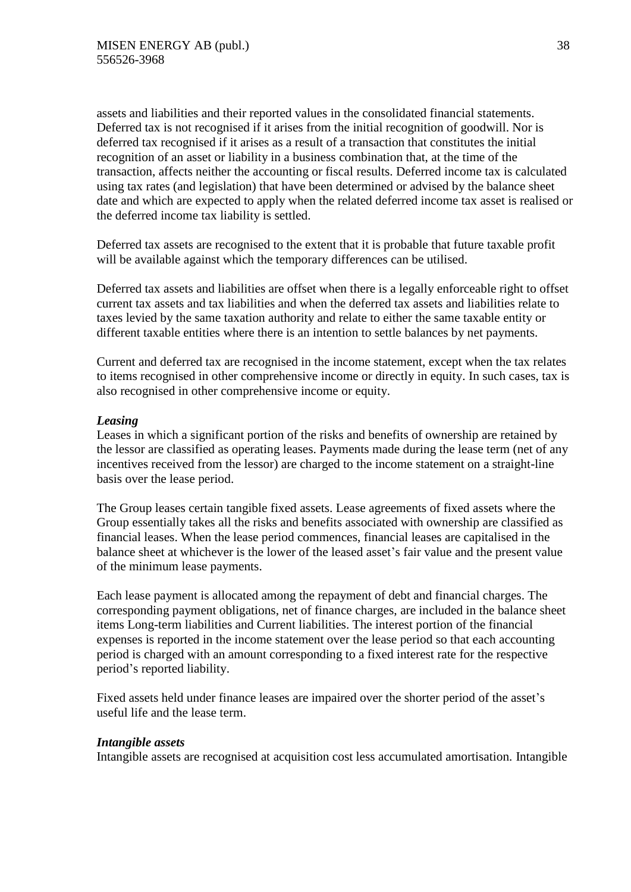assets and liabilities and their reported values in the consolidated financial statements. Deferred tax is not recognised if it arises from the initial recognition of goodwill. Nor is deferred tax recognised if it arises as a result of a transaction that constitutes the initial recognition of an asset or liability in a business combination that, at the time of the transaction, affects neither the accounting or fiscal results. Deferred income tax is calculated using tax rates (and legislation) that have been determined or advised by the balance sheet date and which are expected to apply when the related deferred income tax asset is realised or the deferred income tax liability is settled.

Deferred tax assets are recognised to the extent that it is probable that future taxable profit will be available against which the temporary differences can be utilised.

Deferred tax assets and liabilities are offset when there is a legally enforceable right to offset current tax assets and tax liabilities and when the deferred tax assets and liabilities relate to taxes levied by the same taxation authority and relate to either the same taxable entity or different taxable entities where there is an intention to settle balances by net payments.

Current and deferred tax are recognised in the income statement, except when the tax relates to items recognised in other comprehensive income or directly in equity. In such cases, tax is also recognised in other comprehensive income or equity.

***Leasing***

Leases in which a significant portion of the risks and benefits of ownership are retained by the lessor are classified as operating leases. Payments made during the lease term (net of any incentives received from the lessor) are charged to the income statement on a straight-line basis over the lease period.

The Group leases certain tangible fixed assets. Lease agreements of fixed assets where the Group essentially takes all the risks and benefits associated with ownership are classified as financial leases. When the lease period commences, financial leases are capitalised in the balance sheet at whichever is the lower of the leased asset's fair value and the present value of the minimum lease payments.

Each lease payment is allocated among the repayment of debt and financial charges. The corresponding payment obligations, net of finance charges, are included in the balance sheet items Long-term liabilities and Current liabilities. The interest portion of the financial expenses is reported in the income statement over the lease period so that each accounting period is charged with an amount corresponding to a fixed interest rate for the respective period's reported liability.

Fixed assets held under finance leases are impaired over the shorter period of the asset's useful life and the lease term.

***Intangible assets***

Intangible assets are recognised at acquisition cost less accumulated amortisation. Intangible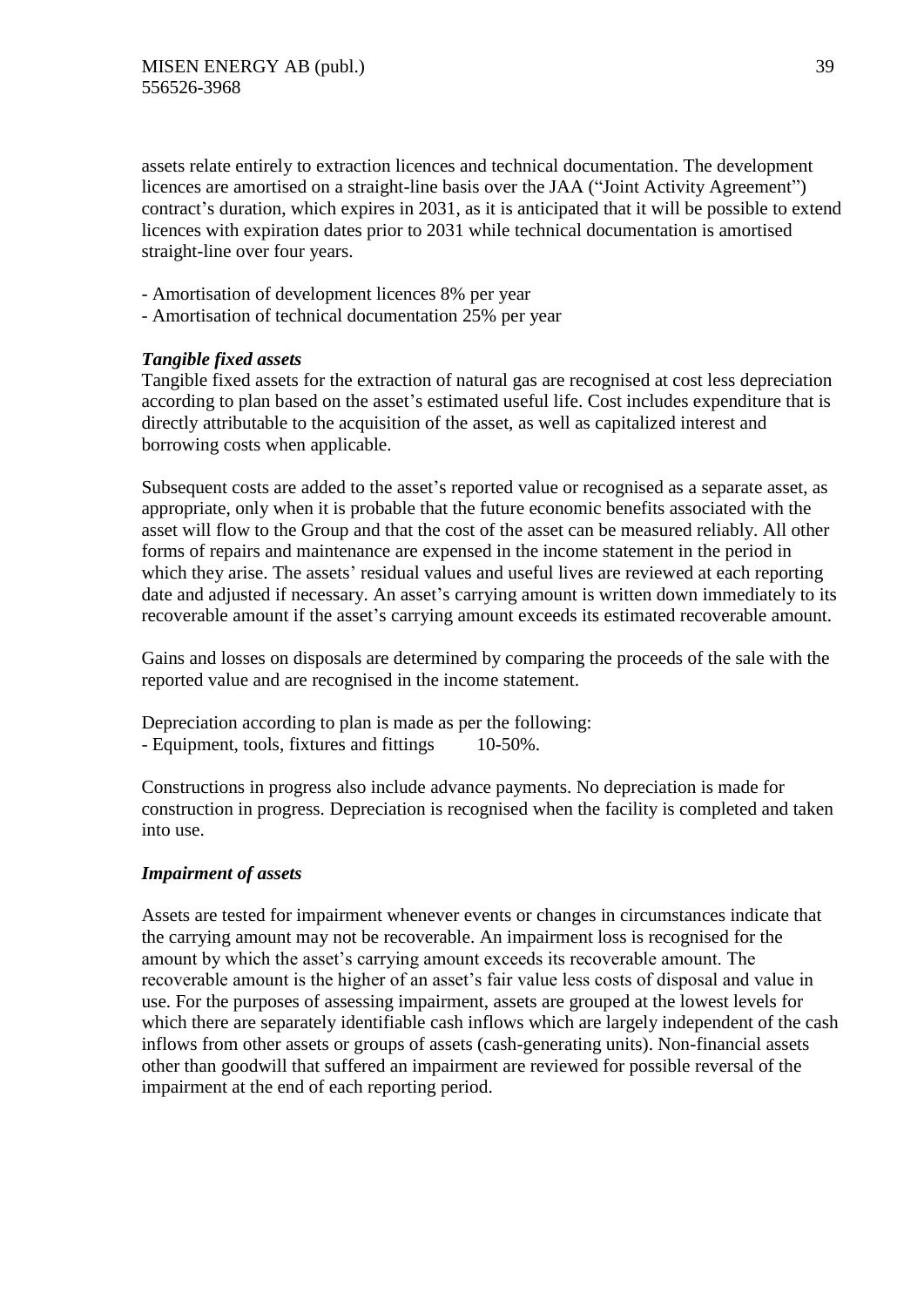assets relate entirely to extraction licences and technical documentation. The development licences are amortised on a straight-line basis over the JAA ("Joint Activity Agreement") contract's duration, which expires in 2031, as it is anticipated that it will be possible to extend licences with expiration dates prior to 2031 while technical documentation is amortised straight-line over four years.

- Amortisation of development licences 8% per year
- Amortisation of technical documentation 25% per year

### *Tangible fixed assets*

Tangible fixed assets for the extraction of natural gas are recognised at cost less depreciation according to plan based on the asset's estimated useful life. Cost includes expenditure that is directly attributable to the acquisition of the asset, as well as capitalized interest and borrowing costs when applicable.

Subsequent costs are added to the asset's reported value or recognised as a separate asset, as appropriate, only when it is probable that the future economic benefits associated with the asset will flow to the Group and that the cost of the asset can be measured reliably. All other forms of repairs and maintenance are expensed in the income statement in the period in which they arise. The assets' residual values and useful lives are reviewed at each reporting date and adjusted if necessary. An asset's carrying amount is written down immediately to its recoverable amount if the asset's carrying amount exceeds its estimated recoverable amount.

Gains and losses on disposals are determined by comparing the proceeds of the sale with the reported value and are recognised in the income statement.

Depreciation according to plan is made as per the following:
- Equipment, tools, fixtures and fittings 10-50%.

Constructions in progress also include advance payments. No depreciation is made for construction in progress. Depreciation is recognised when the facility is completed and taken into use.

### *Impairment of assets*

Assets are tested for impairment whenever events or changes in circumstances indicate that the carrying amount may not be recoverable. An impairment loss is recognised for the amount by which the asset's carrying amount exceeds its recoverable amount. The recoverable amount is the higher of an asset's fair value less costs of disposal and value in use. For the purposes of assessing impairment, assets are grouped at the lowest levels for which there are separately identifiable cash inflows which are largely independent of the cash inflows from other assets or groups of assets (cash-generating units). Non-financial assets other than goodwill that suffered an impairment are reviewed for possible reversal of the impairment at the end of each reporting period.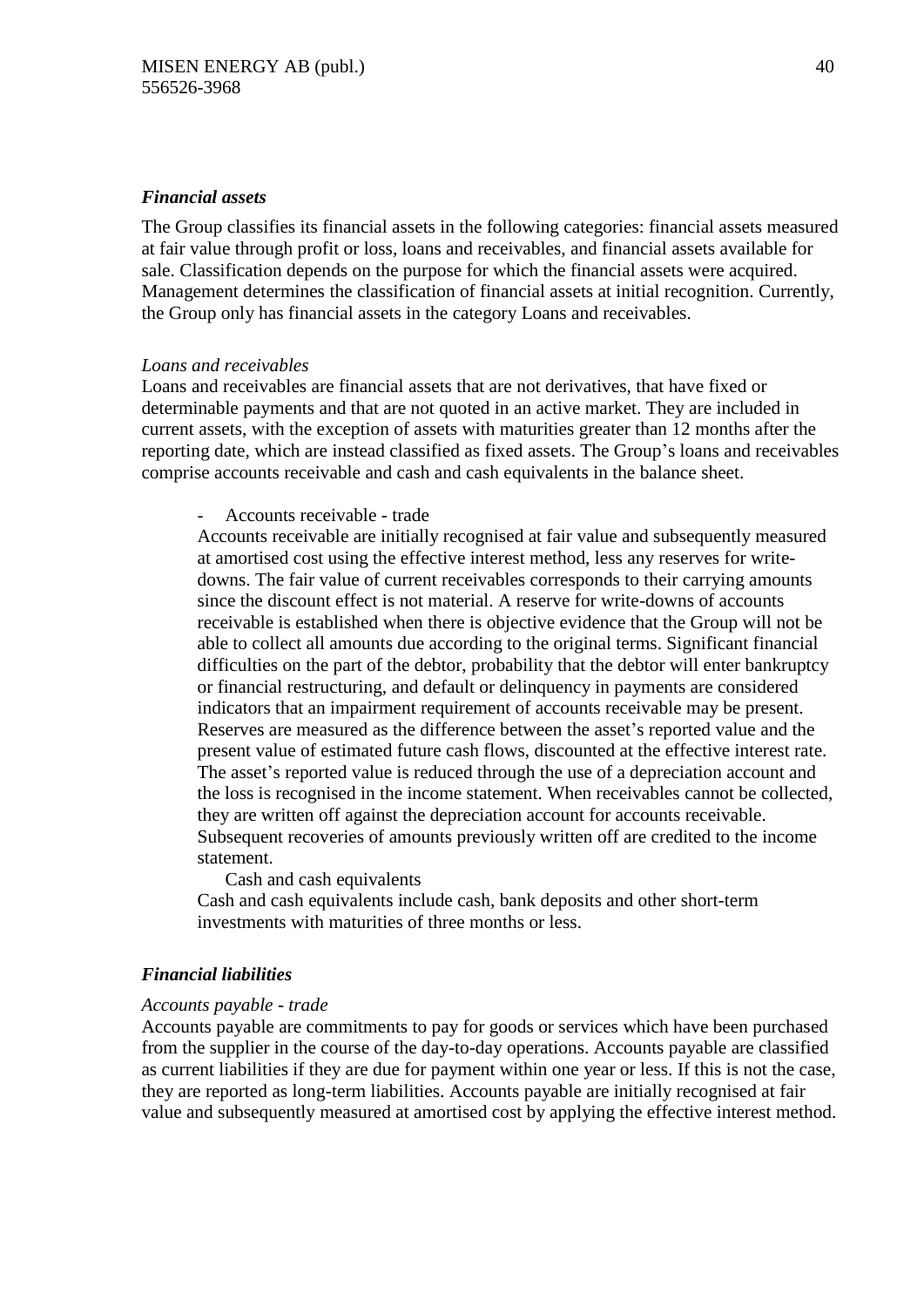***Financial assets***

The Group classifies its financial assets in the following categories: financial assets measured at fair value through profit or loss, loans and receivables, and financial assets available for sale. Classification depends on the purpose for which the financial assets were acquired. Management determines the classification of financial assets at initial recognition. Currently, the Group only has financial assets in the category Loans and receivables.

*Loans and receivables*

Loans and receivables are financial assets that are not derivatives, that have fixed or determinable payments and that are not quoted in an active market. They are included in current assets, with the exception of assets with maturities greater than 12 months after the reporting date, which are instead classified as fixed assets. The Group's loans and receivables comprise accounts receivable and cash and cash equivalents in the balance sheet.

- Accounts receivable - trade

Accounts receivable are initially recognised at fair value and subsequently measured at amortised cost using the effective interest method, less any reserves for write-downs. The fair value of current receivables corresponds to their carrying amounts since the discount effect is not material. A reserve for write-downs of accounts receivable is established when there is objective evidence that the Group will not be able to collect all amounts due according to the original terms. Significant financial difficulties on the part of the debtor, probability that the debtor will enter bankruptcy or financial restructuring, and default or delinquency in payments are considered indicators that an impairment requirement of accounts receivable may be present. Reserves are measured as the difference between the asset's reported value and the present value of estimated future cash flows, discounted at the effective interest rate. The asset's reported value is reduced through the use of a depreciation account and the loss is recognised in the income statement. When receivables cannot be collected, they are written off against the depreciation account for accounts receivable. Subsequent recoveries of amounts previously written off are credited to the income statement.

Cash and cash equivalents

Cash and cash equivalents include cash, bank deposits and other short-term investments with maturities of three months or less.

***Financial liabilities***

*Accounts payable - trade*

Accounts payable are commitments to pay for goods or services which have been purchased from the supplier in the course of the day-to-day operations. Accounts payable are classified as current liabilities if they are due for payment within one year or less. If this is not the case, they are reported as long-term liabilities. Accounts payable are initially recognised at fair value and subsequently measured at amortised cost by applying the effective interest method.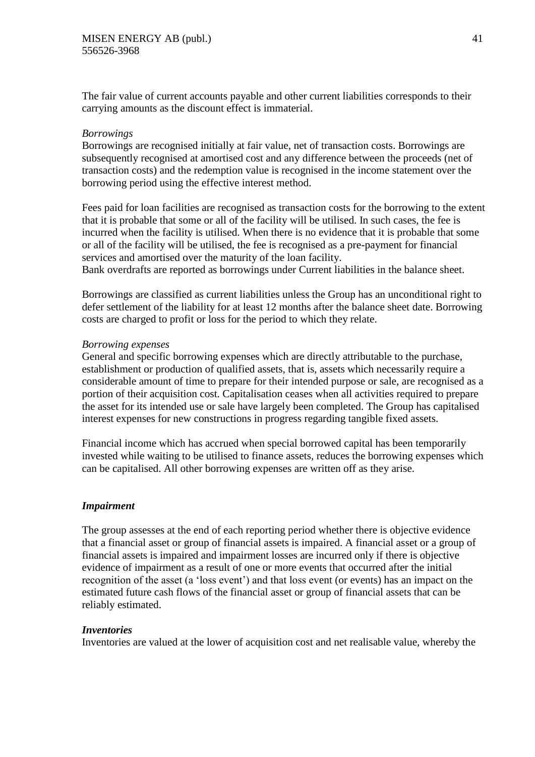The fair value of current accounts payable and other current liabilities corresponds to their carrying amounts as the discount effect is immaterial.

*Borrowings*

Borrowings are recognised initially at fair value, net of transaction costs. Borrowings are subsequently recognised at amortised cost and any difference between the proceeds (net of transaction costs) and the redemption value is recognised in the income statement over the borrowing period using the effective interest method.

Fees paid for loan facilities are recognised as transaction costs for the borrowing to the extent that it is probable that some or all of the facility will be utilised. In such cases, the fee is incurred when the facility is utilised. When there is no evidence that it is probable that some or all of the facility will be utilised, the fee is recognised as a pre-payment for financial services and amortised over the maturity of the loan facility.
Bank overdrafts are reported as borrowings under Current liabilities in the balance sheet.

Borrowings are classified as current liabilities unless the Group has an unconditional right to defer settlement of the liability for at least 12 months after the balance sheet date. Borrowing costs are charged to profit or loss for the period to which they relate.

*Borrowing expenses*

General and specific borrowing expenses which are directly attributable to the purchase, establishment or production of qualified assets, that is, assets which necessarily require a considerable amount of time to prepare for their intended purpose or sale, are recognised as a portion of their acquisition cost. Capitalisation ceases when all activities required to prepare the asset for its intended use or sale have largely been completed. The Group has capitalised interest expenses for new constructions in progress regarding tangible fixed assets.

Financial income which has accrued when special borrowed capital has been temporarily invested while waiting to be utilised to finance assets, reduces the borrowing expenses which can be capitalised. All other borrowing expenses are written off as they arise.

***Impairment***

The group assesses at the end of each reporting period whether there is objective evidence that a financial asset or group of financial assets is impaired. A financial asset or a group of financial assets is impaired and impairment losses are incurred only if there is objective evidence of impairment as a result of one or more events that occurred after the initial recognition of the asset (a 'loss event') and that loss event (or events) has an impact on the estimated future cash flows of the financial asset or group of financial assets that can be reliably estimated.

***Inventories***

Inventories are valued at the lower of acquisition cost and net realisable value, whereby the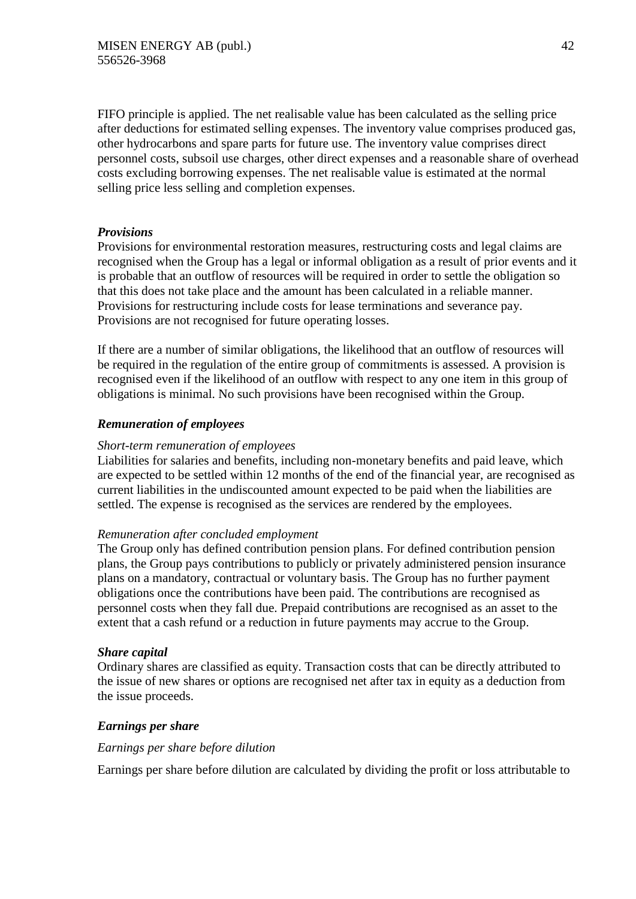FIFO principle is applied. The net realisable value has been calculated as the selling price after deductions for estimated selling expenses. The inventory value comprises produced gas, other hydrocarbons and spare parts for future use. The inventory value comprises direct personnel costs, subsoil use charges, other direct expenses and a reasonable share of overhead costs excluding borrowing expenses. The net realisable value is estimated at the normal selling price less selling and completion expenses.

***Provisions***

Provisions for environmental restoration measures, restructuring costs and legal claims are recognised when the Group has a legal or informal obligation as a result of prior events and it is probable that an outflow of resources will be required in order to settle the obligation so that this does not take place and the amount has been calculated in a reliable manner. Provisions for restructuring include costs for lease terminations and severance pay. Provisions are not recognised for future operating losses.

If there are a number of similar obligations, the likelihood that an outflow of resources will be required in the regulation of the entire group of commitments is assessed. A provision is recognised even if the likelihood of an outflow with respect to any one item in this group of obligations is minimal. No such provisions have been recognised within the Group.

***Remuneration of employees***

*Short-term remuneration of employees*

Liabilities for salaries and benefits, including non-monetary benefits and paid leave, which are expected to be settled within 12 months of the end of the financial year, are recognised as current liabilities in the undiscounted amount expected to be paid when the liabilities are settled. The expense is recognised as the services are rendered by the employees.

*Remuneration after concluded employment*

The Group only has defined contribution pension plans. For defined contribution pension plans, the Group pays contributions to publicly or privately administered pension insurance plans on a mandatory, contractual or voluntary basis. The Group has no further payment obligations once the contributions have been paid. The contributions are recognised as personnel costs when they fall due. Prepaid contributions are recognised as an asset to the extent that a cash refund or a reduction in future payments may accrue to the Group.

***Share capital***

Ordinary shares are classified as equity. Transaction costs that can be directly attributed to the issue of new shares or options are recognised net after tax in equity as a deduction from the issue proceeds.

***Earnings per share***

*Earnings per share before dilution*

Earnings per share before dilution are calculated by dividing the profit or loss attributable to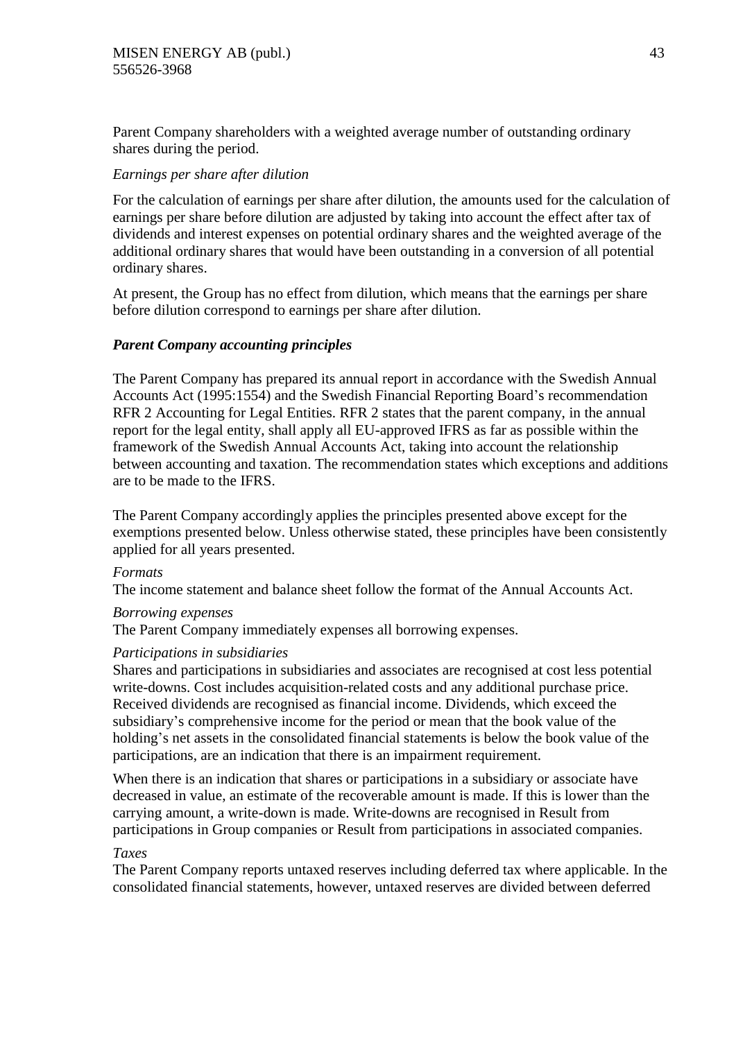Parent Company shareholders with a weighted average number of outstanding ordinary shares during the period.

*Earnings per share after dilution*

For the calculation of earnings per share after dilution, the amounts used for the calculation of earnings per share before dilution are adjusted by taking into account the effect after tax of dividends and interest expenses on potential ordinary shares and the weighted average of the additional ordinary shares that would have been outstanding in a conversion of all potential ordinary shares.

At present, the Group has no effect from dilution, which means that the earnings per share before dilution correspond to earnings per share after dilution.

***Parent Company accounting principles***

The Parent Company has prepared its annual report in accordance with the Swedish Annual Accounts Act (1995:1554) and the Swedish Financial Reporting Board's recommendation RFR 2 Accounting for Legal Entities. RFR 2 states that the parent company, in the annual report for the legal entity, shall apply all EU-approved IFRS as far as possible within the framework of the Swedish Annual Accounts Act, taking into account the relationship between accounting and taxation. The recommendation states which exceptions and additions are to be made to the IFRS.

The Parent Company accordingly applies the principles presented above except for the exemptions presented below. Unless otherwise stated, these principles have been consistently applied for all years presented.

*Formats*
The income statement and balance sheet follow the format of the Annual Accounts Act.

*Borrowing expenses*
The Parent Company immediately expenses all borrowing expenses.

*Participations in subsidiaries*
Shares and participations in subsidiaries and associates are recognised at cost less potential write-downs. Cost includes acquisition-related costs and any additional purchase price. Received dividends are recognised as financial income. Dividends, which exceed the subsidiary's comprehensive income for the period or mean that the book value of the holding's net assets in the consolidated financial statements is below the book value of the participations, are an indication that there is an impairment requirement.

When there is an indication that shares or participations in a subsidiary or associate have decreased in value, an estimate of the recoverable amount is made. If this is lower than the carrying amount, a write-down is made. Write-downs are recognised in Result from participations in Group companies or Result from participations in associated companies.

*Taxes*
The Parent Company reports untaxed reserves including deferred tax where applicable. In the consolidated financial statements, however, untaxed reserves are divided between deferred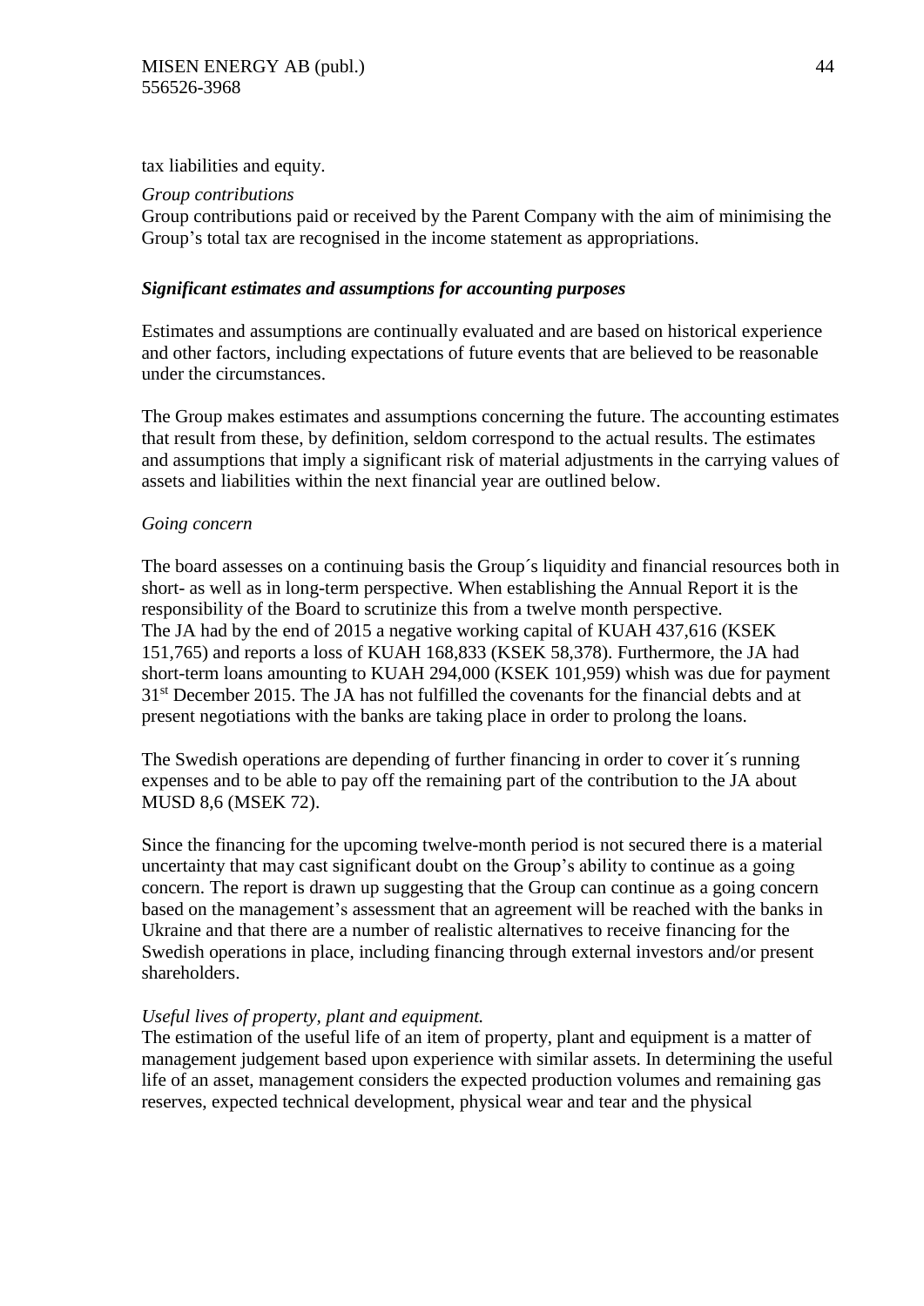tax liabilities and equity.

*Group contributions*
Group contributions paid or received by the Parent Company with the aim of minimising the Group's total tax are recognised in the income statement as appropriations.

***Significant estimates and assumptions for accounting purposes***

Estimates and assumptions are continually evaluated and are based on historical experience and other factors, including expectations of future events that are believed to be reasonable under the circumstances.

The Group makes estimates and assumptions concerning the future. The accounting estimates that result from these, by definition, seldom correspond to the actual results. The estimates and assumptions that imply a significant risk of material adjustments in the carrying values of assets and liabilities within the next financial year are outlined below.

*Going concern*

The board assesses on a continuing basis the Group´s liquidity and financial resources both in short- as well as in long-term perspective. When establishing the Annual Report it is the responsibility of the Board to scrutinize this from a twelve month perspective.
The JA had by the end of 2015 a negative working capital of KUAH 437,616 (KSEK 151,765) and reports a loss of KUAH 168,833 (KSEK 58,378). Furthermore, the JA had short-term loans amounting to KUAH 294,000 (KSEK 101,959) whish was due for payment 31st December 2015. The JA has not fulfilled the covenants for the financial debts and at present negotiations with the banks are taking place in order to prolong the loans.

The Swedish operations are depending of further financing in order to cover it´s running expenses and to be able to pay off the remaining part of the contribution to the JA about MUSD 8,6 (MSEK 72).

Since the financing for the upcoming twelve-month period is not secured there is a material uncertainty that may cast significant doubt on the Group's ability to continue as a going concern. The report is drawn up suggesting that the Group can continue as a going concern based on the management's assessment that an agreement will be reached with the banks in Ukraine and that there are a number of realistic alternatives to receive financing for the Swedish operations in place, including financing through external investors and/or present shareholders.

*Useful lives of property, plant and equipment.*
The estimation of the useful life of an item of property, plant and equipment is a matter of management judgement based upon experience with similar assets. In determining the useful life of an asset, management considers the expected production volumes and remaining gas reserves, expected technical development, physical wear and tear and the physical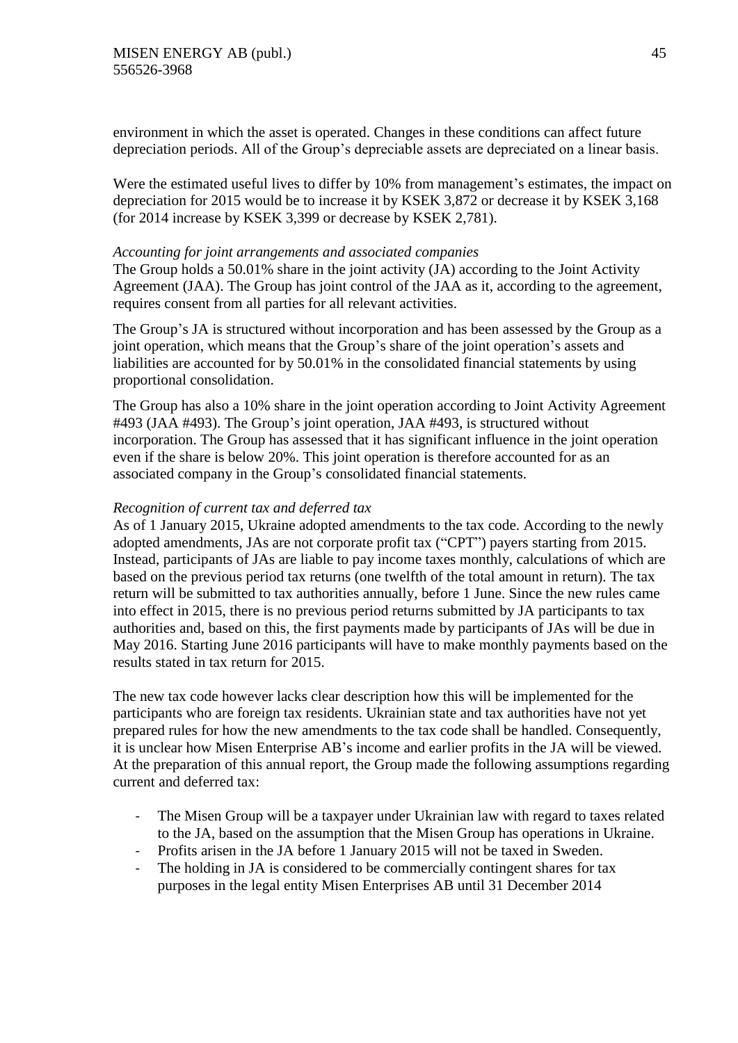environment in which the asset is operated. Changes in these conditions can affect future depreciation periods. All of the Group's depreciable assets are depreciated on a linear basis.

Were the estimated useful lives to differ by 10% from management's estimates, the impact on depreciation for 2015 would be to increase it by KSEK 3,872 or decrease it by KSEK 3,168 (for 2014 increase by KSEK 3,399 or decrease by KSEK 2,781).

*Accounting for joint arrangements and associated companies*

The Group holds a 50.01% share in the joint activity (JA) according to the Joint Activity Agreement (JAA). The Group has joint control of the JAA as it, according to the agreement, requires consent from all parties for all relevant activities.

The Group's JA is structured without incorporation and has been assessed by the Group as a joint operation, which means that the Group's share of the joint operation's assets and liabilities are accounted for by 50.01% in the consolidated financial statements by using proportional consolidation.

The Group has also a 10% share in the joint operation according to Joint Activity Agreement #493 (JAA #493). The Group's joint operation, JAA #493, is structured without incorporation. The Group has assessed that it has significant influence in the joint operation even if the share is below 20%. This joint operation is therefore accounted for as an associated company in the Group's consolidated financial statements.

*Recognition of current tax and deferred tax*

As of 1 January 2015, Ukraine adopted amendments to the tax code. According to the newly adopted amendments, JAs are not corporate profit tax ("CPT") payers starting from 2015. Instead, participants of JAs are liable to pay income taxes monthly, calculations of which are based on the previous period tax returns (one twelfth of the total amount in return). The tax return will be submitted to tax authorities annually, before 1 June. Since the new rules came into effect in 2015, there is no previous period returns submitted by JA participants to tax authorities and, based on this, the first payments made by participants of JAs will be due in May 2016. Starting June 2016 participants will have to make monthly payments based on the results stated in tax return for 2015.

The new tax code however lacks clear description how this will be implemented for the participants who are foreign tax residents. Ukrainian state and tax authorities have not yet prepared rules for how the new amendments to the tax code shall be handled. Consequently, it is unclear how Misen Enterprise AB's income and earlier profits in the JA will be viewed. At the preparation of this annual report, the Group made the following assumptions regarding current and deferred tax:

- The Misen Group will be a taxpayer under Ukrainian law with regard to taxes related to the JA, based on the assumption that the Misen Group has operations in Ukraine.
- Profits arisen in the JA before 1 January 2015 will not be taxed in Sweden.
- The holding in JA is considered to be commercially contingent shares for tax purposes in the legal entity Misen Enterprises AB until 31 December 2014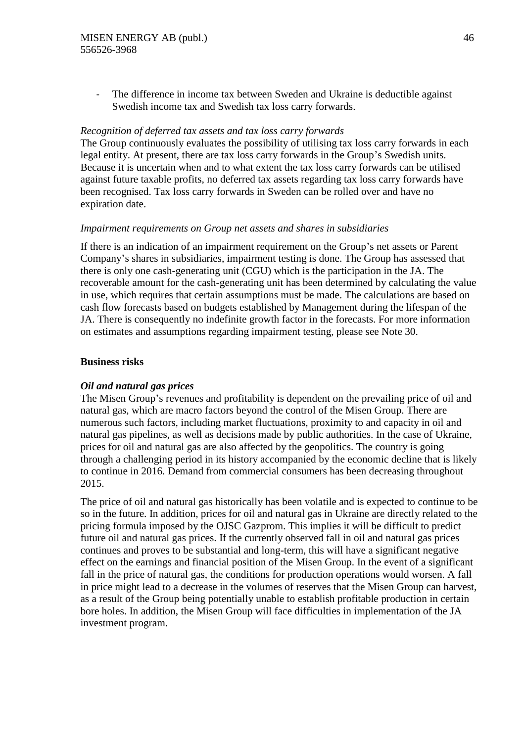- The difference in income tax between Sweden and Ukraine is deductible against Swedish income tax and Swedish tax loss carry forwards.

*Recognition of deferred tax assets and tax loss carry forwards*

The Group continuously evaluates the possibility of utilising tax loss carry forwards in each legal entity. At present, there are tax loss carry forwards in the Group's Swedish units. Because it is uncertain when and to what extent the tax loss carry forwards can be utilised against future taxable profits, no deferred tax assets regarding tax loss carry forwards have been recognised. Tax loss carry forwards in Sweden can be rolled over and have no expiration date.

*Impairment requirements on Group net assets and shares in subsidiaries*

If there is an indication of an impairment requirement on the Group's net assets or Parent Company's shares in subsidiaries, impairment testing is done. The Group has assessed that there is only one cash-generating unit (CGU) which is the participation in the JA. The recoverable amount for the cash-generating unit has been determined by calculating the value in use, which requires that certain assumptions must be made. The calculations are based on cash flow forecasts based on budgets established by Management during the lifespan of the JA. There is consequently no indefinite growth factor in the forecasts. For more information on estimates and assumptions regarding impairment testing, please see Note 30.

**Business risks**

***Oil and natural gas prices***

The Misen Group's revenues and profitability is dependent on the prevailing price of oil and natural gas, which are macro factors beyond the control of the Misen Group. There are numerous such factors, including market fluctuations, proximity to and capacity in oil and natural gas pipelines, as well as decisions made by public authorities. In the case of Ukraine, prices for oil and natural gas are also affected by the geopolitics. The country is going through a challenging period in its history accompanied by the economic decline that is likely to continue in 2016. Demand from commercial consumers has been decreasing throughout 2015.

The price of oil and natural gas historically has been volatile and is expected to continue to be so in the future. In addition, prices for oil and natural gas in Ukraine are directly related to the pricing formula imposed by the OJSC Gazprom. This implies it will be difficult to predict future oil and natural gas prices. If the currently observed fall in oil and natural gas prices continues and proves to be substantial and long-term, this will have a significant negative effect on the earnings and financial position of the Misen Group. In the event of a significant fall in the price of natural gas, the conditions for production operations would worsen. A fall in price might lead to a decrease in the volumes of reserves that the Misen Group can harvest, as a result of the Group being potentially unable to establish profitable production in certain bore holes. In addition, the Misen Group will face difficulties in implementation of the JA investment program.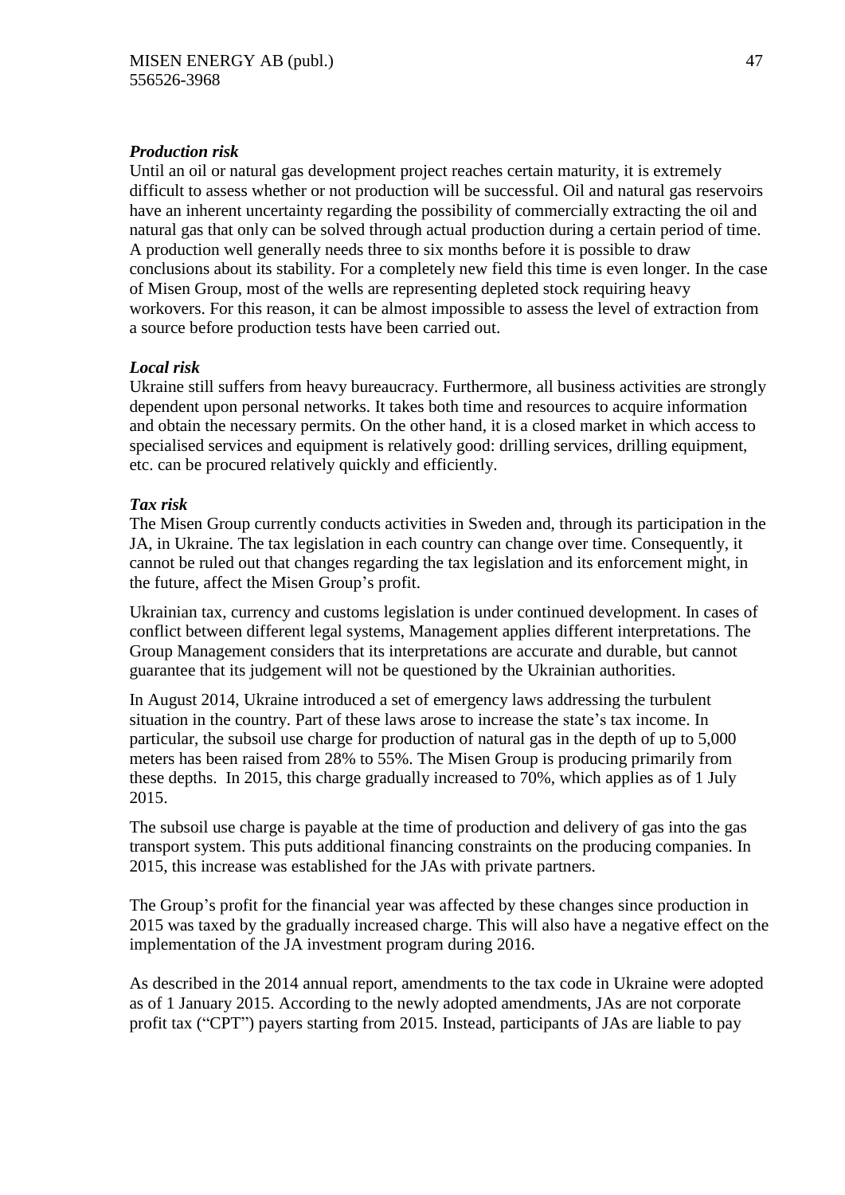***Production risk***

Until an oil or natural gas development project reaches certain maturity, it is extremely difficult to assess whether or not production will be successful. Oil and natural gas reservoirs have an inherent uncertainty regarding the possibility of commercially extracting the oil and natural gas that only can be solved through actual production during a certain period of time. A production well generally needs three to six months before it is possible to draw conclusions about its stability. For a completely new field this time is even longer. In the case of Misen Group, most of the wells are representing depleted stock requiring heavy workovers. For this reason, it can be almost impossible to assess the level of extraction from a source before production tests have been carried out.

***Local risk***

Ukraine still suffers from heavy bureaucracy. Furthermore, all business activities are strongly dependent upon personal networks. It takes both time and resources to acquire information and obtain the necessary permits. On the other hand, it is a closed market in which access to specialised services and equipment is relatively good: drilling services, drilling equipment, etc. can be procured relatively quickly and efficiently.

***Tax risk***

The Misen Group currently conducts activities in Sweden and, through its participation in the JA, in Ukraine. The tax legislation in each country can change over time. Consequently, it cannot be ruled out that changes regarding the tax legislation and its enforcement might, in the future, affect the Misen Group's profit.

Ukrainian tax, currency and customs legislation is under continued development. In cases of conflict between different legal systems, Management applies different interpretations. The Group Management considers that its interpretations are accurate and durable, but cannot guarantee that its judgement will not be questioned by the Ukrainian authorities.

In August 2014, Ukraine introduced a set of emergency laws addressing the turbulent situation in the country. Part of these laws arose to increase the state's tax income. In particular, the subsoil use charge for production of natural gas in the depth of up to 5,000 meters has been raised from 28% to 55%. The Misen Group is producing primarily from these depths. In 2015, this charge gradually increased to 70%, which applies as of 1 July 2015.

The subsoil use charge is payable at the time of production and delivery of gas into the gas transport system. This puts additional financing constraints on the producing companies. In 2015, this increase was established for the JAs with private partners.

The Group's profit for the financial year was affected by these changes since production in 2015 was taxed by the gradually increased charge. This will also have a negative effect on the implementation of the JA investment program during 2016.

As described in the 2014 annual report, amendments to the tax code in Ukraine were adopted as of 1 January 2015. According to the newly adopted amendments, JAs are not corporate profit tax ("CPT") payers starting from 2015. Instead, participants of JAs are liable to pay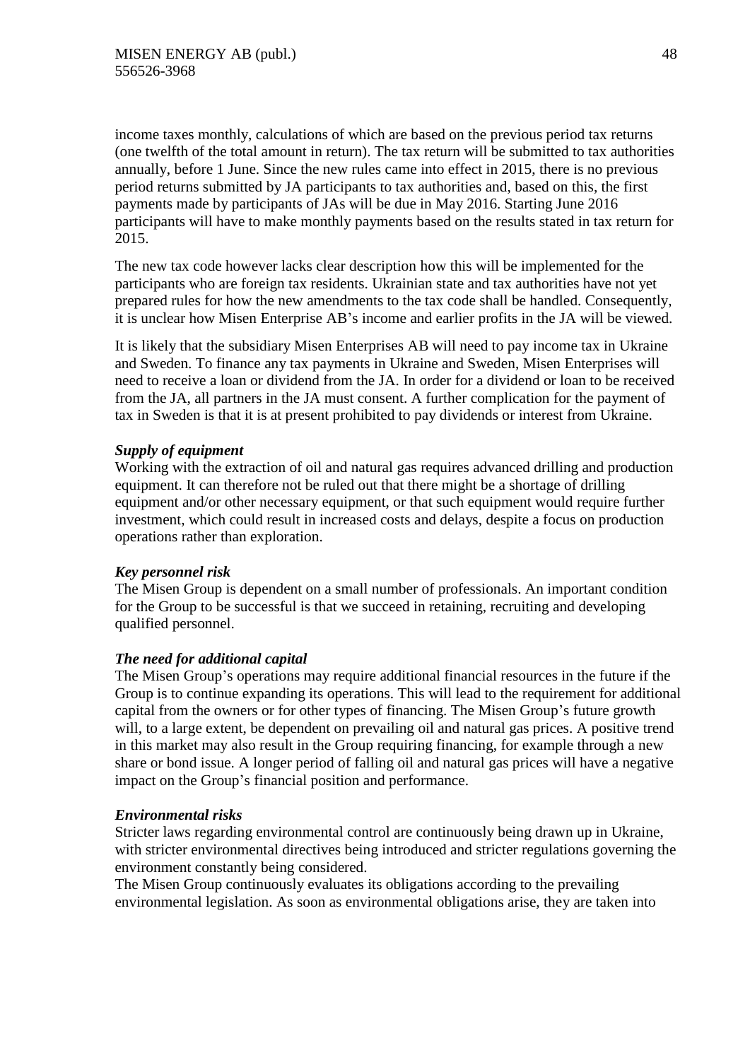income taxes monthly, calculations of which are based on the previous period tax returns (one twelfth of the total amount in return). The tax return will be submitted to tax authorities annually, before 1 June. Since the new rules came into effect in 2015, there is no previous period returns submitted by JA participants to tax authorities and, based on this, the first payments made by participants of JAs will be due in May 2016. Starting June 2016 participants will have to make monthly payments based on the results stated in tax return for 2015.

The new tax code however lacks clear description how this will be implemented for the participants who are foreign tax residents. Ukrainian state and tax authorities have not yet prepared rules for how the new amendments to the tax code shall be handled. Consequently, it is unclear how Misen Enterprise AB's income and earlier profits in the JA will be viewed.

It is likely that the subsidiary Misen Enterprises AB will need to pay income tax in Ukraine and Sweden. To finance any tax payments in Ukraine and Sweden, Misen Enterprises will need to receive a loan or dividend from the JA. In order for a dividend or loan to be received from the JA, all partners in the JA must consent. A further complication for the payment of tax in Sweden is that it is at present prohibited to pay dividends or interest from Ukraine.

***Supply of equipment***

Working with the extraction of oil and natural gas requires advanced drilling and production equipment. It can therefore not be ruled out that there might be a shortage of drilling equipment and/or other necessary equipment, or that such equipment would require further investment, which could result in increased costs and delays, despite a focus on production operations rather than exploration.

***Key personnel risk***

The Misen Group is dependent on a small number of professionals. An important condition for the Group to be successful is that we succeed in retaining, recruiting and developing qualified personnel.

***The need for additional capital***

The Misen Group's operations may require additional financial resources in the future if the Group is to continue expanding its operations. This will lead to the requirement for additional capital from the owners or for other types of financing. The Misen Group's future growth will, to a large extent, be dependent on prevailing oil and natural gas prices. A positive trend in this market may also result in the Group requiring financing, for example through a new share or bond issue. A longer period of falling oil and natural gas prices will have a negative impact on the Group's financial position and performance.

***Environmental risks***

Stricter laws regarding environmental control are continuously being drawn up in Ukraine, with stricter environmental directives being introduced and stricter regulations governing the environment constantly being considered.

The Misen Group continuously evaluates its obligations according to the prevailing environmental legislation. As soon as environmental obligations arise, they are taken into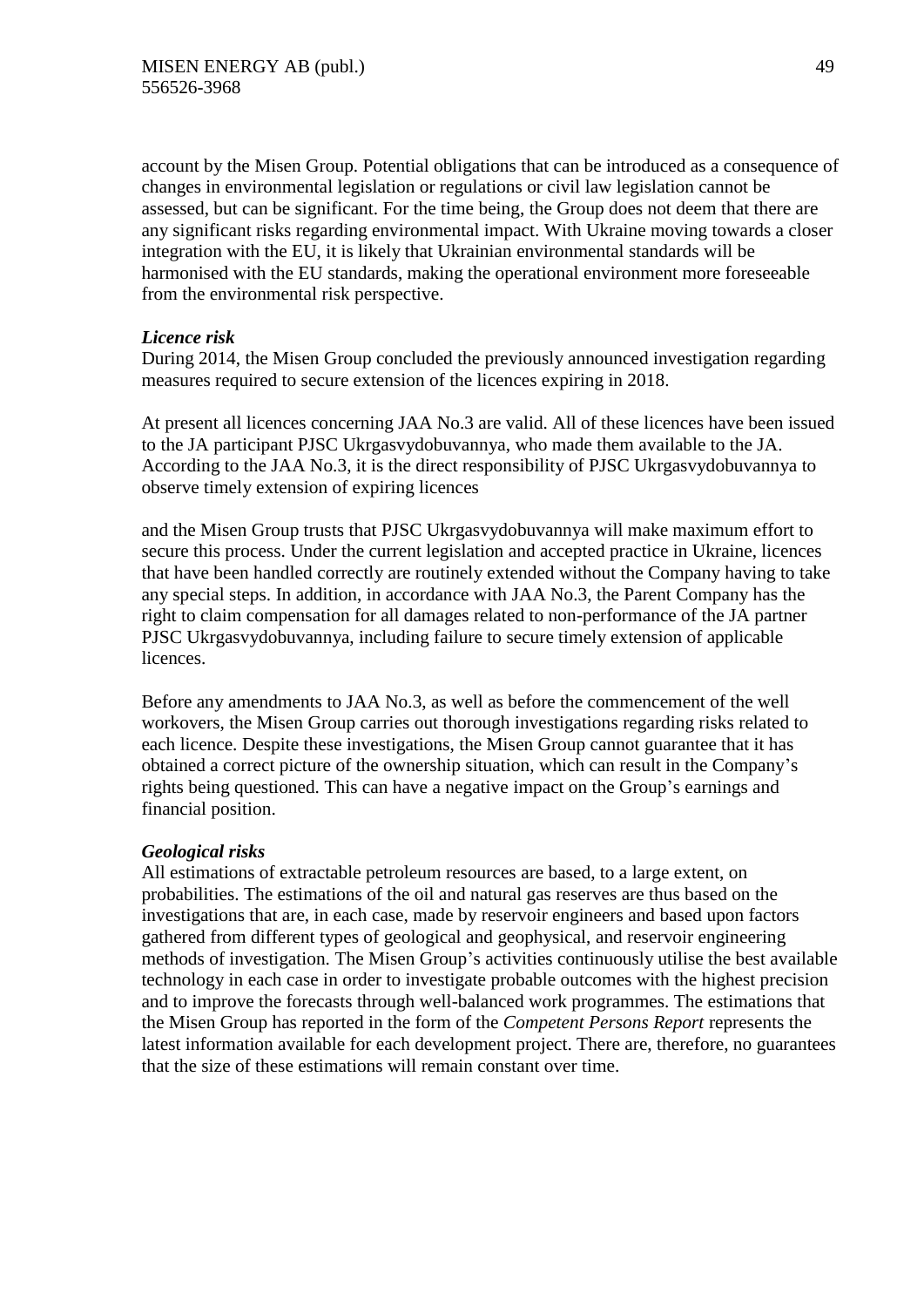account by the Misen Group. Potential obligations that can be introduced as a consequence of changes in environmental legislation or regulations or civil law legislation cannot be assessed, but can be significant. For the time being, the Group does not deem that there are any significant risks regarding environmental impact. With Ukraine moving towards a closer integration with the EU, it is likely that Ukrainian environmental standards will be harmonised with the EU standards, making the operational environment more foreseeable from the environmental risk perspective.

***Licence risk***

During 2014, the Misen Group concluded the previously announced investigation regarding measures required to secure extension of the licences expiring in 2018.

At present all licences concerning JAA No.3 are valid. All of these licences have been issued to the JA participant PJSC Ukrgasvydobuvannya, who made them available to the JA. According to the JAA No.3, it is the direct responsibility of PJSC Ukrgasvydobuvannya to observe timely extension of expiring licences

and the Misen Group trusts that PJSC Ukrgasvydobuvannya will make maximum effort to secure this process. Under the current legislation and accepted practice in Ukraine, licences that have been handled correctly are routinely extended without the Company having to take any special steps. In addition, in accordance with JAA No.3, the Parent Company has the right to claim compensation for all damages related to non-performance of the JA partner PJSC Ukrgasvydobuvannya, including failure to secure timely extension of applicable licences.

Before any amendments to JAA No.3, as well as before the commencement of the well workovers, the Misen Group carries out thorough investigations regarding risks related to each licence. Despite these investigations, the Misen Group cannot guarantee that it has obtained a correct picture of the ownership situation, which can result in the Company's rights being questioned. This can have a negative impact on the Group's earnings and financial position.

***Geological risks***

All estimations of extractable petroleum resources are based, to a large extent, on probabilities. The estimations of the oil and natural gas reserves are thus based on the investigations that are, in each case, made by reservoir engineers and based upon factors gathered from different types of geological and geophysical, and reservoir engineering methods of investigation. The Misen Group's activities continuously utilise the best available technology in each case in order to investigate probable outcomes with the highest precision and to improve the forecasts through well-balanced work programmes. The estimations that the Misen Group has reported in the form of the *Competent Persons Report* represents the latest information available for each development project. There are, therefore, no guarantees that the size of these estimations will remain constant over time.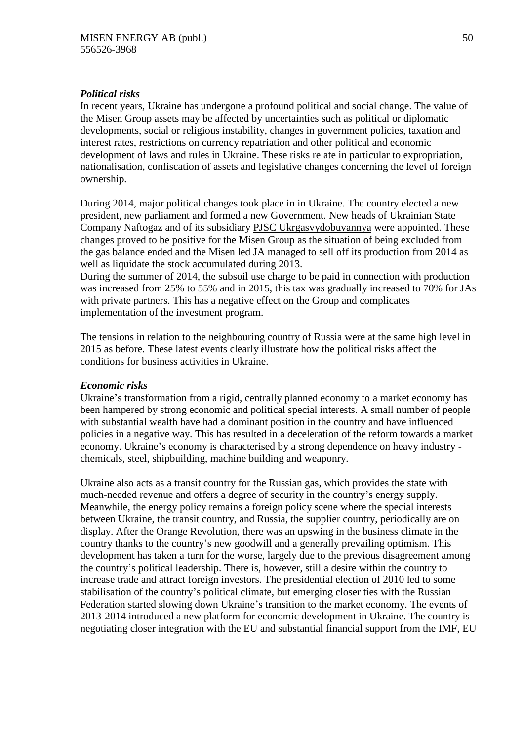***Political risks***

In recent years, Ukraine has undergone a profound political and social change. The value of the Misen Group assets may be affected by uncertainties such as political or diplomatic developments, social or religious instability, changes in government policies, taxation and interest rates, restrictions on currency repatriation and other political and economic development of laws and rules in Ukraine. These risks relate in particular to expropriation, nationalisation, confiscation of assets and legislative changes concerning the level of foreign ownership.

During 2014, major political changes took place in in Ukraine. The country elected a new president, new parliament and formed a new Government. New heads of Ukrainian State Company Naftogaz and of its subsidiary PJSC Ukrgasvydobuvannya were appointed. These changes proved to be positive for the Misen Group as the situation of being excluded from the gas balance ended and the Misen led JA managed to sell off its production from 2014 as well as liquidate the stock accumulated during 2013.

During the summer of 2014, the subsoil use charge to be paid in connection with production was increased from 25% to 55% and in 2015, this tax was gradually increased to 70% for JAs with private partners. This has a negative effect on the Group and complicates implementation of the investment program.

The tensions in relation to the neighbouring country of Russia were at the same high level in 2015 as before. These latest events clearly illustrate how the political risks affect the conditions for business activities in Ukraine.

***Economic risks***

Ukraine's transformation from a rigid, centrally planned economy to a market economy has been hampered by strong economic and political special interests. A small number of people with substantial wealth have had a dominant position in the country and have influenced policies in a negative way. This has resulted in a deceleration of the reform towards a market economy. Ukraine's economy is characterised by a strong dependence on heavy industry - chemicals, steel, shipbuilding, machine building and weaponry.

Ukraine also acts as a transit country for the Russian gas, which provides the state with much-needed revenue and offers a degree of security in the country's energy supply. Meanwhile, the energy policy remains a foreign policy scene where the special interests between Ukraine, the transit country, and Russia, the supplier country, periodically are on display. After the Orange Revolution, there was an upswing in the business climate in the country thanks to the country's new goodwill and a generally prevailing optimism. This development has taken a turn for the worse, largely due to the previous disagreement among the country's political leadership. There is, however, still a desire within the country to increase trade and attract foreign investors. The presidential election of 2010 led to some stabilisation of the country's political climate, but emerging closer ties with the Russian Federation started slowing down Ukraine's transition to the market economy. The events of 2013-2014 introduced a new platform for economic development in Ukraine. The country is negotiating closer integration with the EU and substantial financial support from the IMF, EU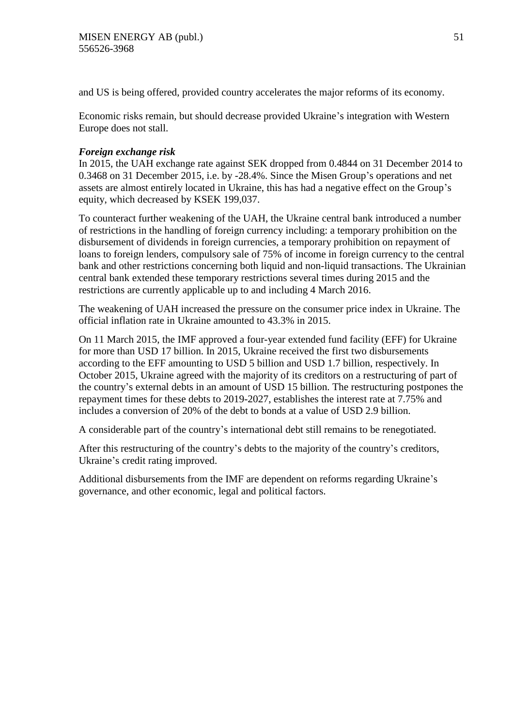and US is being offered, provided country accelerates the major reforms of its economy.

Economic risks remain, but should decrease provided Ukraine's integration with Western Europe does not stall.

***Foreign exchange risk***

In 2015, the UAH exchange rate against SEK dropped from 0.4844 on 31 December 2014 to 0.3468 on 31 December 2015, i.e. by -28.4%. Since the Misen Group's operations and net assets are almost entirely located in Ukraine, this has had a negative effect on the Group's equity, which decreased by KSEK 199,037.

To counteract further weakening of the UAH, the Ukraine central bank introduced a number of restrictions in the handling of foreign currency including: a temporary prohibition on the disbursement of dividends in foreign currencies, a temporary prohibition on repayment of loans to foreign lenders, compulsory sale of 75% of income in foreign currency to the central bank and other restrictions concerning both liquid and non-liquid transactions. The Ukrainian central bank extended these temporary restrictions several times during 2015 and the restrictions are currently applicable up to and including 4 March 2016.

The weakening of UAH increased the pressure on the consumer price index in Ukraine. The official inflation rate in Ukraine amounted to 43.3% in 2015.

On 11 March 2015, the IMF approved a four-year extended fund facility (EFF) for Ukraine for more than USD 17 billion. In 2015, Ukraine received the first two disbursements according to the EFF amounting to USD 5 billion and USD 1.7 billion, respectively. In October 2015, Ukraine agreed with the majority of its creditors on a restructuring of part of the country's external debts in an amount of USD 15 billion. The restructuring postpones the repayment times for these debts to 2019-2027, establishes the interest rate at 7.75% and includes a conversion of 20% of the debt to bonds at a value of USD 2.9 billion.

A considerable part of the country's international debt still remains to be renegotiated.

After this restructuring of the country's debts to the majority of the country's creditors, Ukraine's credit rating improved.

Additional disbursements from the IMF are dependent on reforms regarding Ukraine's governance, and other economic, legal and political factors.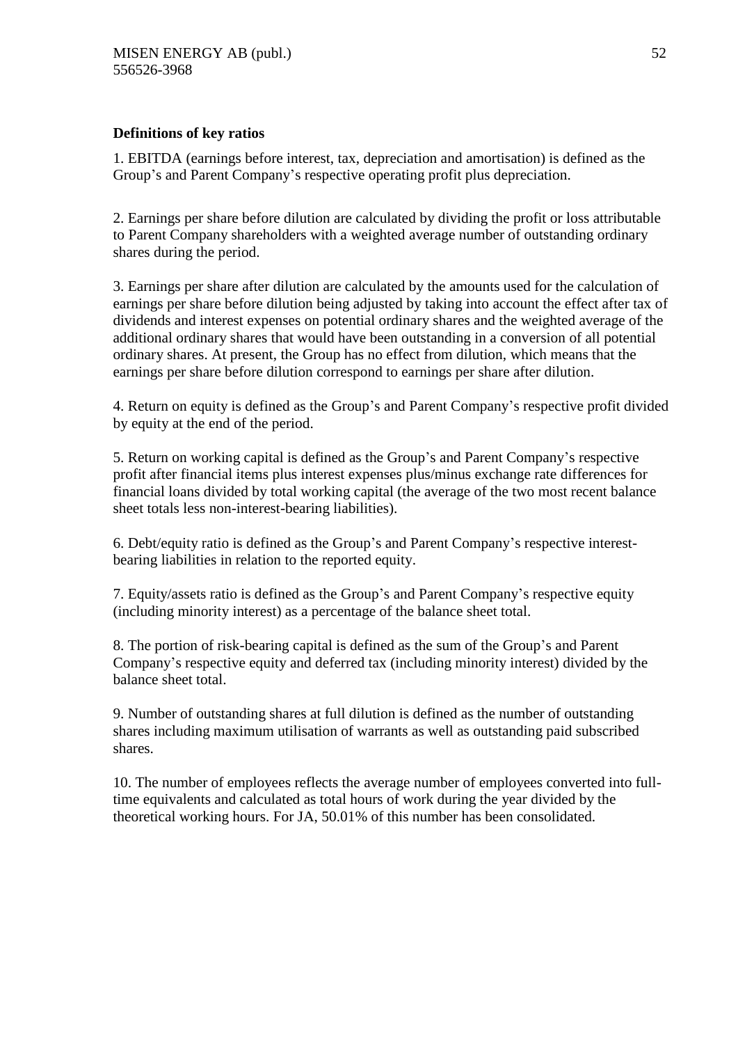**Definitions of key ratios**

1. EBITDA (earnings before interest, tax, depreciation and amortisation) is defined as the Group's and Parent Company's respective operating profit plus depreciation.

2. Earnings per share before dilution are calculated by dividing the profit or loss attributable to Parent Company shareholders with a weighted average number of outstanding ordinary shares during the period.

3. Earnings per share after dilution are calculated by the amounts used for the calculation of earnings per share before dilution being adjusted by taking into account the effect after tax of dividends and interest expenses on potential ordinary shares and the weighted average of the additional ordinary shares that would have been outstanding in a conversion of all potential ordinary shares. At present, the Group has no effect from dilution, which means that the earnings per share before dilution correspond to earnings per share after dilution.

4. Return on equity is defined as the Group's and Parent Company's respective profit divided by equity at the end of the period.

5. Return on working capital is defined as the Group's and Parent Company's respective profit after financial items plus interest expenses plus/minus exchange rate differences for financial loans divided by total working capital (the average of the two most recent balance sheet totals less non-interest-bearing liabilities).

6. Debt/equity ratio is defined as the Group's and Parent Company's respective interest-bearing liabilities in relation to the reported equity.

7. Equity/assets ratio is defined as the Group's and Parent Company's respective equity (including minority interest) as a percentage of the balance sheet total.

8. The portion of risk-bearing capital is defined as the sum of the Group's and Parent Company's respective equity and deferred tax (including minority interest) divided by the balance sheet total.

9. Number of outstanding shares at full dilution is defined as the number of outstanding shares including maximum utilisation of warrants as well as outstanding paid subscribed shares.

10. The number of employees reflects the average number of employees converted into full-time equivalents and calculated as total hours of work during the year divided by the theoretical working hours. For JA, 50.01% of this number has been consolidated.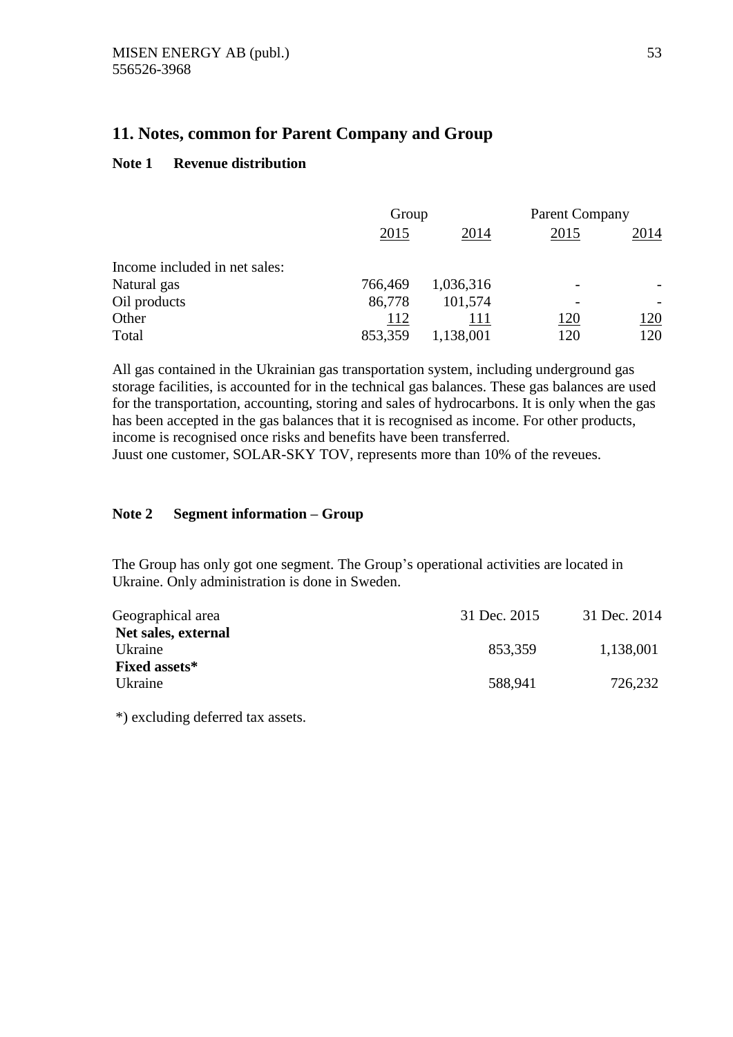## 11. Notes, common for Parent Company and Group

### Note 1 Revenue distribution

| | Group | | Parent Company | |
|---|---|---|---|---|
| | 2015 | 2014 | 2015 | 2014 |
| Income included in net sales: | | | | |
| Natural gas | 766,469 | 1,036,316 | - | - |
| Oil products | 86,778 | 101,574 | - | - |
| Other | 112 | 111 | 120 | 120 |
| Total | 853,359 | 1,138,001 | 120 | 120 |

All gas contained in the Ukrainian gas transportation system, including underground gas storage facilities, is accounted for in the technical gas balances. These gas balances are used for the transportation, accounting, storing and sales of hydrocarbons. It is only when the gas has been accepted in the gas balances that it is recognised as income. For other products, income is recognised once risks and benefits have been transferred.
Juust one customer, SOLAR-SKY TOV, represents more than 10% of the reveues.

### Note 2 Segment information – Group

The Group has only got one segment. The Group's operational activities are located in Ukraine. Only administration is done in Sweden.

| Geographical area | 31 Dec. 2015 | 31 Dec. 2014 |
|---|---|---|
| **Net sales, external** | | |
| Ukraine | 853,359 | 1,138,001 |
| **Fixed assets*** | | |
| Ukraine | 588,941 | 726,232 |

*) excluding deferred tax assets.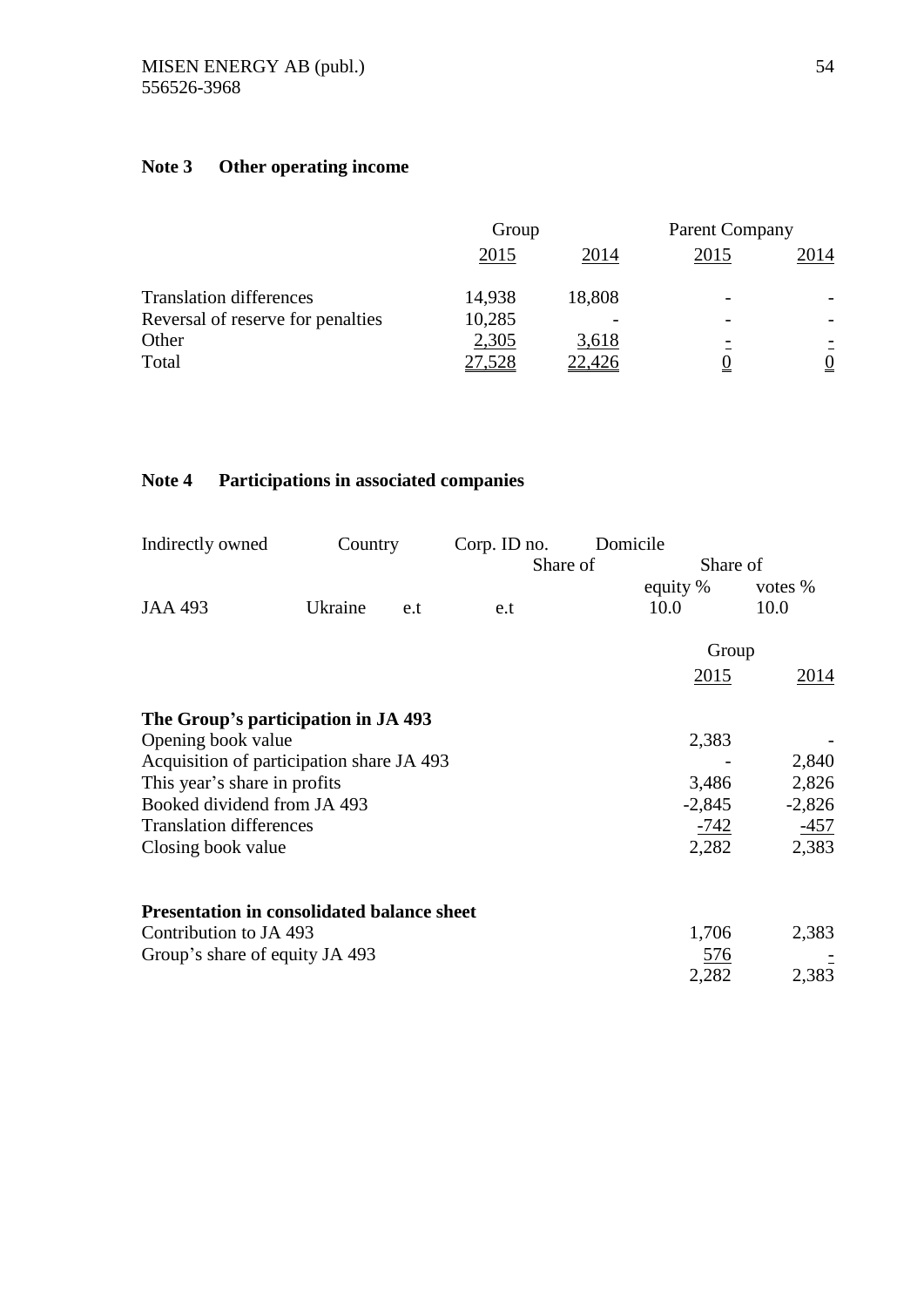## Note 3 Other operating income

| | Group | | Parent Company | |
|---|---|---|---|---|
| | 2015 | 2014 | 2015 | 2014 |
| Translation differences | 14,938 | 18,808 | - | - |
| Reversal of reserve for penalties | 10,285 | - | - | - |
| Other | 2,305 | 3,618 | - | - |
| Total | 27,528 | 22,426 | 0 | 0 |

## Note 4 Participations in associated companies

| Indirectly owned | Country | Corp. ID no. | Domicile | Share of equity % | Share of votes % |
|---|---|---|---|---|---|
| JAA 493 | Ukraine | e.t | e.t | 10.0 | 10.0 |

| | Group | |
|---|---|---|
| | 2015 | 2014 |
| **The Group's participation in JA 493** | | |
| Opening book value | 2,383 | - |
| Acquisition of participation share JA 493 | - | 2,840 |
| This year's share in profits | 3,486 | 2,826 |
| Booked dividend from JA 493 | -2,845 | -2,826 |
| Translation differences | -742 | -457 |
| Closing book value | 2,282 | 2,383 |
| | | |
| **Presentation in consolidated balance sheet** | | |
| Contribution to JA 493 | 1,706 | 2,383 |
| Group's share of equity JA 493 | 576 | - |
| | 2,282 | 2,383 |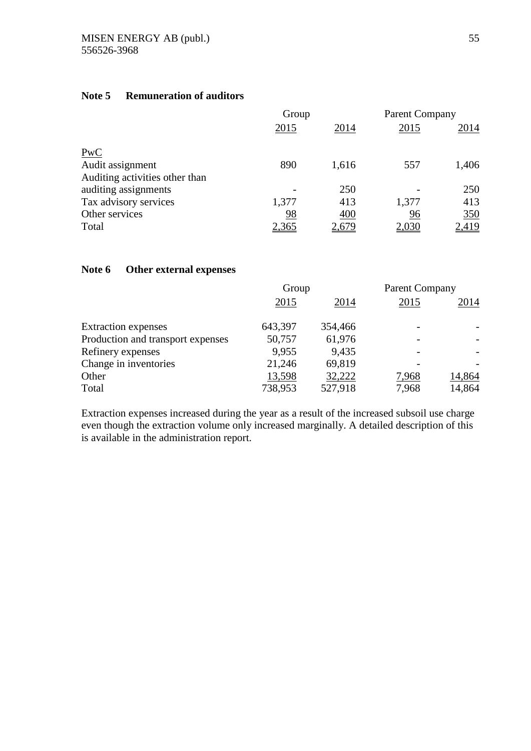## Note 5 Remuneration of auditors

| | Group | | Parent Company | |
|---|---|---|---|---|
| | 2015 | 2014 | 2015 | 2014 |
| PwC | | | | |
| Audit assignment | 890 | 1,616 | 557 | 1,406 |
| Auditing activities other than auditing assignments | - | 250 | - | 250 |
| Tax advisory services | 1,377 | 413 | 1,377 | 413 |
| Other services | 98 | 400 | 96 | 350 |
| Total | 2,365 | 2,679 | 2,030 | 2,419 |

## Note 6 Other external expenses

| | Group | | Parent Company | |
|---|---|---|---|---|
| | 2015 | 2014 | 2015 | 2014 |
| Extraction expenses | 643,397 | 354,466 | - | - |
| Production and transport expenses | 50,757 | 61,976 | - | - |
| Refinery expenses | 9,955 | 9,435 | - | - |
| Change in inventories | 21,246 | 69,819 | - | - |
| Other | 13,598 | 32,222 | 7,968 | 14,864 |
| Total | 738,953 | 527,918 | 7,968 | 14,864 |

Extraction expenses increased during the year as a result of the increased subsoil use charge even though the extraction volume only increased marginally. A detailed description of this is available in the administration report.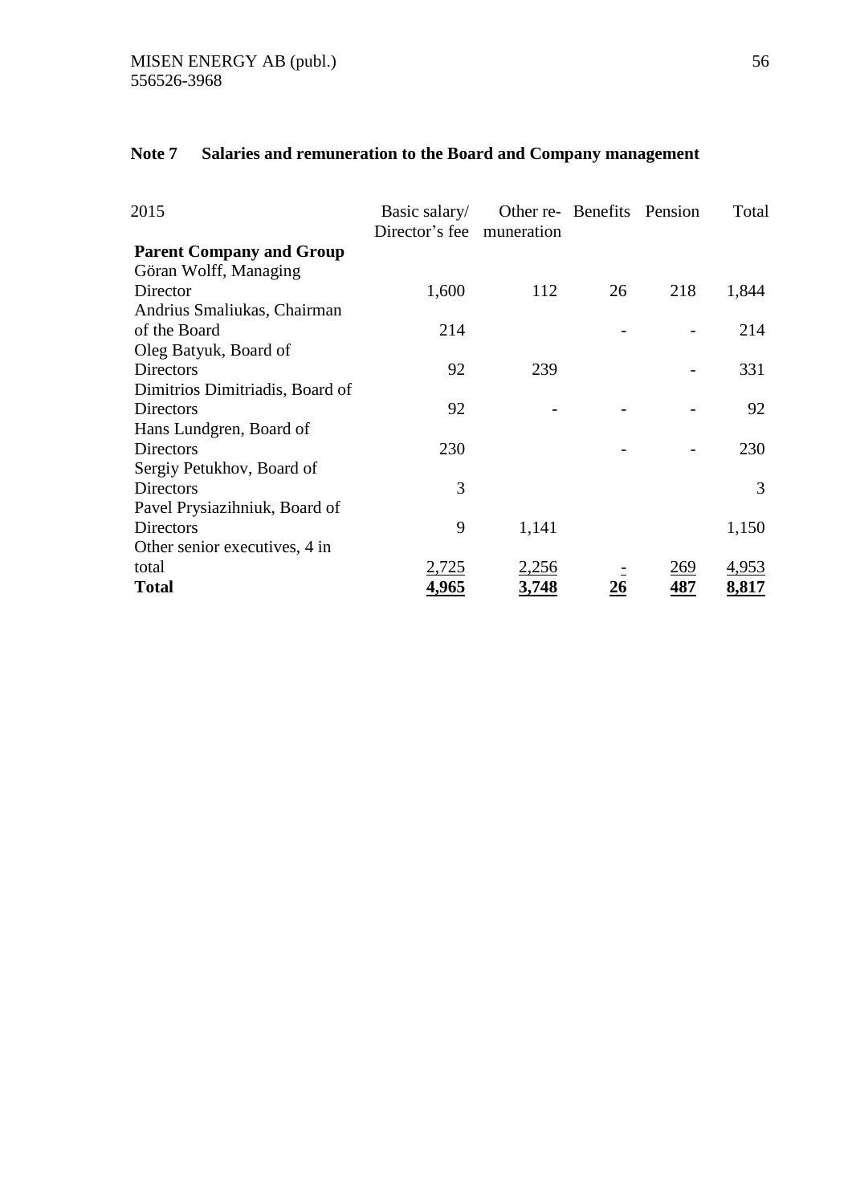## Note 7 Salaries and remuneration to the Board and Company management

| 2015 | Basic salary/ Director's fee | Other re-muneration | Benefits | Pension | Total |
|---|---|---|---|---|---|
| **Parent Company and Group** | | | | | |
| Göran Wolff, Managing Director | 1,600 | 112 | 26 | 218 | 1,844 |
| Andrius Smaliukas, Chairman of the Board | 214 | | - | - | 214 |
| Oleg Batyuk, Board of Directors | 92 | 239 | | - | 331 |
| Dimitrios Dimitriadis, Board of Directors | 92 | - | - | - | 92 |
| Hans Lundgren, Board of Directors | 230 | | - | - | 230 |
| Sergiy Petukhov, Board of Directors | 3 | | | | 3 |
| Pavel Prysiazihniuk, Board of Directors | 9 | 1,141 | | | 1,150 |
| Other senior executives, 4 in total | 2,725 | 2,256 | - | 269 | 4,953 |
| **Total** | **4,965** | **3,748** | **26** | **487** | **8,817** |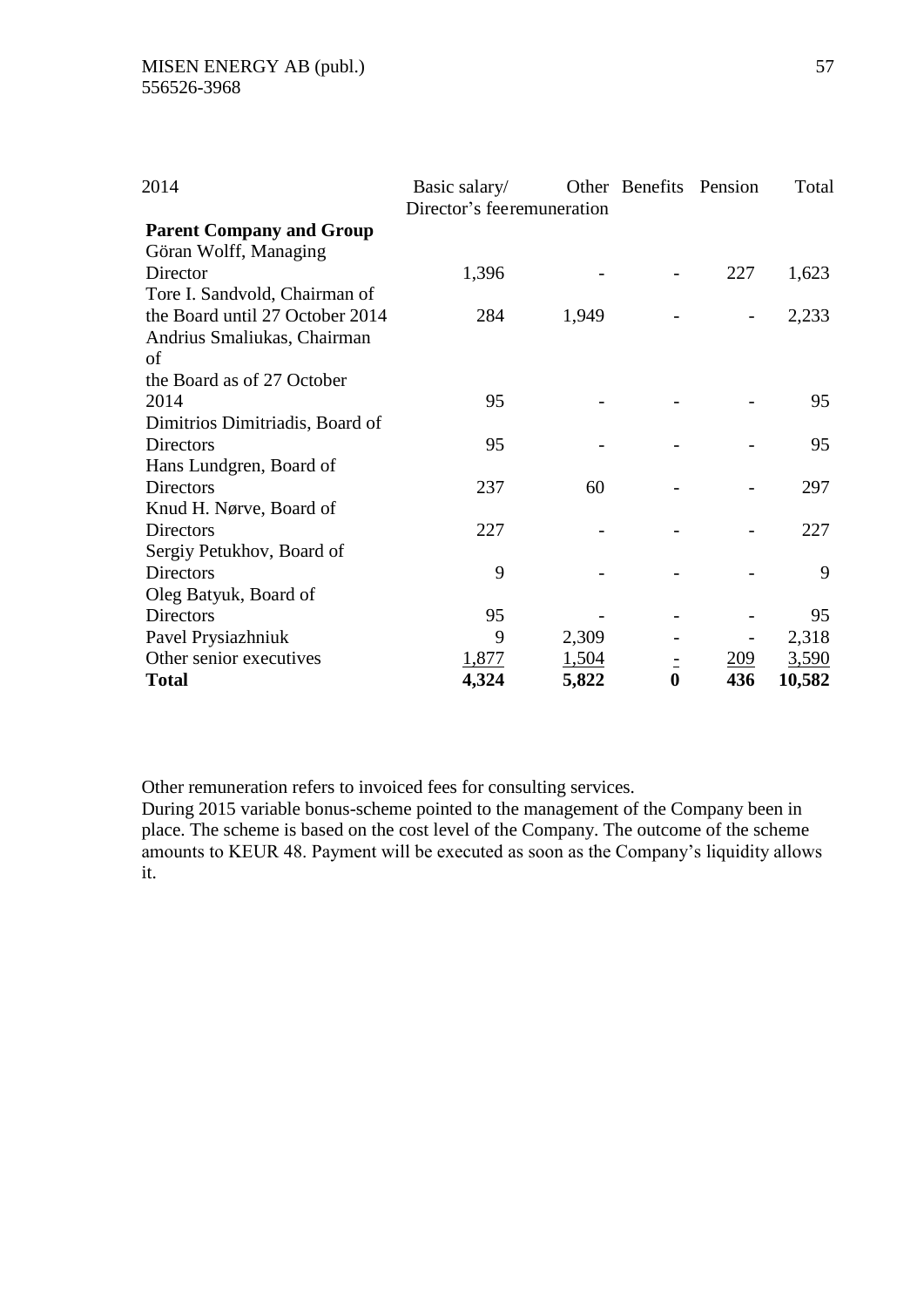| 2014 | Basic salary/ Director's fee | Other remuneration | Benefits | Pension | Total |
|---|---|---|---|---|---|
| **Parent Company and Group** | | | | | |
| Göran Wolff, Managing Director | 1,396 | - | - | 227 | 1,623 |
| Tore I. Sandvold, Chairman of the Board until 27 October 2014 | 284 | 1,949 | - | - | 2,233 |
| Andrius Smaliukas, Chairman of the Board as of 27 October 2014 | 95 | - | - | - | 95 |
| Dimitrios Dimitriadis, Board of Directors | 95 | - | - | - | 95 |
| Hans Lundgren, Board of Directors | 237 | 60 | - | - | 297 |
| Knud H. Nørve, Board of Directors | 227 | - | - | - | 227 |
| Sergiy Petukhov, Board of Directors | 9 | - | - | - | 9 |
| Oleg Batyuk, Board of Directors | 95 | - | - | - | 95 |
| Pavel Prysiazhniuk | 9 | 2,309 | - | - | 2,318 |
| Other senior executives | 1,877 | 1,504 | - | 209 | 3,590 |
| **Total** | **4,324** | **5,822** | **0** | **436** | **10,582** |

Other remuneration refers to invoiced fees for consulting services.
During 2015 variable bonus-scheme pointed to the management of the Company been in place. The scheme is based on the cost level of the Company. The outcome of the scheme amounts to KEUR 48. Payment will be executed as soon as the Company's liquidity allows it.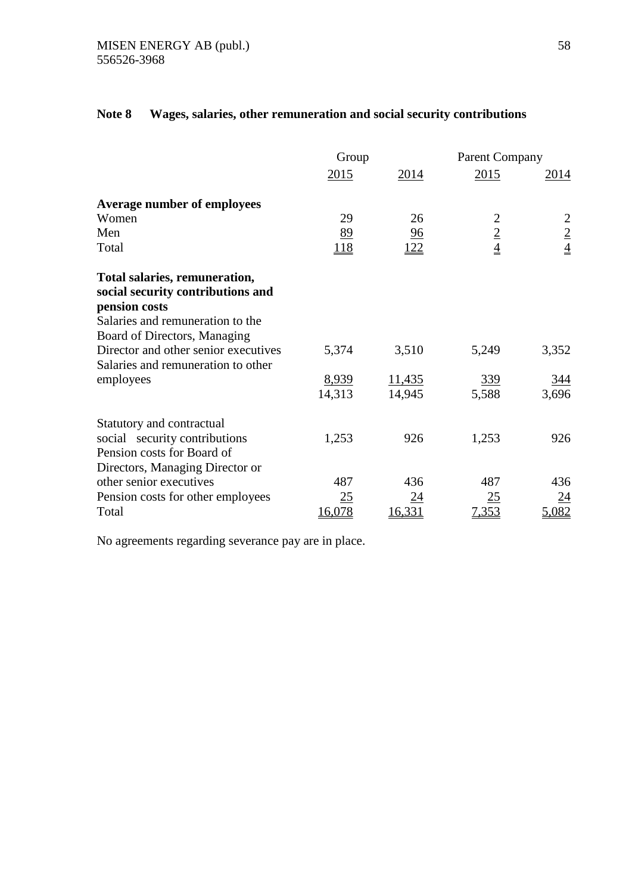## Note 8 Wages, salaries, other remuneration and social security contributions

| | Group | | Parent Company | |
|---|---|---|---|---|
| | 2015 | 2014 | 2015 | 2014 |
| **Average number of employees** | | | | |
| Women | 29 | 26 | 2 | 2 |
| Men | 89 | 96 | 2 | 2 |
| Total | 118 | 122 | 4 | 4 |
| **Total salaries, remuneration, social security contributions and pension costs** | | | | |
| Salaries and remuneration to the Board of Directors, Managing Director and other senior executives | 5,374 | 3,510 | 5,249 | 3,352 |
| Salaries and remuneration to other employees | 8,939 | 11,435 | 339 | 344 |
| | 14,313 | 14,945 | 5,588 | 3,696 |
| Statutory and contractual social security contributions | 1,253 | 926 | 1,253 | 926 |
| Pension costs for Board of Directors, Managing Director or other senior executives | 487 | 436 | 487 | 436 |
| Pension costs for other employees | 25 | 24 | 25 | 24 |
| Total | 16,078 | 16,331 | 7,353 | 5,082 |

No agreements regarding severance pay are in place.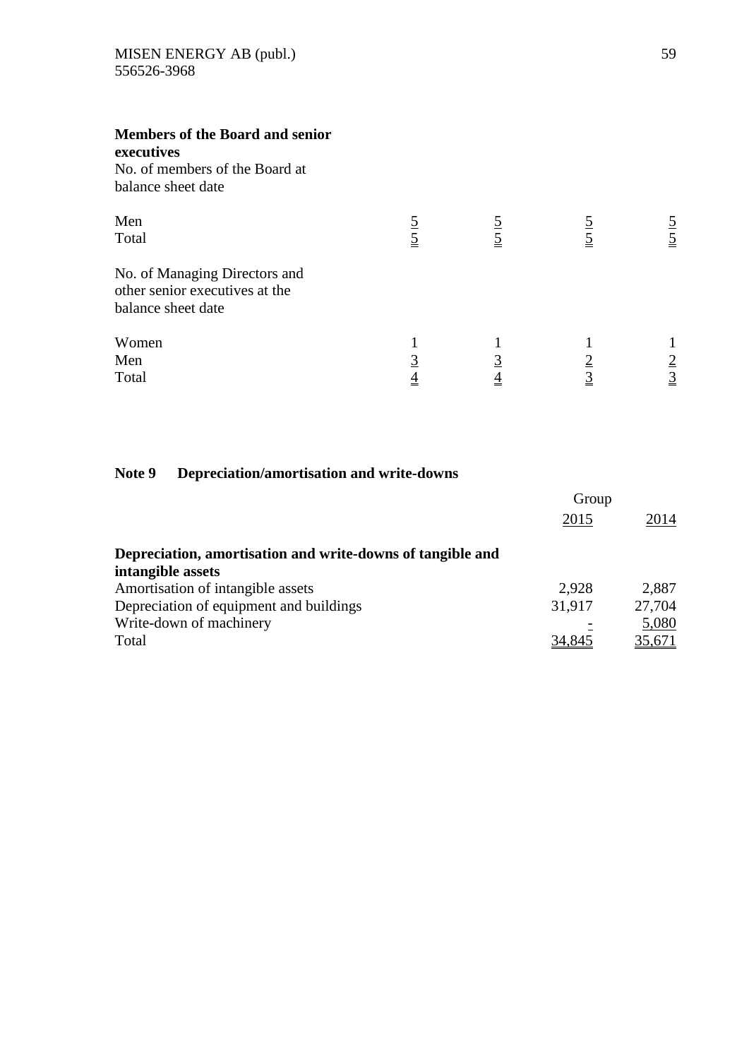**Members of the Board and senior executives**

No. of members of the Board at balance sheet date

| | | | | |
|---|---|---|---|---|
| Men | 5 | 5 | 5 | 5 |
| Total | 5 | 5 | 5 | 5 |

No. of Managing Directors and other senior executives at the balance sheet date

| | | | | |
|---|---|---|---|---|
| Women | 1 | 1 | 1 | 1 |
| Men | 3 | 3 | 2 | 2 |
| Total | 4 | 4 | 3 | 3 |

## Note 9 Depreciation/amortisation and write-downs

| | Group | |
|---|---|---|
| | 2015 | 2014 |
| **Depreciation, amortisation and write-downs of tangible and intangible assets** | | |
| Amortisation of intangible assets | 2,928 | 2,887 |
| Depreciation of equipment and buildings | 31,917 | 27,704 |
| Write-down of machinery | - | 5,080 |
| Total | 34,845 | 35,671 |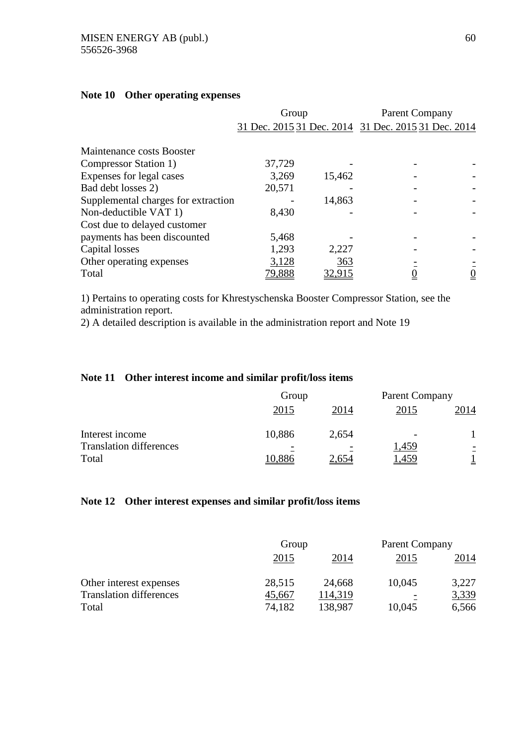### Note 10 Other operating expenses

| | Group | | Parent Company | |
|---|---|---|---|---|
| | 31 Dec. 2015 | 31 Dec. 2014 | 31 Dec. 2015 | 31 Dec. 2014 |
| Maintenance costs Booster Compressor Station 1) | 37,729 | - | - | - |
| Expenses for legal cases | 3,269 | 15,462 | - | - |
| Bad debt losses 2) | 20,571 | - | - | - |
| Supplemental charges for extraction | - | 14,863 | - | - |
| Non-deductible VAT 1) | 8,430 | - | - | - |
| Cost due to delayed customer payments has been discounted | 5,468 | - | - | - |
| Capital losses | 1,293 | 2,227 | - | - |
| Other operating expenses | 3,128 | 363 | - | - |
| Total | 79,888 | 32,915 | 0 | 0 |

1) Pertains to operating costs for Khrestyschenska Booster Compressor Station, see the administration report.
2) A detailed description is available in the administration report and Note 19

### Note 11 Other interest income and similar profit/loss items

| | Group | | Parent Company | |
|---|---|---|---|---|
| | 2015 | 2014 | 2015 | 2014 |
| Interest income | 10,886 | 2,654 | - | 1 |
| Translation differences | - | - | 1,459 | - |
| Total | 10,886 | 2,654 | 1,459 | 1 |

### Note 12 Other interest expenses and similar profit/loss items

| | Group | | Parent Company | |
|---|---|---|---|---|
| | 2015 | 2014 | 2015 | 2014 |
| Other interest expenses | 28,515 | 24,668 | 10,045 | 3,227 |
| Translation differences | 45,667 | 114,319 | - | 3,339 |
| Total | 74,182 | 138,987 | 10,045 | 6,566 |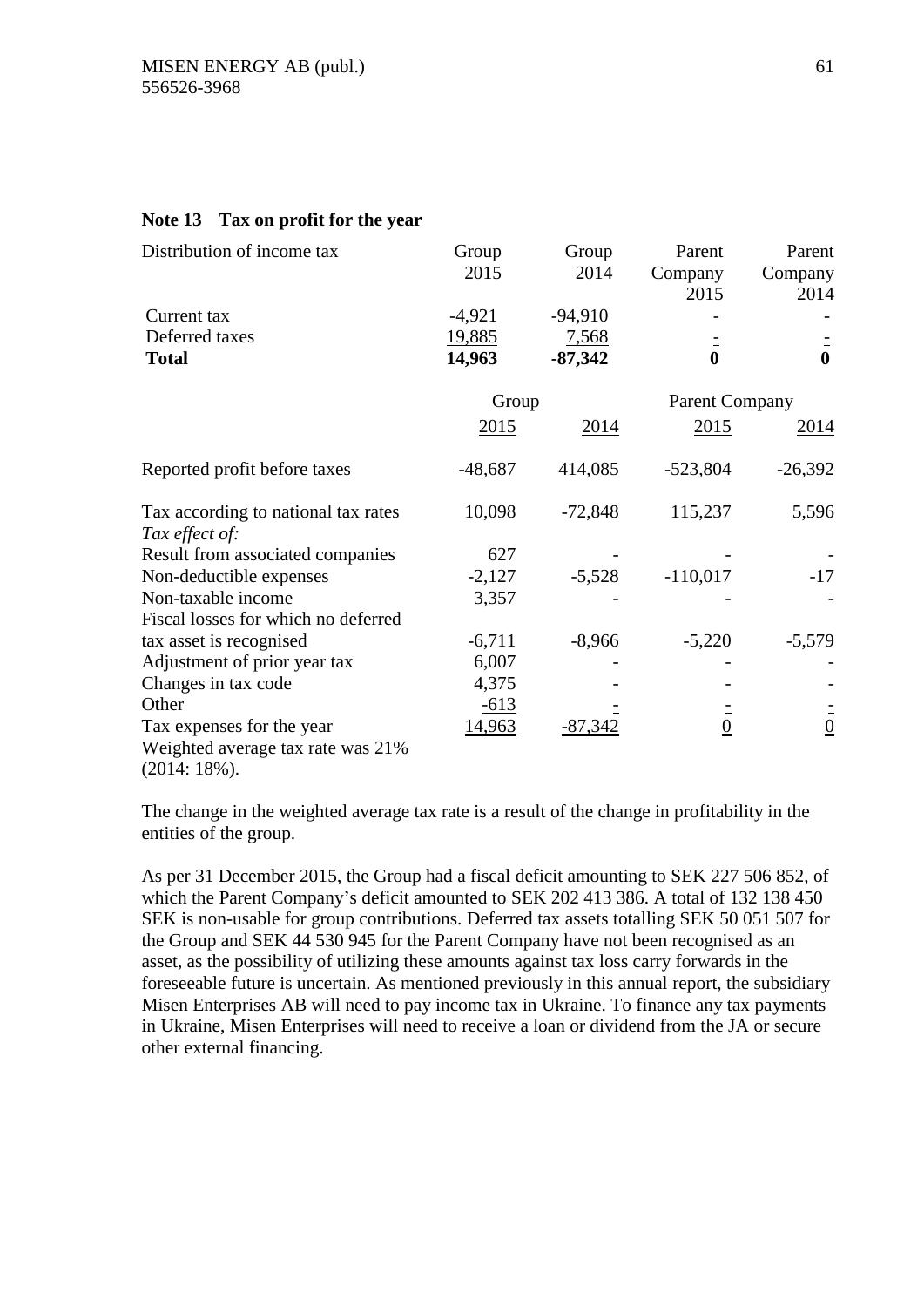## Note 13 Tax on profit for the year

| Distribution of income tax | Group 2015 | Group 2014 | Parent Company 2015 | Parent Company 2014 |
|---|---|---|---|---|
| Current tax | -4,921 | -94,910 | - | - |
| Deferred taxes | 19,885 | 7,568 | - | - |
| **Total** | **14,963** | **-87,342** | **0** | **0** |

| | Group | | Parent Company | |
|---|---|---|---|---|
| | 2015 | 2014 | 2015 | 2014 |
| Reported profit before taxes | -48,687 | 414,085 | -523,804 | -26,392 |
| Tax according to national tax rates | 10,098 | -72,848 | 115,237 | 5,596 |
| *Tax effect of:* | | | | |
| Result from associated companies | 627 | - | - | - |
| Non-deductible expenses | -2,127 | -5,528 | -110,017 | -17 |
| Non-taxable income | 3,357 | - | - | - |
| Fiscal losses for which no deferred tax asset is recognised | -6,711 | -8,966 | -5,220 | -5,579 |
| Adjustment of prior year tax | 6,007 | - | - | - |
| Changes in tax code | 4,375 | - | - | - |
| Other | -613 | - | - | - |
| Tax expenses for the year | 14,963 | -87,342 | 0 | 0 |

Weighted average tax rate was 21% (2014: 18%).

The change in the weighted average tax rate is a result of the change in profitability in the entities of the group.

As per 31 December 2015, the Group had a fiscal deficit amounting to SEK 227 506 852, of which the Parent Company's deficit amounted to SEK 202 413 386. A total of 132 138 450 SEK is non-usable for group contributions. Deferred tax assets totalling SEK 50 051 507 for the Group and SEK 44 530 945 for the Parent Company have not been recognised as an asset, as the possibility of utilizing these amounts against tax loss carry forwards in the foreseeable future is uncertain. As mentioned previously in this annual report, the subsidiary Misen Enterprises AB will need to pay income tax in Ukraine. To finance any tax payments in Ukraine, Misen Enterprises will need to receive a loan or dividend from the JA or secure other external financing.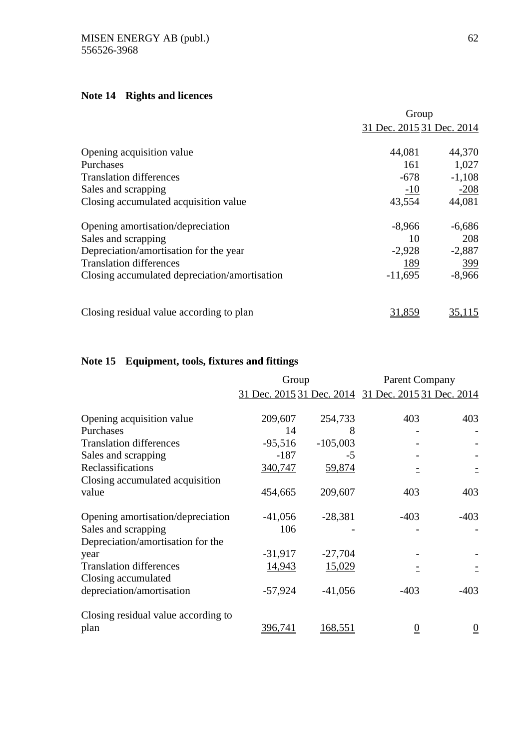## Note 14 Rights and licences

| | Group | |
|---|---|---|
| | 31 Dec. 2015 | 31 Dec. 2014 |
| Opening acquisition value | 44,081 | 44,370 |
| Purchases | 161 | 1,027 |
| Translation differences | -678 | -1,108 |
| Sales and scrapping | -10 | -208 |
| Closing accumulated acquisition value | 43,554 | 44,081 |
| | | |
| Opening amortisation/depreciation | -8,966 | -6,686 |
| Sales and scrapping | 10 | 208 |
| Depreciation/amortisation for the year | -2,928 | -2,887 |
| Translation differences | 189 | 399 |
| Closing accumulated depreciation/amortisation | -11,695 | -8,966 |
| | | |
| Closing residual value according to plan | 31,859 | 35,115 |

## Note 15 Equipment, tools, fixtures and fittings

| | Group | | Parent Company | |
|---|---|---|---|---|
| | 31 Dec. 2015 | 31 Dec. 2014 | 31 Dec. 2015 | 31 Dec. 2014 |
| Opening acquisition value | 209,607 | 254,733 | 403 | 403 |
| Purchases | 14 | 8 | - | - |
| Translation differences | -95,516 | -105,003 | - | - |
| Sales and scrapping | -187 | -5 | - | - |
| Reclassifications | 340,747 | 59,874 | - | - |
| Closing accumulated acquisition value | 454,665 | 209,607 | 403 | 403 |
| | | | | |
| Opening amortisation/depreciation | -41,056 | -28,381 | -403 | -403 |
| Sales and scrapping | 106 | - | - | - |
| Depreciation/amortisation for the year | -31,917 | -27,704 | - | - |
| Translation differences | 14,943 | 15,029 | - | - |
| Closing accumulated depreciation/amortisation | -57,924 | -41,056 | -403 | -403 |
| | | | | |
| Closing residual value according to plan | 396,741 | 168,551 | 0 | 0 |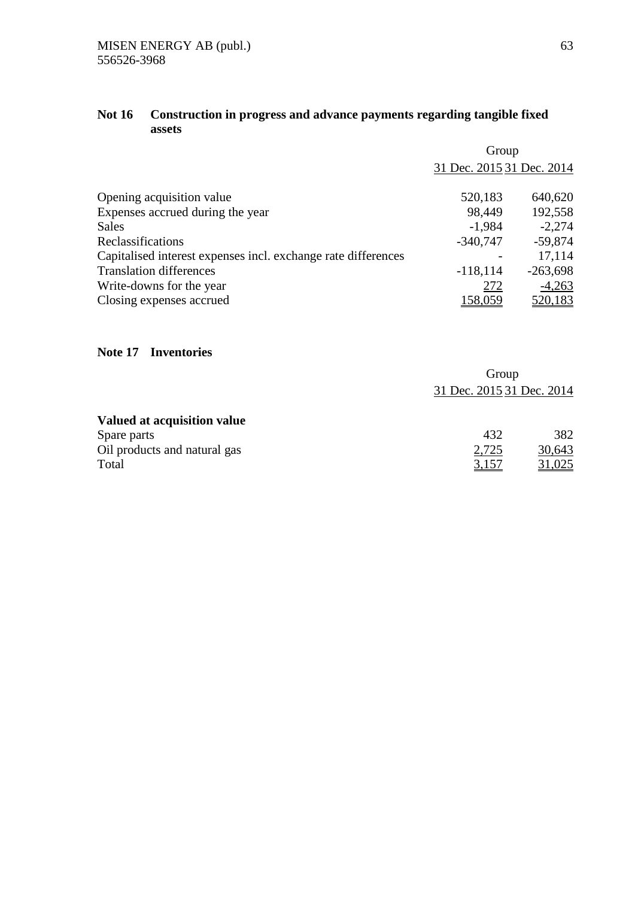## Not 16 Construction in progress and advance payments regarding tangible fixed assets

| | Group | |
|---|---|---|
| | 31 Dec. 2015 | 31 Dec. 2014 |
| Opening acquisition value | 520,183 | 640,620 |
| Expenses accrued during the year | 98,449 | 192,558 |
| Sales | -1,984 | -2,274 |
| Reclassifications | -340,747 | -59,874 |
| Capitalised interest expenses incl. exchange rate differences | - | 17,114 |
| Translation differences | -118,114 | -263,698 |
| Write-downs for the year | 272 | -4,263 |
| Closing expenses accrued | 158,059 | 520,183 |

## Note 17 Inventories

| | Group | |
|---|---|---|
| | 31 Dec. 2015 | 31 Dec. 2014 |
| **Valued at acquisition value** | | |
| Spare parts | 432 | 382 |
| Oil products and natural gas | 2,725 | 30,643 |
| Total | 3,157 | 31,025 |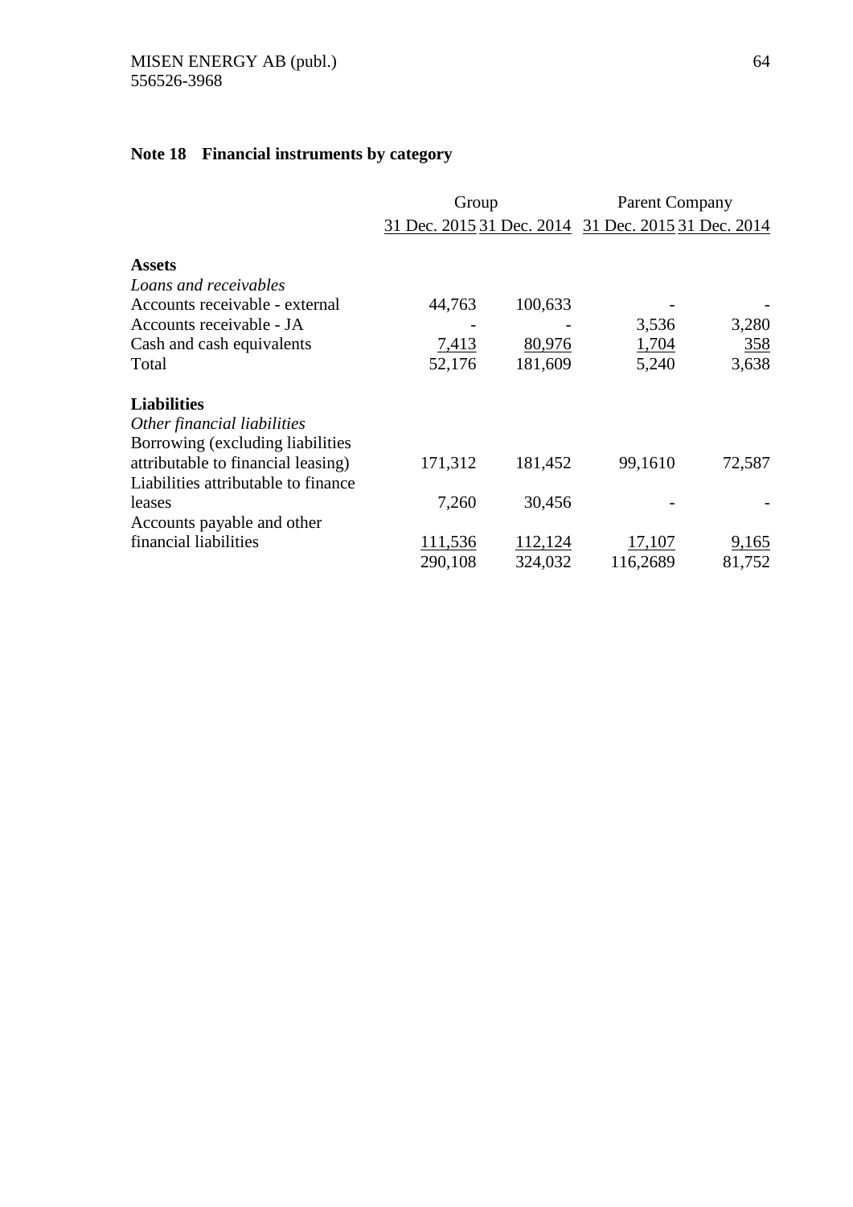## Note 18 Financial instruments by category

| | Group | | Parent Company | |
|---|---|---|---|---|
| | 31 Dec. 2015 | 31 Dec. 2014 | 31 Dec. 2015 | 31 Dec. 2014 |
| **Assets** | | | | |
| *Loans and receivables* | | | | |
| Accounts receivable - external | 44,763 | 100,633 | - | - |
| Accounts receivable - JA | - | - | 3,536 | 3,280 |
| Cash and cash equivalents | 7,413 | 80,976 | 1,704 | 358 |
| Total | 52,176 | 181,609 | 5,240 | 3,638 |
| **Liabilities** | | | | |
| *Other financial liabilities* | | | | |
| Borrowing (excluding liabilities attributable to financial leasing) | 171,312 | 181,452 | 99,1610 | 72,587 |
| Liabilities attributable to finance leases | 7,260 | 30,456 | - | - |
| Accounts payable and other financial liabilities | 111,536 | 112,124 | 17,107 | 9,165 |
| | 290,108 | 324,032 | 116,2689 | 81,752 |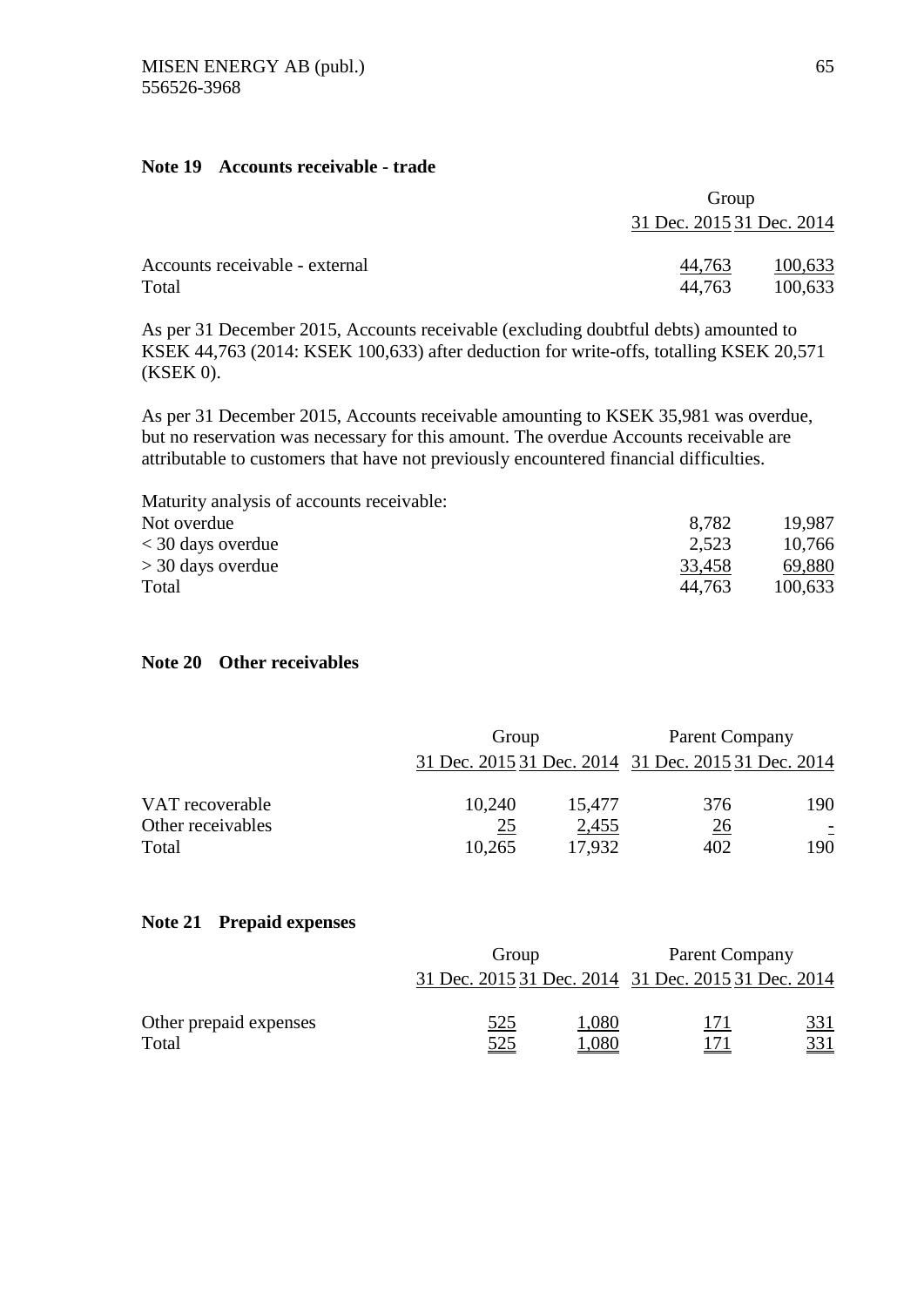### Note 19 Accounts receivable - trade

| | Group | |
|---|---|---|
| | 31 Dec. 2015 | 31 Dec. 2014 |
| Accounts receivable - external | 44,763 | 100,633 |
| Total | 44,763 | 100,633 |

As per 31 December 2015, Accounts receivable (excluding doubtful debts) amounted to KSEK 44,763 (2014: KSEK 100,633) after deduction for write-offs, totalling KSEK 20,571 (KSEK 0).

As per 31 December 2015, Accounts receivable amounting to KSEK 35,981 was overdue, but no reservation was necessary for this amount. The overdue Accounts receivable are attributable to customers that have not previously encountered financial difficulties.

| Maturity analysis of accounts receivable: | | |
|---|---|---|
| Not overdue | 8,782 | 19,987 |
| < 30 days overdue | 2,523 | 10,766 |
| > 30 days overdue | 33,458 | 69,880 |
| Total | 44,763 | 100,633 |

### Note 20 Other receivables

| | Group | | Parent Company | |
|---|---|---|---|---|
| | 31 Dec. 2015 | 31 Dec. 2014 | 31 Dec. 2015 | 31 Dec. 2014 |
| VAT recoverable | 10,240 | 15,477 | 376 | 190 |
| Other receivables | 25 | 2,455 | 26 | - |
| Total | 10,265 | 17,932 | 402 | 190 |

### Note 21 Prepaid expenses

| | Group | | Parent Company | |
|---|---|---|---|---|
| | 31 Dec. 2015 | 31 Dec. 2014 | 31 Dec. 2015 | 31 Dec. 2014 |
| Other prepaid expenses | 525 | 1,080 | 171 | 331 |
| Total | 525 | 1,080 | 171 | 331 |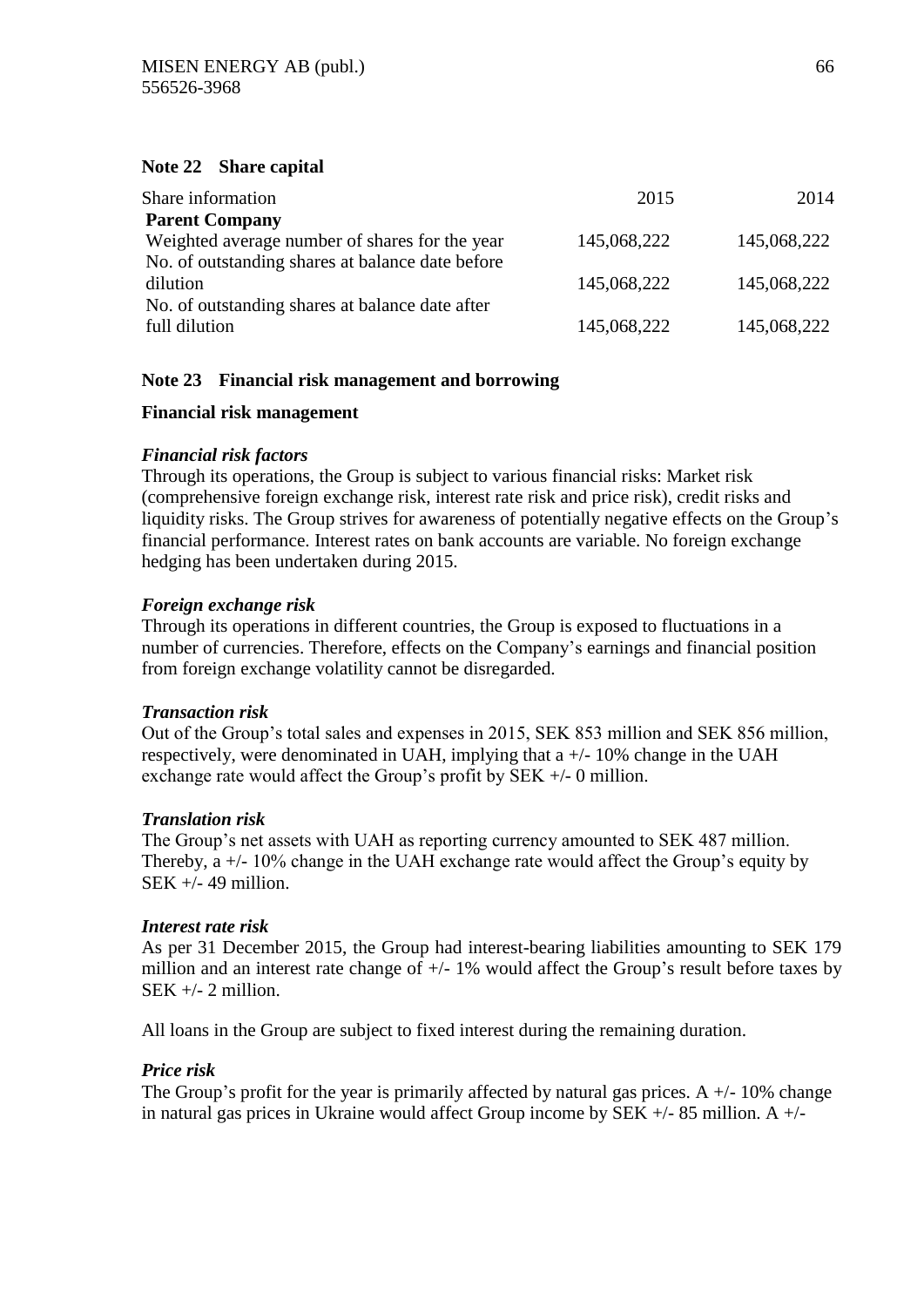## Note 22 Share capital

| Share information | 2015 | 2014 |
|---|---|---|
| **Parent Company** | | |
| Weighted average number of shares for the year | 145,068,222 | 145,068,222 |
| No. of outstanding shares at balance date before dilution | 145,068,222 | 145,068,222 |
| No. of outstanding shares at balance date after full dilution | 145,068,222 | 145,068,222 |

## Note 23 Financial risk management and borrowing

### Financial risk management

***Financial risk factors***

Through its operations, the Group is subject to various financial risks: Market risk (comprehensive foreign exchange risk, interest rate risk and price risk), credit risks and liquidity risks. The Group strives for awareness of potentially negative effects on the Group's financial performance. Interest rates on bank accounts are variable. No foreign exchange hedging has been undertaken during 2015.

***Foreign exchange risk***

Through its operations in different countries, the Group is exposed to fluctuations in a number of currencies. Therefore, effects on the Company's earnings and financial position from foreign exchange volatility cannot be disregarded.

***Transaction risk***

Out of the Group's total sales and expenses in 2015, SEK 853 million and SEK 856 million, respectively, were denominated in UAH, implying that a +/- 10% change in the UAH exchange rate would affect the Group's profit by SEK +/- 0 million.

***Translation risk***

The Group's net assets with UAH as reporting currency amounted to SEK 487 million. Thereby, a +/- 10% change in the UAH exchange rate would affect the Group's equity by SEK +/- 49 million.

***Interest rate risk***

As per 31 December 2015, the Group had interest-bearing liabilities amounting to SEK 179 million and an interest rate change of +/- 1% would affect the Group's result before taxes by SEK +/- 2 million.

All loans in the Group are subject to fixed interest during the remaining duration.

***Price risk***

The Group's profit for the year is primarily affected by natural gas prices. A +/- 10% change in natural gas prices in Ukraine would affect Group income by SEK +/- 85 million. A +/-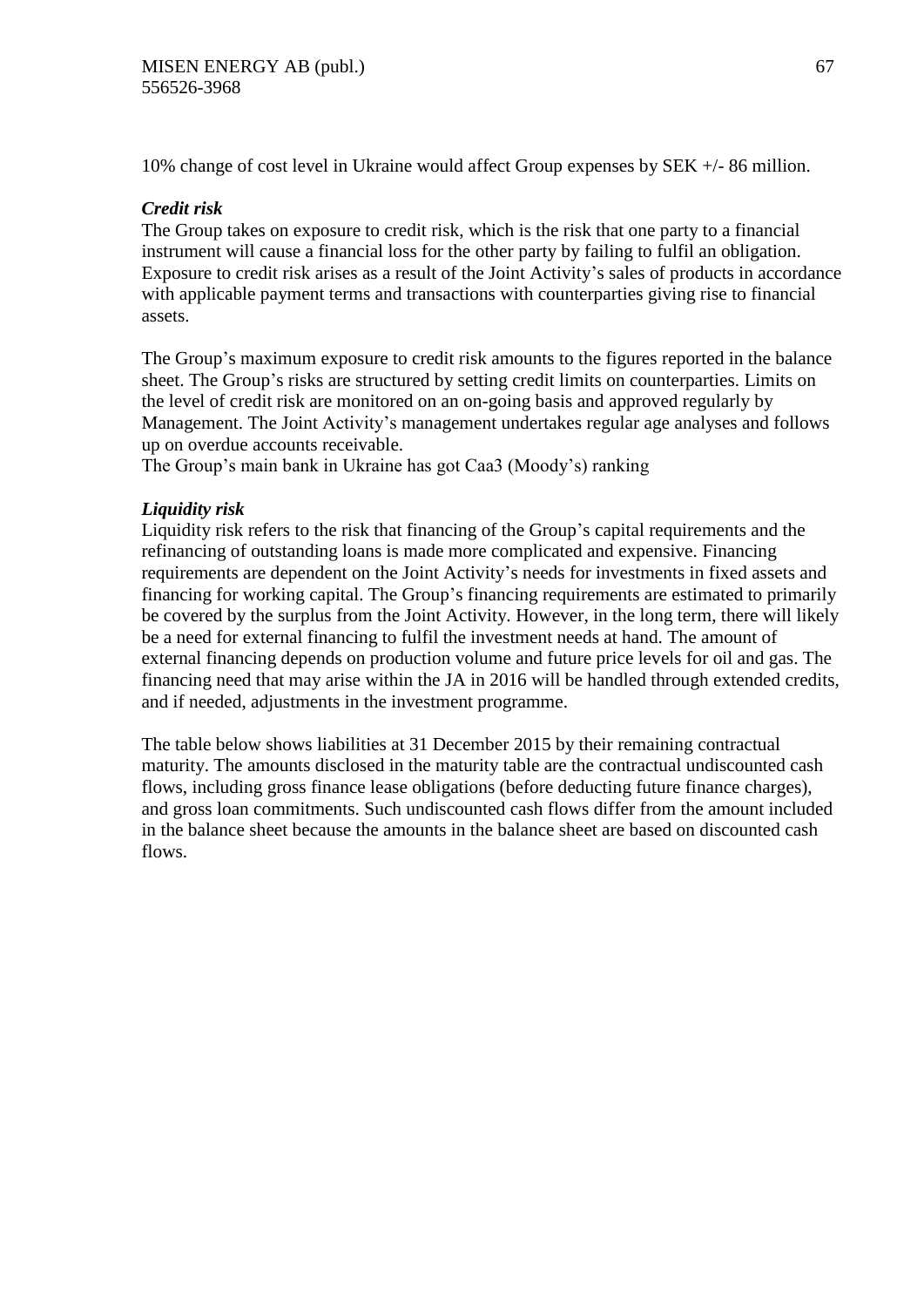10% change of cost level in Ukraine would affect Group expenses by SEK +/- 86 million.

***Credit risk***

The Group takes on exposure to credit risk, which is the risk that one party to a financial instrument will cause a financial loss for the other party by failing to fulfil an obligation. Exposure to credit risk arises as a result of the Joint Activity's sales of products in accordance with applicable payment terms and transactions with counterparties giving rise to financial assets.

The Group's maximum exposure to credit risk amounts to the figures reported in the balance sheet. The Group's risks are structured by setting credit limits on counterparties. Limits on the level of credit risk are monitored on an on-going basis and approved regularly by Management. The Joint Activity's management undertakes regular age analyses and follows up on overdue accounts receivable.
The Group's main bank in Ukraine has got Caa3 (Moody's) ranking

***Liquidity risk***

Liquidity risk refers to the risk that financing of the Group's capital requirements and the refinancing of outstanding loans is made more complicated and expensive. Financing requirements are dependent on the Joint Activity's needs for investments in fixed assets and financing for working capital. The Group's financing requirements are estimated to primarily be covered by the surplus from the Joint Activity. However, in the long term, there will likely be a need for external financing to fulfil the investment needs at hand. The amount of external financing depends on production volume and future price levels for oil and gas. The financing need that may arise within the JA in 2016 will be handled through extended credits, and if needed, adjustments in the investment programme.

The table below shows liabilities at 31 December 2015 by their remaining contractual maturity. The amounts disclosed in the maturity table are the contractual undiscounted cash flows, including gross finance lease obligations (before deducting future finance charges), and gross loan commitments. Such undiscounted cash flows differ from the amount included in the balance sheet because the amounts in the balance sheet are based on discounted cash flows.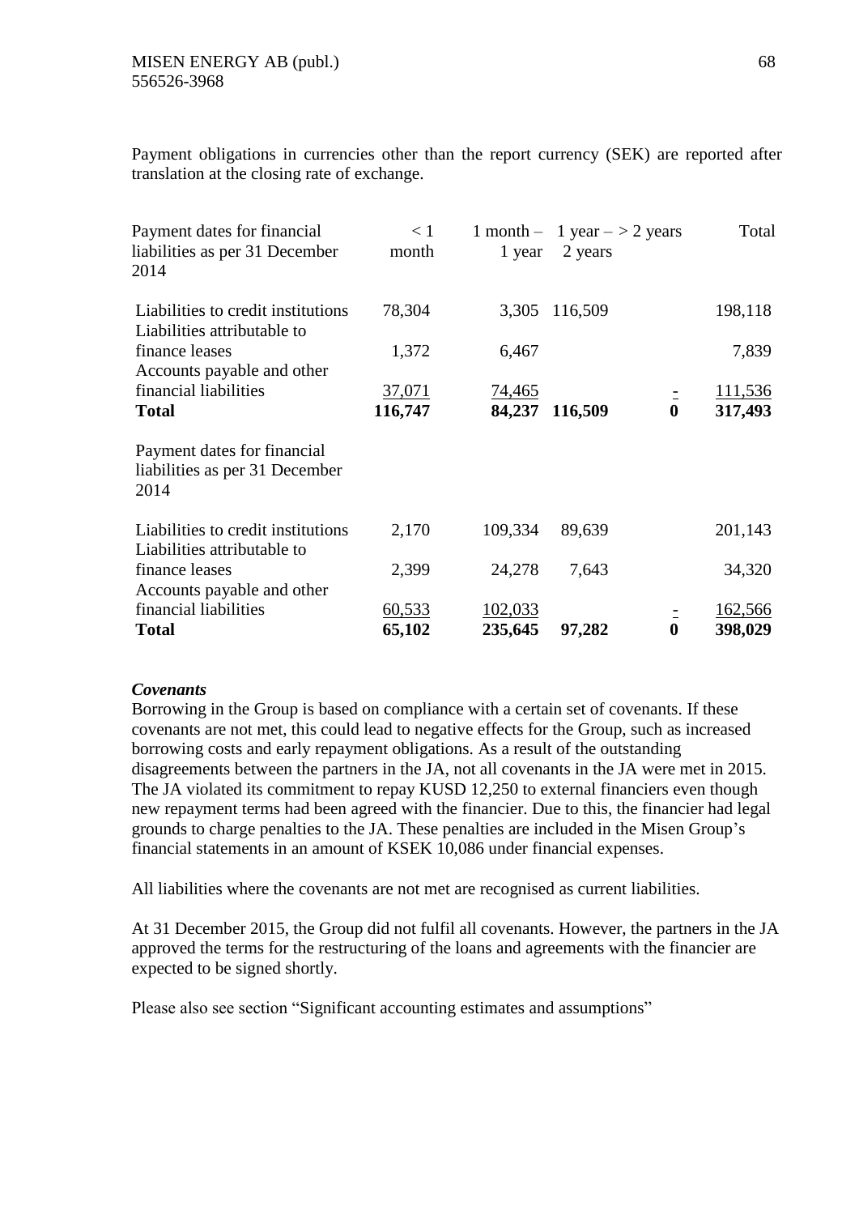Payment obligations in currencies other than the report currency (SEK) are reported after translation at the closing rate of exchange.

| Payment dates for financial liabilities as per 31 December 2014 | < 1 month | 1 month – 1 year | 1 year – 2 years | > 2 years | Total |
|---|---|---|---|---|---|
| Liabilities to credit institutions | 78,304 | 3,305 | 116,509 | | 198,118 |
| Liabilities attributable to finance leases | 1,372 | 6,467 | | | 7,839 |
| Accounts payable and other financial liabilities | 37,071 | 74,465 | | - | 111,536 |
| **Total** | **116,747** | **84,237** | **116,509** | **0** | **317,493** |
| Payment dates for financial liabilities as per 31 December 2014 | | | | | |
| Liabilities to credit institutions | 2,170 | 109,334 | 89,639 | | 201,143 |
| Liabilities attributable to finance leases | 2,399 | 24,278 | 7,643 | | 34,320 |
| Accounts payable and other financial liabilities | 60,533 | 102,033 | | - | 162,566 |
| **Total** | **65,102** | **235,645** | **97,282** | **0** | **398,029** |

***Covenants***

Borrowing in the Group is based on compliance with a certain set of covenants. If these covenants are not met, this could lead to negative effects for the Group, such as increased borrowing costs and early repayment obligations. As a result of the outstanding disagreements between the partners in the JA, not all covenants in the JA were met in 2015. The JA violated its commitment to repay KUSD 12,250 to external financiers even though new repayment terms had been agreed with the financier. Due to this, the financier had legal grounds to charge penalties to the JA. These penalties are included in the Misen Group's financial statements in an amount of KSEK 10,086 under financial expenses.

All liabilities where the covenants are not met are recognised as current liabilities.

At 31 December 2015, the Group did not fulfil all covenants. However, the partners in the JA approved the terms for the restructuring of the loans and agreements with the financier are expected to be signed shortly.

Please also see section "Significant accounting estimates and assumptions"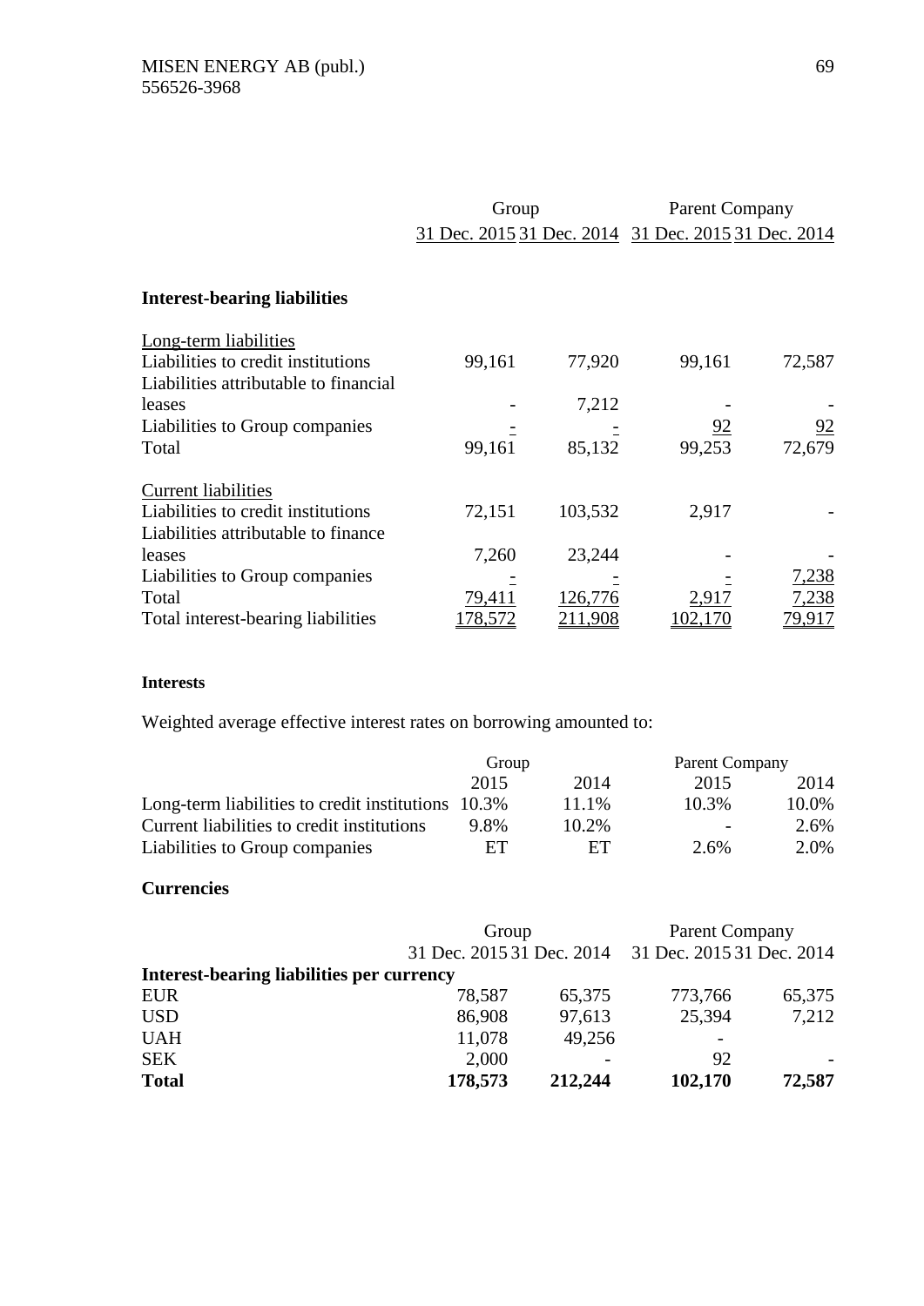|  | Group |  | Parent Company |  |
|---|---|---|---|---|
|  | 31 Dec. 2015 | 31 Dec. 2014 | 31 Dec. 2015 | 31 Dec. 2014 |
| **Interest-bearing liabilities** |  |  |  |  |
| Long-term liabilities |  |  |  |  |
| Liabilities to credit institutions | 99,161 | 77,920 | 99,161 | 72,587 |
| Liabilities attributable to financial leases | - | 7,212 | - | - |
| Liabilities to Group companies | - | - | 92 | 92 |
| Total | 99,161 | 85,132 | 99,253 | 72,679 |
| Current liabilities |  |  |  |  |
| Liabilities to credit institutions | 72,151 | 103,532 | 2,917 | - |
| Liabilities attributable to finance leases | 7,260 | 23,244 | - | - |
| Liabilities to Group companies | - | - | - | 7,238 |
| Total | 79,411 | 126,776 | 2,917 | 7,238 |
| Total interest-bearing liabilities | 178,572 | 211,908 | 102,170 | 79,917 |

**Interests**

Weighted average effective interest rates on borrowing amounted to:

|  | Group |  | Parent Company |  |
|---|---|---|---|---|
|  | 2015 | 2014 | 2015 | 2014 |
| Long-term liabilities to credit institutions | 10.3% | 11.1% | 10.3% | 10.0% |
| Current liabilities to credit institutions | 9.8% | 10.2% | - | 2.6% |
| Liabilities to Group companies | ET | ET | 2.6% | 2.0% |

**Currencies**

|  | Group |  | Parent Company |  |
|---|---|---|---|---|
|  | 31 Dec. 2015 | 31 Dec. 2014 | 31 Dec. 2015 | 31 Dec. 2014 |
| **Interest-bearing liabilities per currency** |  |  |  |  |
| EUR | 78,587 | 65,375 | 773,766 | 65,375 |
| USD | 86,908 | 97,613 | 25,394 | 7,212 |
| UAH | 11,078 | 49,256 | - |  |
| SEK | 2,000 | - | 92 | - |
| **Total** | **178,573** | **212,244** | **102,170** | **72,587** |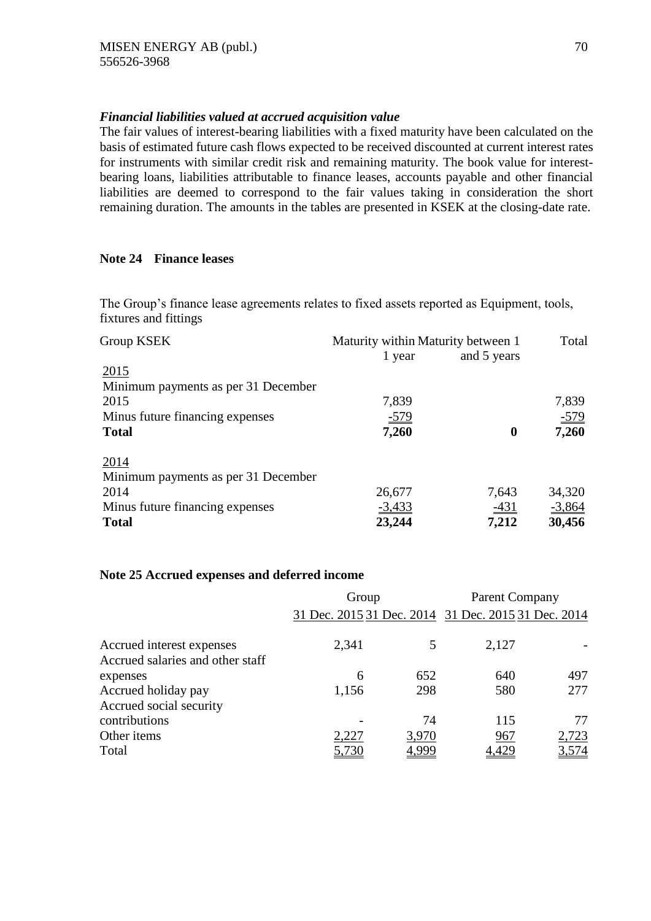### *Financial liabilities valued at accrued acquisition value*

The fair values of interest-bearing liabilities with a fixed maturity have been calculated on the basis of estimated future cash flows expected to be received discounted at current interest rates for instruments with similar credit risk and remaining maturity. The book value for interest-bearing loans, liabilities attributable to finance leases, accounts payable and other financial liabilities are deemed to correspond to the fair values taking in consideration the short remaining duration. The amounts in the tables are presented in KSEK at the closing-date rate.

## Note 24 Finance leases

The Group's finance lease agreements relates to fixed assets reported as Equipment, tools, fixtures and fittings

| Group KSEK | Maturity within 1 year | Maturity between 1 and 5 years | Total |
|---|---|---|---|
| 2015 | | | |
| Minimum payments as per 31 December 2015 | 7,839 | | 7,839 |
| Minus future financing expenses | -579 | | -579 |
| **Total** | **7,260** | **0** | **7,260** |
| 2014 | | | |
| Minimum payments as per 31 December 2014 | 26,677 | 7,643 | 34,320 |
| Minus future financing expenses | -3,433 | -431 | -3,864 |
| **Total** | **23,244** | **7,212** | **30,456** |

## Note 25 Accrued expenses and deferred income

| | Group | | Parent Company | |
|---|---|---|---|---|
| | 31 Dec. 2015 | 31 Dec. 2014 | 31 Dec. 2015 | 31 Dec. 2014 |
| Accrued interest expenses | 2,341 | 5 | 2,127 | - |
| Accrued salaries and other staff expenses | 6 | 652 | 640 | 497 |
| Accrued holiday pay | 1,156 | 298 | 580 | 277 |
| Accrued social security contributions | - | 74 | 115 | 77 |
| Other items | 2,227 | 3,970 | 967 | 2,723 |
| Total | 5,730 | 4,999 | 4,429 | 3,574 |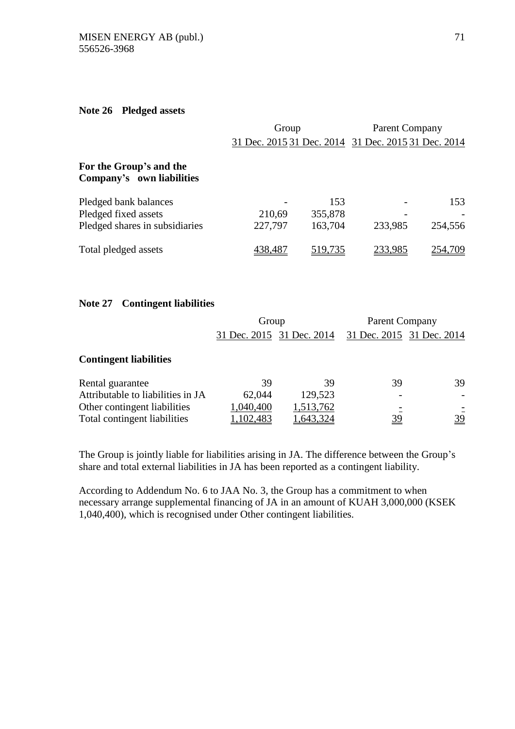**Note 26 Pledged assets**

| | Group | | Parent Company | |
|---|---|---|---|---|
| | 31 Dec. 2015 | 31 Dec. 2014 | 31 Dec. 2015 | 31 Dec. 2014 |
| **For the Group's and the Company's own liabilities** | | | | |
| Pledged bank balances | - | 153 | - | 153 |
| Pledged fixed assets | 210,69 | 355,878 | - | - |
| Pledged shares in subsidiaries | 227,797 | 163,704 | 233,985 | 254,556 |
| Total pledged assets | 438,487 | 519,735 | 233,985 | 254,709 |

**Note 27 Contingent liabilities**

| | Group | | Parent Company | |
|---|---|---|---|---|
| | 31 Dec. 2015 | 31 Dec. 2014 | 31 Dec. 2015 | 31 Dec. 2014 |
| **Contingent liabilities** | | | | |
| Rental guarantee | 39 | 39 | 39 | 39 |
| Attributable to liabilities in JA | 62,044 | 129,523 | - | - |
| Other contingent liabilities | 1,040,400 | 1,513,762 | - | - |
| Total contingent liabilities | 1,102,483 | 1,643,324 | 39 | 39 |

The Group is jointly liable for liabilities arising in JA. The difference between the Group's share and total external liabilities in JA has been reported as a contingent liability.

According to Addendum No. 6 to JAA No. 3, the Group has a commitment to when necessary arrange supplemental financing of JA in an amount of KUAH 3,000,000 (KSEK 1,040,400), which is recognised under Other contingent liabilities.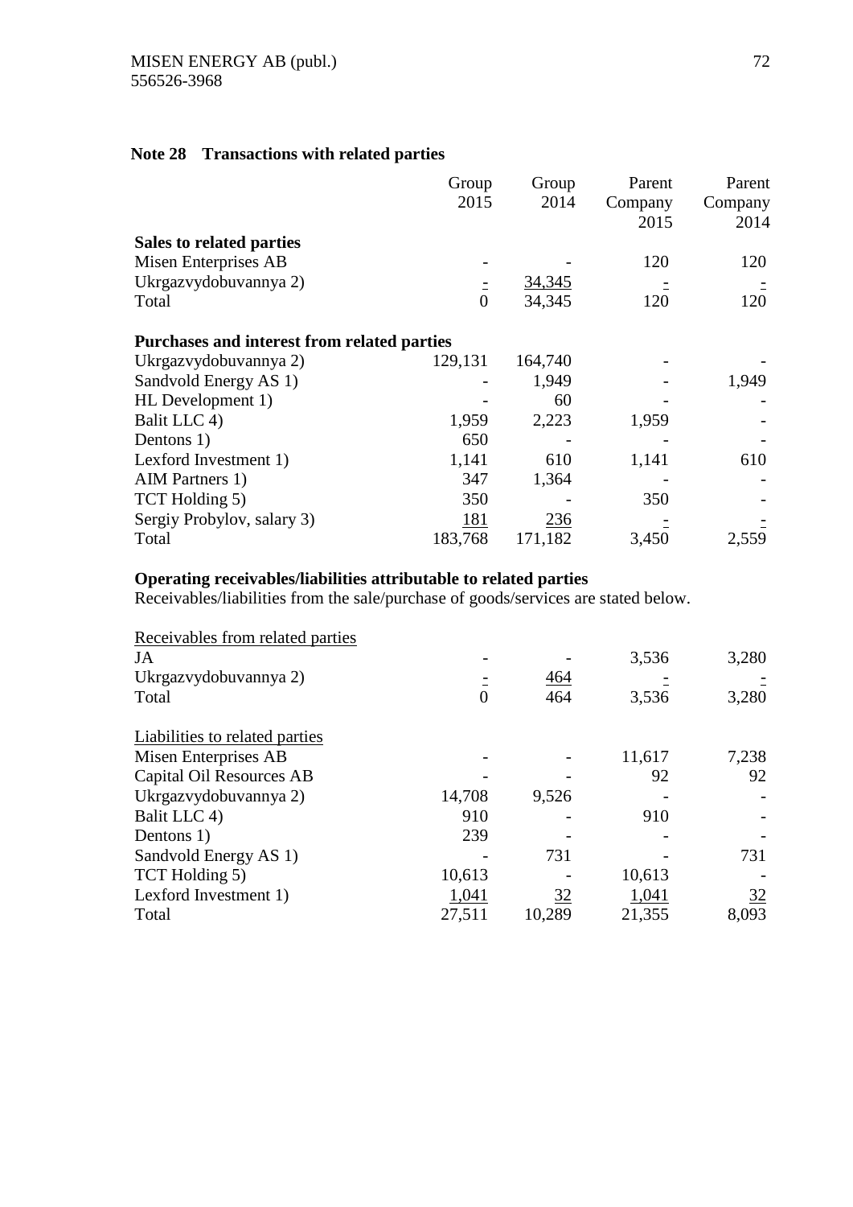## Note 28 Transactions with related parties

| | Group 2015 | Group 2014 | Parent Company 2015 | Parent Company 2014 |
|---|---|---|---|---|
| **Sales to related parties** | | | | |
| Misen Enterprises AB | - | - | 120 | 120 |
| Ukrgazvydobuvannya 2) | - | 34,345 | - | - |
| Total | 0 | 34,345 | 120 | 120 |
| | | | | |
| **Purchases and interest from related parties** | | | | |
| Ukrgazvydobuvannya 2) | 129,131 | 164,740 | - | - |
| Sandvold Energy AS 1) | - | 1,949 | - | 1,949 |
| HL Development 1) | - | 60 | - | - |
| Balit LLC 4) | 1,959 | 2,223 | 1,959 | - |
| Dentons 1) | 650 | - | - | - |
| Lexford Investment 1) | 1,141 | 610 | 1,141 | 610 |
| AIM Partners 1) | 347 | 1,364 | - | - |
| TCT Holding 5) | 350 | - | 350 | - |
| Sergiy Probylov, salary 3) | 181 | 236 | - | - |
| Total | 183,768 | 171,182 | 3,450 | 2,559 |

**Operating receivables/liabilities attributable to related parties**

Receivables/liabilities from the sale/purchase of goods/services are stated below.

| | Group 2015 | Group 2014 | Parent Company 2015 | Parent Company 2014 |
|---|---|---|---|---|
| Receivables from related parties | | | | |
| JA | - | - | 3,536 | 3,280 |
| Ukrgazvydobuvannya 2) | - | 464 | - | - |
| Total | 0 | 464 | 3,536 | 3,280 |
| | | | | |
| Liabilities to related parties | | | | |
| Misen Enterprises AB | - | - | 11,617 | 7,238 |
| Capital Oil Resources AB | - | - | 92 | 92 |
| Ukrgazvydobuvannya 2) | 14,708 | 9,526 | - | - |
| Balit LLC 4) | 910 | - | 910 | - |
| Dentons 1) | 239 | - | - | - |
| Sandvold Energy AS 1) | - | 731 | - | 731 |
| TCT Holding 5) | 10,613 | - | 10,613 | - |
| Lexford Investment 1) | 1,041 | 32 | 1,041 | 32 |
| Total | 27,511 | 10,289 | 21,355 | 8,093 |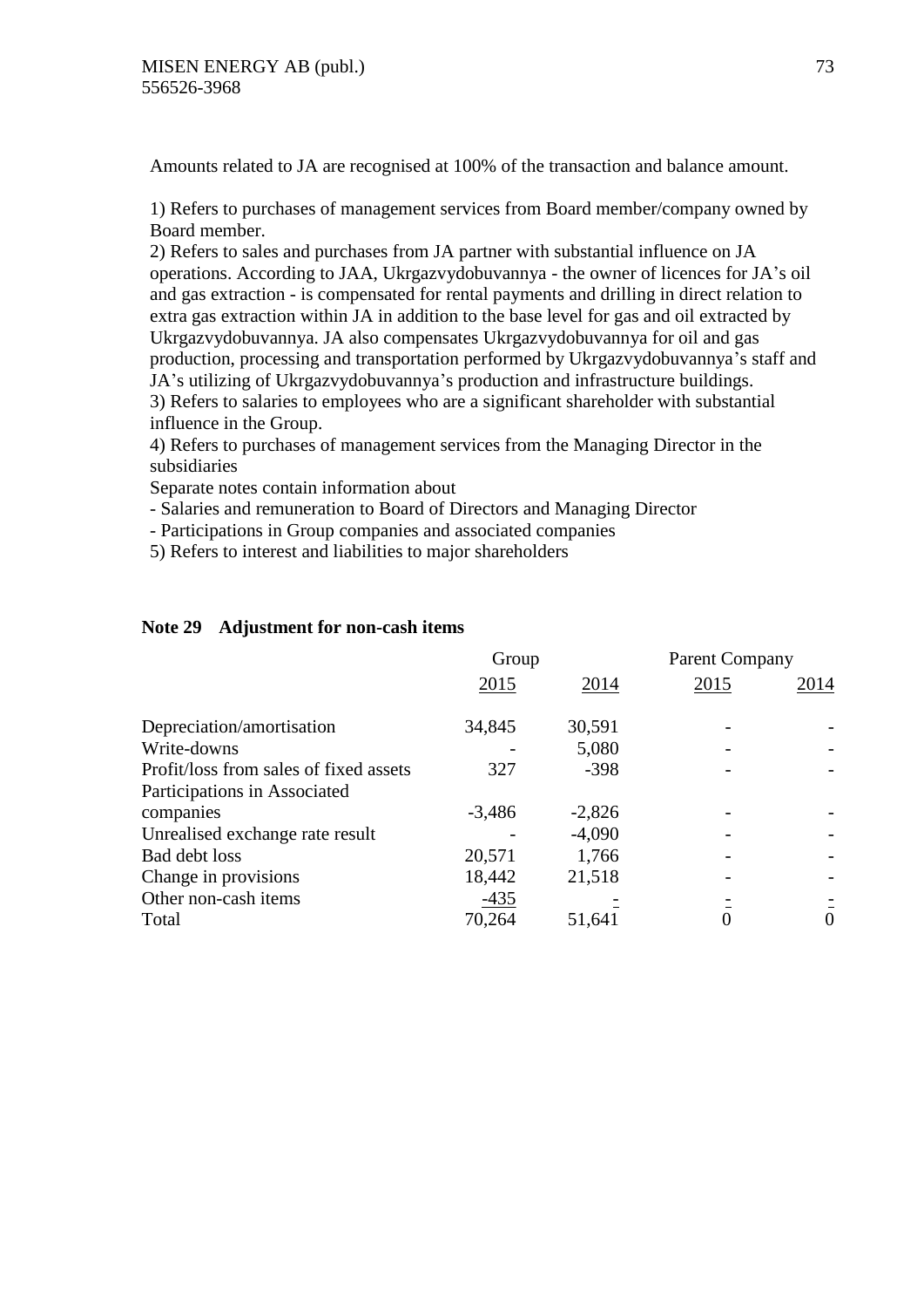Amounts related to JA are recognised at 100% of the transaction and balance amount.

1) Refers to purchases of management services from Board member/company owned by Board member.
2) Refers to sales and purchases from JA partner with substantial influence on JA operations. According to JAA, Ukrgazvydobuvannya - the owner of licences for JA's oil and gas extraction - is compensated for rental payments and drilling in direct relation to extra gas extraction within JA in addition to the base level for gas and oil extracted by Ukrgazvydobuvannya. JA also compensates Ukrgazvydobuvannya for oil and gas production, processing and transportation performed by Ukrgazvydobuvannya's staff and JA's utilizing of Ukrgazvydobuvannya's production and infrastructure buildings.
3) Refers to salaries to employees who are a significant shareholder with substantial influence in the Group.
4) Refers to purchases of management services from the Managing Director in the subsidiaries
Separate notes contain information about
- Salaries and remuneration to Board of Directors and Managing Director
- Participations in Group companies and associated companies
5) Refers to interest and liabilities to major shareholders

## Note 29 Adjustment for non-cash items

| | Group | | Parent Company | |
|---|---|---|---|---|
| | 2015 | 2014 | 2015 | 2014 |
| Depreciation/amortisation | 34,845 | 30,591 | - | - |
| Write-downs | - | 5,080 | - | - |
| Profit/loss from sales of fixed assets | 327 | -398 | - | - |
| Participations in Associated companies | -3,486 | -2,826 | - | - |
| Unrealised exchange rate result | - | -4,090 | - | - |
| Bad debt loss | 20,571 | 1,766 | - | - |
| Change in provisions | 18,442 | 21,518 | - | - |
| Other non-cash items | -435 | - | - | - |
| Total | 70,264 | 51,641 | 0 | 0 |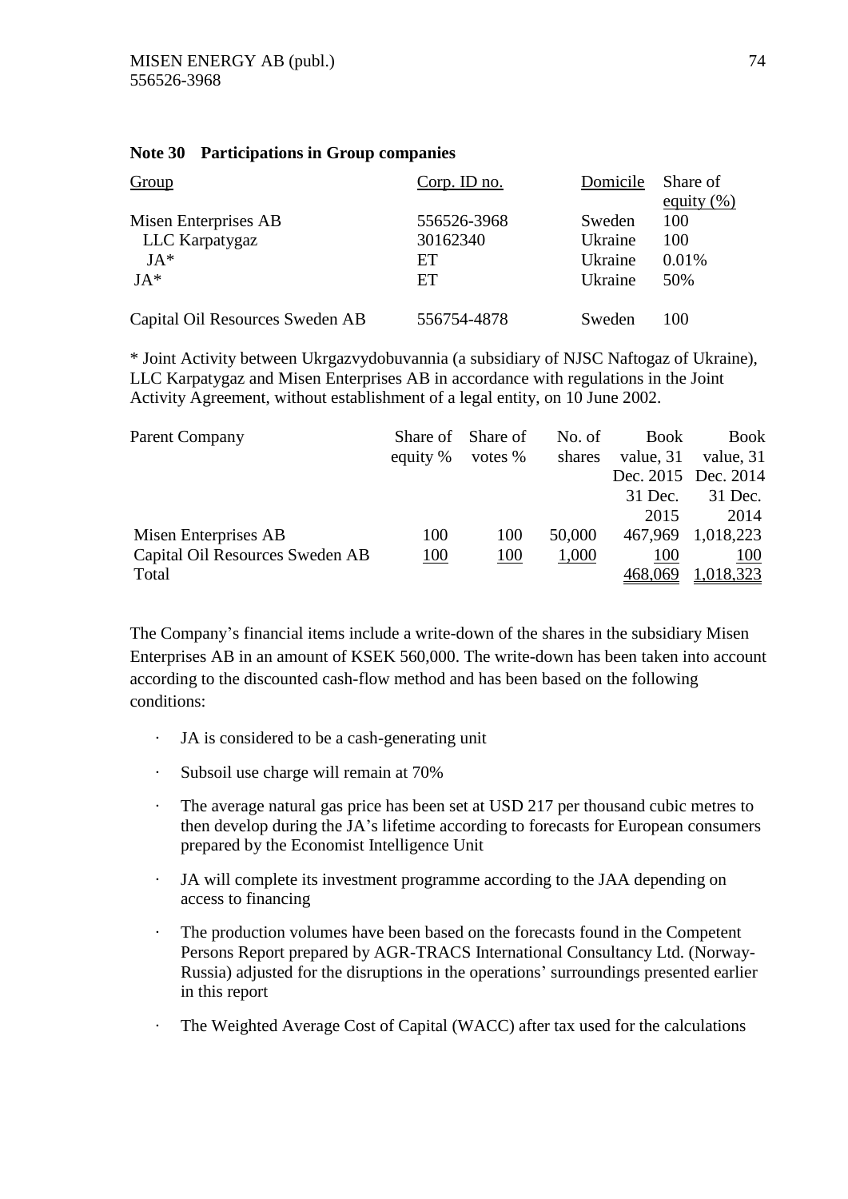**Note 30 Participations in Group companies**

| Group | Corp. ID no. | Domicile | Share of equity (%) |
|---|---|---|---|
| Misen Enterprises AB | 556526-3968 | Sweden | 100 |
| LLC Karpatygaz | 30162340 | Ukraine | 100 |
| JA* | ET | Ukraine | 0.01% |
| JA* | ET | Ukraine | 50% |
| Capital Oil Resources Sweden AB | 556754-4878 | Sweden | 100 |

\* Joint Activity between Ukrgazvydobuvannia (a subsidiary of NJSC Naftogaz of Ukraine), LLC Karpatygaz and Misen Enterprises AB in accordance with regulations in the Joint Activity Agreement, without establishment of a legal entity, on 10 June 2002.

| Parent Company | Share of equity % | Share of votes % | No. of shares | Book value, 31 Dec. 2015 31 Dec. 2015 | Book value, 31 Dec. 2014 31 Dec. 2014 |
|---|---|---|---|---|---|
| Misen Enterprises AB | 100 | 100 | 50,000 | 467,969 | 1,018,223 |
| Capital Oil Resources Sweden AB | 100 | 100 | 1,000 | 100 | 100 |
| Total | | | | 468,069 | 1,018,323 |

The Company's financial items include a write-down of the shares in the subsidiary Misen Enterprises AB in an amount of KSEK 560,000. The write-down has been taken into account according to the discounted cash-flow method and has been based on the following conditions:

- JA is considered to be a cash-generating unit
- Subsoil use charge will remain at 70%
- The average natural gas price has been set at USD 217 per thousand cubic metres to then develop during the JA's lifetime according to forecasts for European consumers prepared by the Economist Intelligence Unit
- JA will complete its investment programme according to the JAA depending on access to financing
- The production volumes have been based on the forecasts found in the Competent Persons Report prepared by AGR-TRACS International Consultancy Ltd. (Norway-Russia) adjusted for the disruptions in the operations' surroundings presented earlier in this report
- The Weighted Average Cost of Capital (WACC) after tax used for the calculations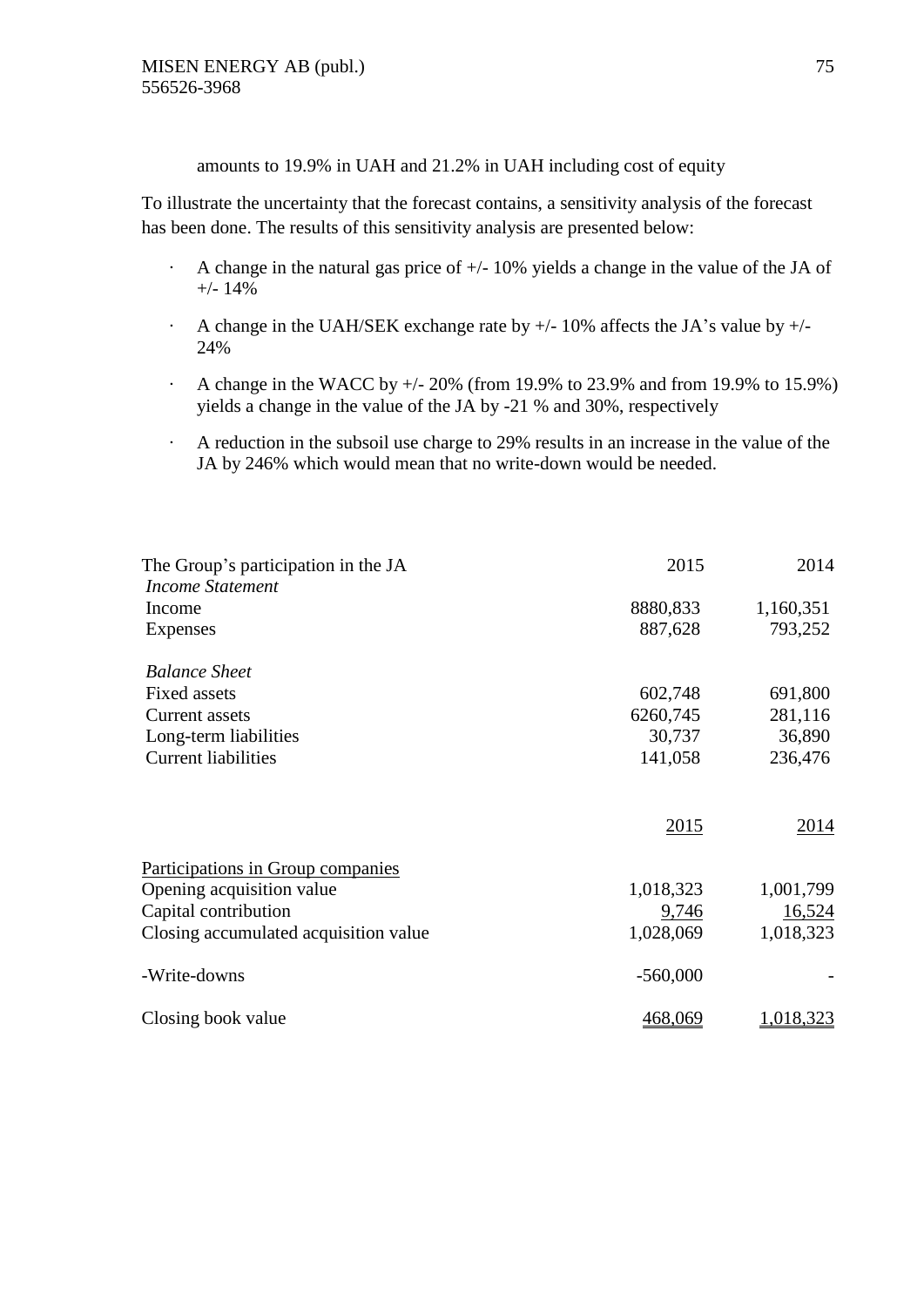amounts to 19.9% in UAH and 21.2% in UAH including cost of equity

To illustrate the uncertainty that the forecast contains, a sensitivity analysis of the forecast has been done. The results of this sensitivity analysis are presented below:

- A change in the natural gas price of +/- 10% yields a change in the value of the JA of +/- 14%
- A change in the UAH/SEK exchange rate by +/- 10% affects the JA's value by +/- 24%
- A change in the WACC by +/- 20% (from 19.9% to 23.9% and from 19.9% to 15.9%) yields a change in the value of the JA by -21 % and 30%, respectively
- A reduction in the subsoil use charge to 29% results in an increase in the value of the JA by 246% which would mean that no write-down would be needed.

| The Group's participation in the JA | 2015 | 2014 |
|---|---|---|
| *Income Statement* | | |
| Income | 8880,833 | 1,160,351 |
| Expenses | 887,628 | 793,252 |
| | | |
| *Balance Sheet* | | |
| Fixed assets | 602,748 | 691,800 |
| Current assets | 6260,745 | 281,116 |
| Long-term liabilities | 30,737 | 36,890 |
| Current liabilities | 141,058 | 236,476 |

| | 2015 | 2014 |
|---|---|---|
| Participations in Group companies | | |
| Opening acquisition value | 1,018,323 | 1,001,799 |
| Capital contribution | 9,746 | 16,524 |
| Closing accumulated acquisition value | 1,028,069 | 1,018,323 |
| | | |
| -Write-downs | -560,000 | - |
| | | |
| Closing book value | 468,069 | 1,018,323 |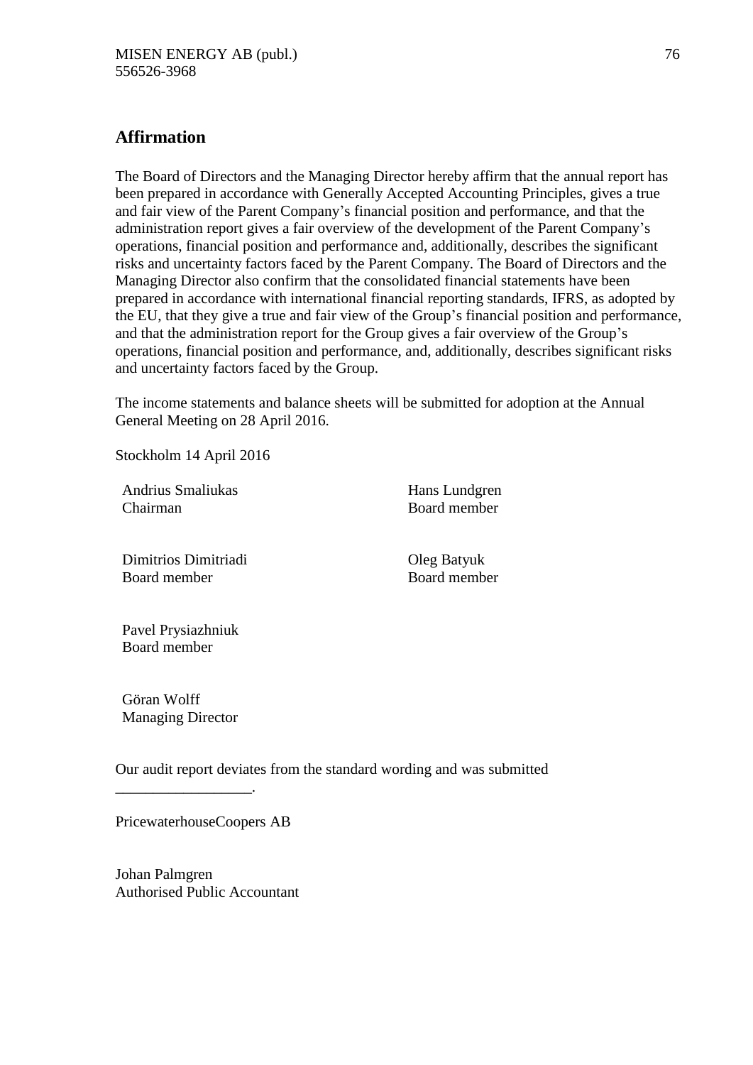## Affirmation

The Board of Directors and the Managing Director hereby affirm that the annual report has been prepared in accordance with Generally Accepted Accounting Principles, gives a true and fair view of the Parent Company's financial position and performance, and that the administration report gives a fair overview of the development of the Parent Company's operations, financial position and performance and, additionally, describes the significant risks and uncertainty factors faced by the Parent Company. The Board of Directors and the Managing Director also confirm that the consolidated financial statements have been prepared in accordance with international financial reporting standards, IFRS, as adopted by the EU, that they give a true and fair view of the Group's financial position and performance, and that the administration report for the Group gives a fair overview of the Group's operations, financial position and performance, and, additionally, describes significant risks and uncertainty factors faced by the Group.

The income statements and balance sheets will be submitted for adoption at the Annual General Meeting on 28 April 2016.

Stockholm 14 April 2016

| | |
|---|---|
| Andrius Smaliukas<br>Chairman | Hans Lundgren<br>Board member |
| Dimitrios Dimitriadi<br>Board member | Oleg Batyuk<br>Board member |
| Pavel Prysiazhniuk<br>Board member | |
| Göran Wolff<br>Managing Director | |

Our audit report deviates from the standard wording and was submitted __________________.

PricewaterhouseCoopers AB

Johan Palmgren
Authorised Public Accountant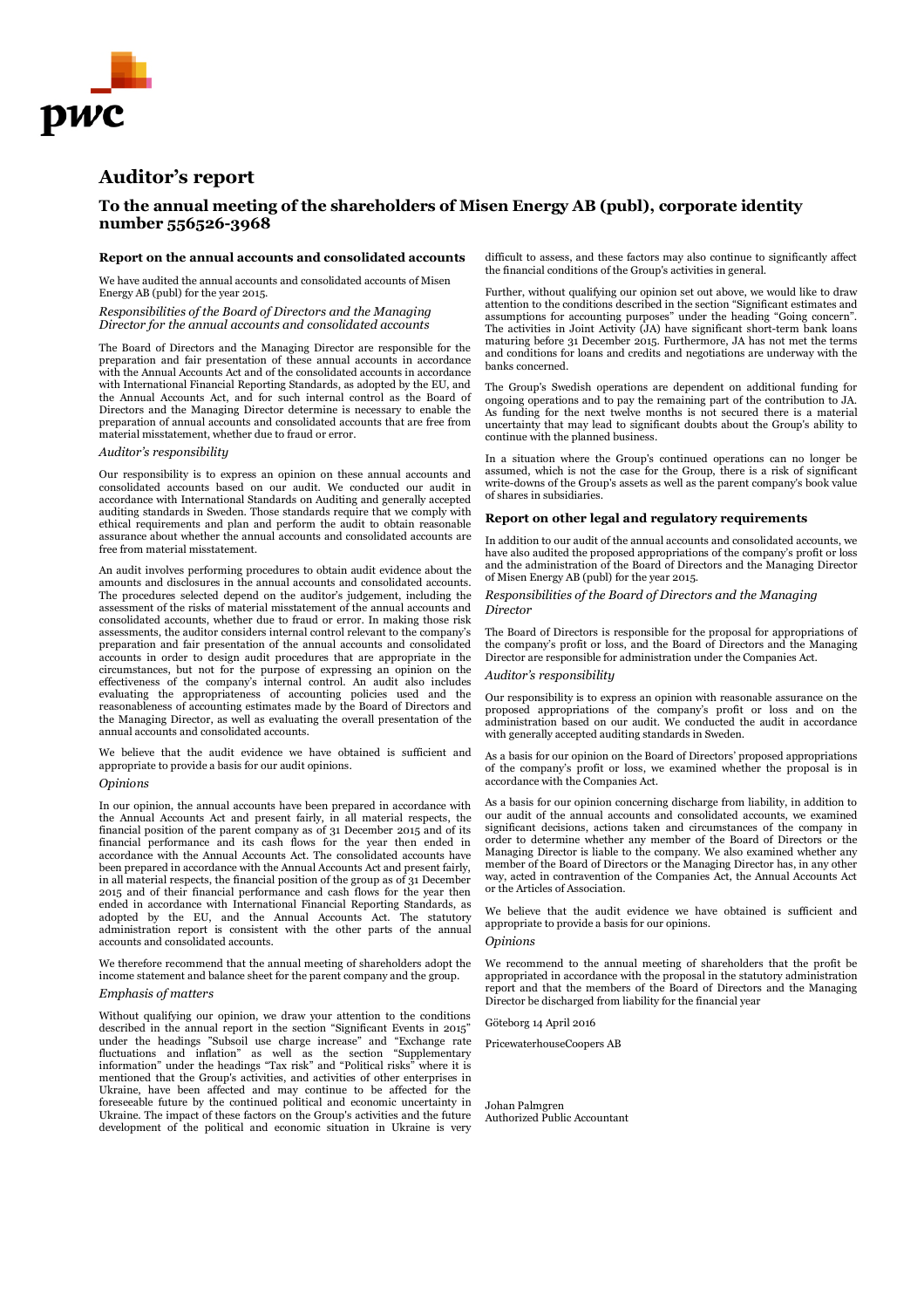# Auditor's report

## To the annual meeting of the shareholders of Misen Energy AB (publ), corporate identity number 556526-3968

### Report on the annual accounts and consolidated accounts

We have audited the annual accounts and consolidated accounts of Misen Energy AB (publ) for the year 2015.

*Responsibilities of the Board of Directors and the Managing Director for the annual accounts and consolidated accounts*

The Board of Directors and the Managing Director are responsible for the preparation and fair presentation of these annual accounts in accordance with the Annual Accounts Act and of the consolidated accounts in accordance with International Financial Reporting Standards, as adopted by the EU, and the Annual Accounts Act, and for such internal control as the Board of Directors and the Managing Director determine is necessary to enable the preparation of annual accounts and consolidated accounts that are free from material misstatement, whether due to fraud or error.

*Auditor's responsibility*

Our responsibility is to express an opinion on these annual accounts and consolidated accounts based on our audit. We conducted our audit in accordance with International Standards on Auditing and generally accepted auditing standards in Sweden. Those standards require that we comply with ethical requirements and plan and perform the audit to obtain reasonable assurance about whether the annual accounts and consolidated accounts are free from material misstatement.

An audit involves performing procedures to obtain audit evidence about the amounts and disclosures in the annual accounts and consolidated accounts. The procedures selected depend on the auditor's judgement, including the assessment of the risks of material misstatement of the annual accounts and consolidated accounts, whether due to fraud or error. In making those risk assessments, the auditor considers internal control relevant to the company's preparation and fair presentation of the annual accounts and consolidated accounts in order to design audit procedures that are appropriate in the circumstances, but not for the purpose of expressing an opinion on the effectiveness of the company's internal control. An audit also includes evaluating the appropriateness of accounting policies used and the reasonableness of accounting estimates made by the Board of Directors and the Managing Director, as well as evaluating the overall presentation of the annual accounts and consolidated accounts.

We believe that the audit evidence we have obtained is sufficient and appropriate to provide a basis for our audit opinions.

*Opinions*

In our opinion, the annual accounts have been prepared in accordance with the Annual Accounts Act and present fairly, in all material respects, the financial position of the parent company as of 31 December 2015 and of its financial performance and its cash flows for the year then ended in accordance with the Annual Accounts Act. The consolidated accounts have been prepared in accordance with the Annual Accounts Act and present fairly, in all material respects, the financial position of the group as of 31 December 2015 and of their financial performance and cash flows for the year then ended in accordance with International Financial Reporting Standards, as adopted by the EU, and the Annual Accounts Act. The statutory administration report is consistent with the other parts of the annual accounts and consolidated accounts.

We therefore recommend that the annual meeting of shareholders adopt the income statement and balance sheet for the parent company and the group.

*Emphasis of matters*

Without qualifying our opinion, we draw your attention to the conditions described in the annual report in the section "Significant Events in 2015" under the headings "Subsoil use charge increase" and "Exchange rate fluctuations and inflation" as well as the section "Supplementary information" under the headings "Tax risk" and "Political risks" where it is mentioned that the Group's activities, and activities of other enterprises in Ukraine, have been affected and may continue to be affected for the foreseeable future by the continued political and economic uncertainty in Ukraine. The impact of these factors on the Group's activities and the future development of the political and economic situation in Ukraine is very difficult to assess, and these factors may also continue to significantly affect the financial conditions of the Group's activities in general.

Further, without qualifying our opinion set out above, we would like to draw attention to the conditions described in the section "Significant estimates and assumptions for accounting purposes" under the heading "Going concern". The activities in Joint Activity (JA) have significant short-term bank loans maturing before 31 December 2015. Furthermore, JA has not met the terms and conditions for loans and credits and negotiations are underway with the banks concerned.

The Group's Swedish operations are dependent on additional funding for ongoing operations and to pay the remaining part of the contribution to JA. As funding for the next twelve months is not secured there is a material uncertainty that may lead to significant doubts about the Group's ability to continue with the planned business.

In a situation where the Group's continued operations can no longer be assumed, which is not the case for the Group, there is a risk of significant write-downs of the Group's assets as well as the parent company's book value of shares in subsidiaries.

### Report on other legal and regulatory requirements

In addition to our audit of the annual accounts and consolidated accounts, we have also audited the proposed appropriations of the company's profit or loss and the administration of the Board of Directors and the Managing Director of Misen Energy AB (publ) for the year 2015.

*Responsibilities of the Board of Directors and the Managing Director*

The Board of Directors is responsible for the proposal for appropriations of the company's profit or loss, and the Board of Directors and the Managing Director are responsible for administration under the Companies Act.

*Auditor's responsibility*

Our responsibility is to express an opinion with reasonable assurance on the proposed appropriations of the company's profit or loss and on the administration based on our audit. We conducted the audit in accordance with generally accepted auditing standards in Sweden.

As a basis for our opinion on the Board of Directors' proposed appropriations of the company's profit or loss, we examined whether the proposal is in accordance with the Companies Act.

As a basis for our opinion concerning discharge from liability, in addition to our audit of the annual accounts and consolidated accounts, we examined significant decisions, actions taken and circumstances of the company in order to determine whether any member of the Board of Directors or the Managing Director is liable to the company. We also examined whether any member of the Board of Directors or the Managing Director has, in any other way, acted in contravention of the Companies Act, the Annual Accounts Act or the Articles of Association.

We believe that the audit evidence we have obtained is sufficient and appropriate to provide a basis for our opinions.

*Opinions*

We recommend to the annual meeting of shareholders that the profit be appropriated in accordance with the proposal in the statutory administration report and that the members of the Board of Directors and the Managing Director be discharged from liability for the financial year

Göteborg 14 April 2016

PricewaterhouseCoopers AB

Johan Palmgren
Authorized Public Accountant